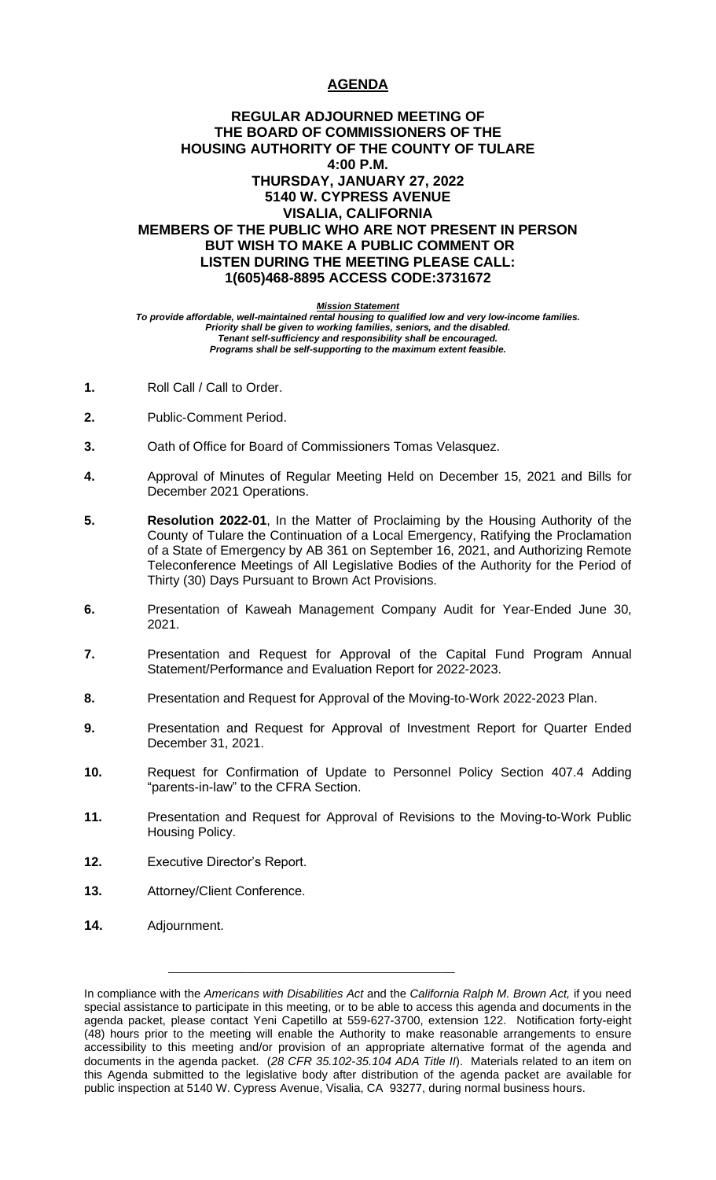# AGENDA

## REGULAR ADJOURNED MEETING OF THE BOARD OF COMMISSIONERS OF THE HOUSING AUTHORITY OF THE COUNTY OF TULARE

**4:00 P.M.**
**THURSDAY, JANUARY 27, 2022**
**5140 W. CYPRESS AVENUE**
**VISALIA, CALIFORNIA**
**MEMBERS OF THE PUBLIC WHO ARE NOT PRESENT IN PERSON BUT WISH TO MAKE A PUBLIC COMMENT OR LISTEN DURING THE MEETING PLEASE CALL: 1(605)468-8895 ACCESS CODE:3731672**

***Mission Statement***
***To provide affordable, well-maintained rental housing to qualified low and very low-income families. Priority shall be given to working families, seniors, and the disabled. Tenant self-sufficiency and responsibility shall be encouraged. Programs shall be self-supporting to the maximum extent feasible.***

**1.** Roll Call / Call to Order.

**2.** Public-Comment Period.

**3.** Oath of Office for Board of Commissioners Tomas Velasquez.

**4.** Approval of Minutes of Regular Meeting Held on December 15, 2021 and Bills for December 2021 Operations.

**5.** **Resolution 2022-01**, In the Matter of Proclaiming by the Housing Authority of the County of Tulare the Continuation of a Local Emergency, Ratifying the Proclamation of a State of Emergency by AB 361 on September 16, 2021, and Authorizing Remote Teleconference Meetings of All Legislative Bodies of the Authority for the Period of Thirty (30) Days Pursuant to Brown Act Provisions.

**6.** Presentation of Kaweah Management Company Audit for Year-Ended June 30, 2021.

**7.** Presentation and Request for Approval of the Capital Fund Program Annual Statement/Performance and Evaluation Report for 2022-2023.

**8.** Presentation and Request for Approval of the Moving-to-Work 2022-2023 Plan.

**9.** Presentation and Request for Approval of Investment Report for Quarter Ended December 31, 2021.

**10.** Request for Confirmation of Update to Personnel Policy Section 407.4 Adding "parents-in-law" to the CFRA Section.

**11.** Presentation and Request for Approval of Revisions to the Moving-to-Work Public Housing Policy.

**12.** Executive Director's Report.

**13.** Attorney/Client Conference.

**14.** Adjournment.

---

In compliance with the *Americans with Disabilities Act* and the *California Ralph M. Brown Act,* if you need special assistance to participate in this meeting, or to be able to access this agenda and documents in the agenda packet, please contact Yeni Capetillo at 559-627-3700, extension 122. Notification forty-eight (48) hours prior to the meeting will enable the Authority to make reasonable arrangements to ensure accessibility to this meeting and/or provision of an appropriate alternative format of the agenda and documents in the agenda packet. (*28 CFR 35.102-35.104 ADA Title II*). Materials related to an item on this Agenda submitted to the legislative body after distribution of the agenda packet are available for public inspection at 5140 W. Cypress Avenue, Visalia, CA 93277, during normal business hours.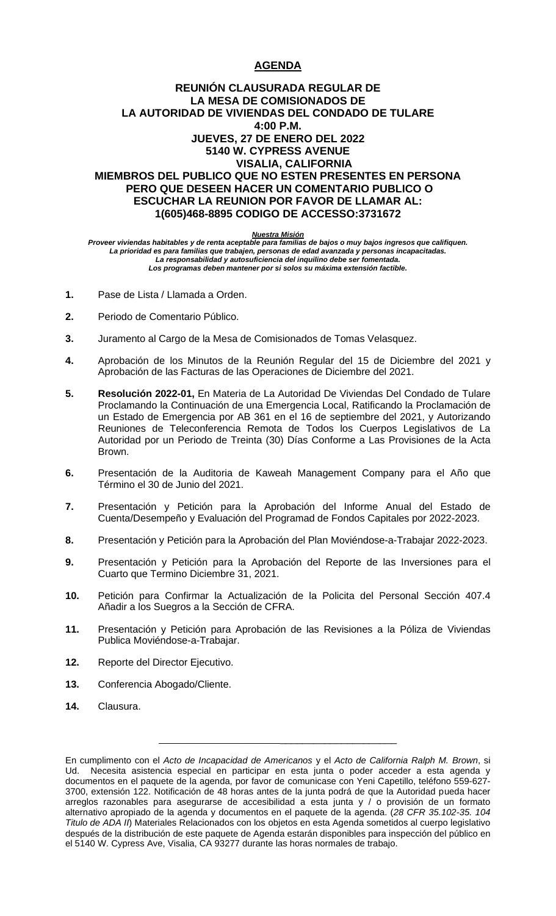# AGENDA

## REUNIÓN CLAUSURADA REGULAR DE LA MESA DE COMISIONADOS DE LA AUTORIDAD DE VIVIENDAS DEL CONDADO DE TULARE

**4:00 P.M.**
**JUEVES, 27 DE ENERO DEL 2022**
**5140 W. CYPRESS AVENUE**
**VISALIA, CALIFORNIA**

**MIEMBROS DEL PUBLICO QUE NO ESTEN PRESENTES EN PERSONA PERO QUE DESEEN HACER UN COMENTARIO PUBLICO O ESCUCHAR LA REUNION POR FAVOR DE LLAMAR AL: 1(605)468-8895 CODIGO DE ACCESSO:3731672**

***Nuestra Misión***
***Proveer viviendas habitables y de renta aceptable para familias de bajos o muy bajos ingresos que califiquen.***
***La prioridad es para familias que trabajen, personas de edad avanzada y personas incapacitadas.***
***La responsabilidad y autosuficiencia del inquilino debe ser fomentada.***
***Los programas deben mantener por si solos su máxima extensión factible.***

**1.** Pase de Lista / Llamada a Orden.

**2.** Periodo de Comentario Público.

**3.** Juramento al Cargo de la Mesa de Comisionados de Tomas Velasquez.

**4.** Aprobación de los Minutos de la Reunión Regular del 15 de Diciembre del 2021 y Aprobación de las Facturas de las Operaciones de Diciembre del 2021.

**5.** **Resolución 2022-01,** En Materia de La Autoridad De Viviendas Del Condado de Tulare Proclamando la Continuación de una Emergencia Local, Ratificando la Proclamación de un Estado de Emergencia por AB 361 en el 16 de septiembre del 2021, y Autorizando Reuniones de Teleconferencia Remota de Todos los Cuerpos Legislativos de La Autoridad por un Periodo de Treinta (30) Días Conforme a Las Provisiones de la Acta Brown.

**6.** Presentación de la Auditoria de Kaweah Management Company para el Año que Término el 30 de Junio del 2021.

**7.** Presentación y Petición para la Aprobación del Informe Anual del Estado de Cuenta/Desempeño y Evaluación del Programad de Fondos Capitales por 2022-2023.

**8.** Presentación y Petición para la Aprobación del Plan Moviéndose-a-Trabajar 2022-2023.

**9.** Presentación y Petición para la Aprobación del Reporte de las Inversiones para el Cuarto que Termino Diciembre 31, 2021.

**10.** Petición para Confirmar la Actualización de la Policita del Personal Sección 407.4 Añadir a los Suegros a la Sección de CFRA.

**11.** Presentación y Petición para Aprobación de las Revisiones a la Póliza de Viviendas Publica Moviéndose-a-Trabajar.

**12.** Reporte del Director Ejecutivo.

**13.** Conferencia Abogado/Cliente.

**14.** Clausura.

---

En cumplimento con el *Acto de Incapacidad de Americanos* y el *Acto de California Ralph M. Brown*, si Ud. Necesita asistencia especial en participar en esta junta o poder acceder a esta agenda y documentos en el paquete de la agenda, por favor de comunicase con Yeni Capetillo, teléfono 559-627-3700, extensión 122. Notificación de 48 horas antes de la junta podrá de que la Autoridad pueda hacer arreglos razonables para asegurarse de accesibilidad a esta junta y / o provisión de un formato alternativo apropiado de la agenda y documentos en el paquete de la agenda. (*28 CFR 35.102-35. 104 Titulo de ADA II*) Materiales Relacionados con los objetos en esta Agenda sometidos al cuerpo legislativo después de la distribución de este paquete de Agenda estarán disponibles para inspección del público en el 5140 W. Cypress Ave, Visalia, CA 93277 durante las horas normales de trabajo.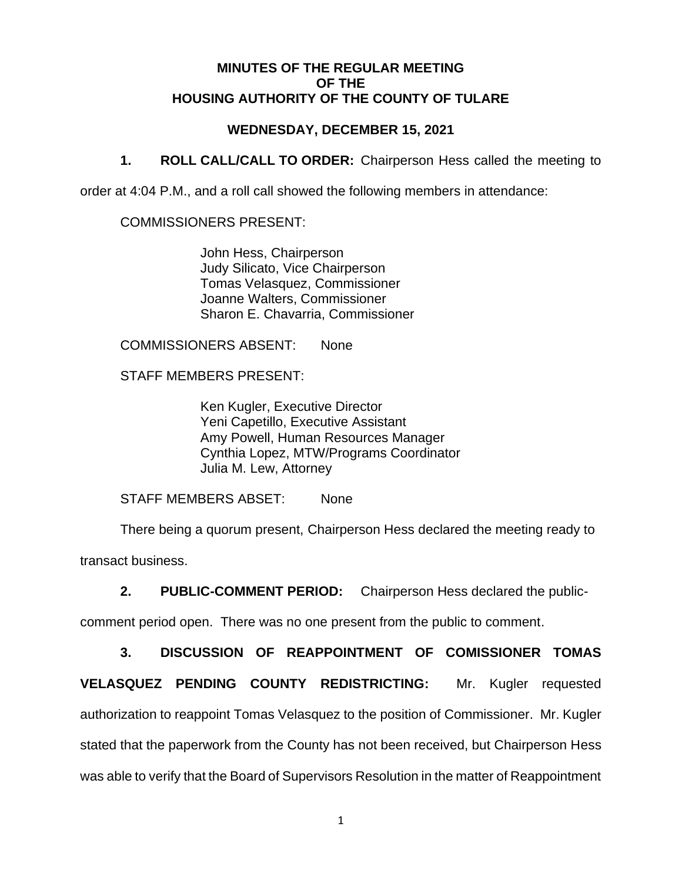**MINUTES OF THE REGULAR MEETING**
**OF THE**
**HOUSING AUTHORITY OF THE COUNTY OF TULARE**

**WEDNESDAY, DECEMBER 15, 2021**

**1. ROLL CALL/CALL TO ORDER:** Chairperson Hess called the meeting to order at 4:04 P.M., and a roll call showed the following members in attendance:

COMMISSIONERS PRESENT:

John Hess, Chairperson
Judy Silicato, Vice Chairperson
Tomas Velasquez, Commissioner
Joanne Walters, Commissioner
Sharon E. Chavarria, Commissioner

COMMISSIONERS ABSENT: None

STAFF MEMBERS PRESENT:

Ken Kugler, Executive Director
Yeni Capetillo, Executive Assistant
Amy Powell, Human Resources Manager
Cynthia Lopez, MTW/Programs Coordinator
Julia M. Lew, Attorney

STAFF MEMBERS ABSET: None

There being a quorum present, Chairperson Hess declared the meeting ready to transact business.

**2. PUBLIC-COMMENT PERIOD:** Chairperson Hess declared the public-comment period open. There was no one present from the public to comment.

**3. DISCUSSION OF REAPPOINTMENT OF COMISSIONER TOMAS VELASQUEZ PENDING COUNTY REDISTRICTING:** Mr. Kugler requested authorization to reappoint Tomas Velasquez to the position of Commissioner. Mr. Kugler stated that the paperwork from the County has not been received, but Chairperson Hess was able to verify that the Board of Supervisors Resolution in the matter of Reappointment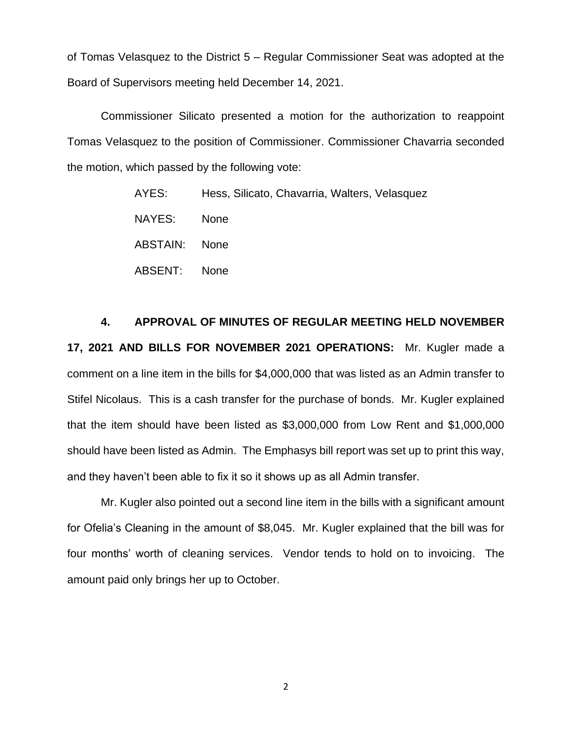of Tomas Velasquez to the District 5 – Regular Commissioner Seat was adopted at the Board of Supervisors meeting held December 14, 2021.

Commissioner Silicato presented a motion for the authorization to reappoint Tomas Velasquez to the position of Commissioner. Commissioner Chavarria seconded the motion, which passed by the following vote:

AYES: Hess, Silicato, Chavarria, Walters, Velasquez

NAYES: None

ABSTAIN: None

ABSENT: None

**4. APPROVAL OF MINUTES OF REGULAR MEETING HELD NOVEMBER 17, 2021 AND BILLS FOR NOVEMBER 2021 OPERATIONS:** Mr. Kugler made a comment on a line item in the bills for $4,000,000 that was listed as an Admin transfer to Stifel Nicolaus. This is a cash transfer for the purchase of bonds. Mr. Kugler explained that the item should have been listed as $3,000,000 from Low Rent and $1,000,000 should have been listed as Admin. The Emphasys bill report was set up to print this way, and they haven't been able to fix it so it shows up as all Admin transfer.

Mr. Kugler also pointed out a second line item in the bills with a significant amount for Ofelia's Cleaning in the amount of $8,045. Mr. Kugler explained that the bill was for four months' worth of cleaning services. Vendor tends to hold on to invoicing. The amount paid only brings her up to October.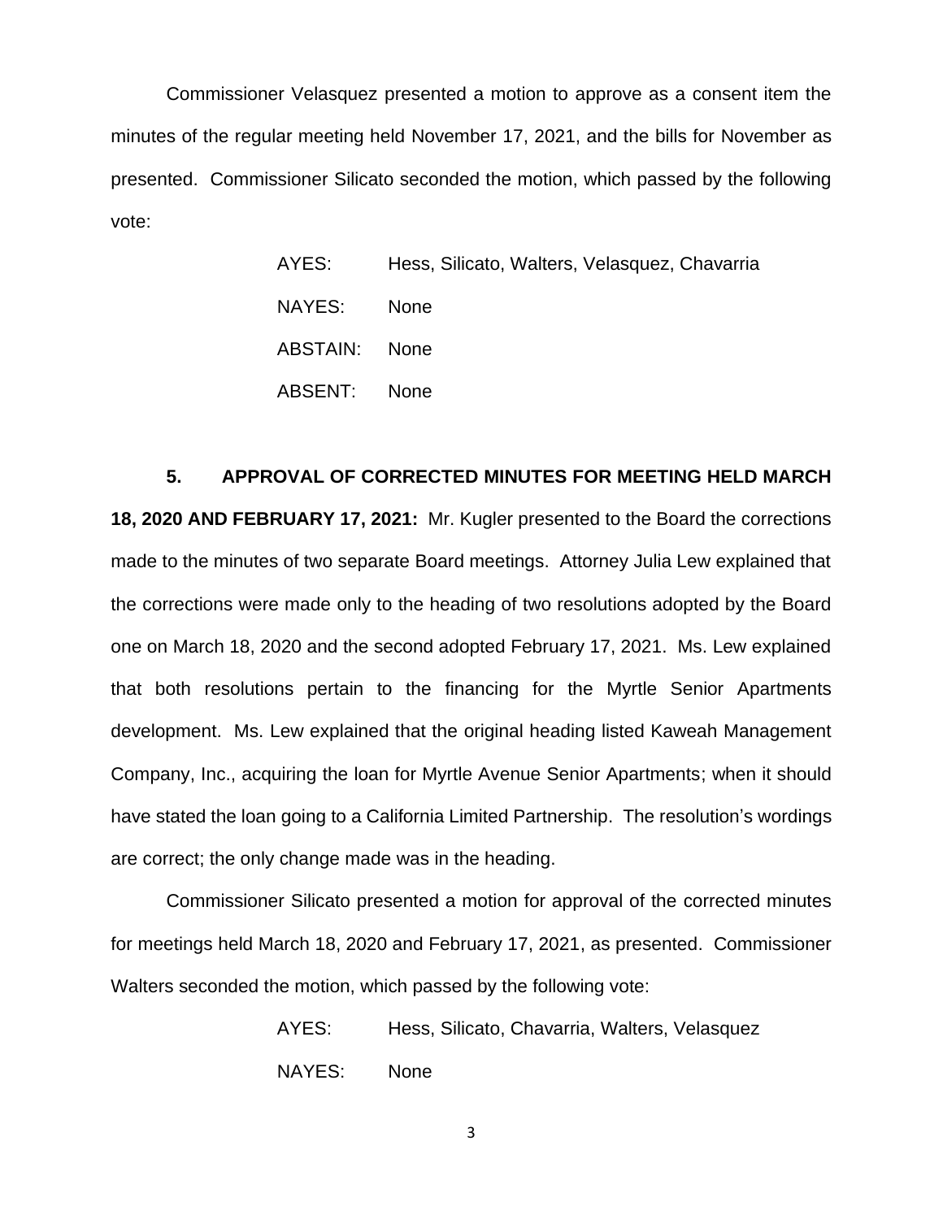Commissioner Velasquez presented a motion to approve as a consent item the minutes of the regular meeting held November 17, 2021, and the bills for November as presented. Commissioner Silicato seconded the motion, which passed by the following vote:

AYES: Hess, Silicato, Walters, Velasquez, Chavarria

NAYES: None

ABSTAIN: None

ABSENT: None

**5. APPROVAL OF CORRECTED MINUTES FOR MEETING HELD MARCH 18, 2020 AND FEBRUARY 17, 2021:** Mr. Kugler presented to the Board the corrections made to the minutes of two separate Board meetings. Attorney Julia Lew explained that the corrections were made only to the heading of two resolutions adopted by the Board one on March 18, 2020 and the second adopted February 17, 2021. Ms. Lew explained that both resolutions pertain to the financing for the Myrtle Senior Apartments development. Ms. Lew explained that the original heading listed Kaweah Management Company, Inc., acquiring the loan for Myrtle Avenue Senior Apartments; when it should have stated the loan going to a California Limited Partnership. The resolution's wordings are correct; the only change made was in the heading.

Commissioner Silicato presented a motion for approval of the corrected minutes for meetings held March 18, 2020 and February 17, 2021, as presented. Commissioner Walters seconded the motion, which passed by the following vote:

AYES: Hess, Silicato, Chavarria, Walters, Velasquez

NAYES: None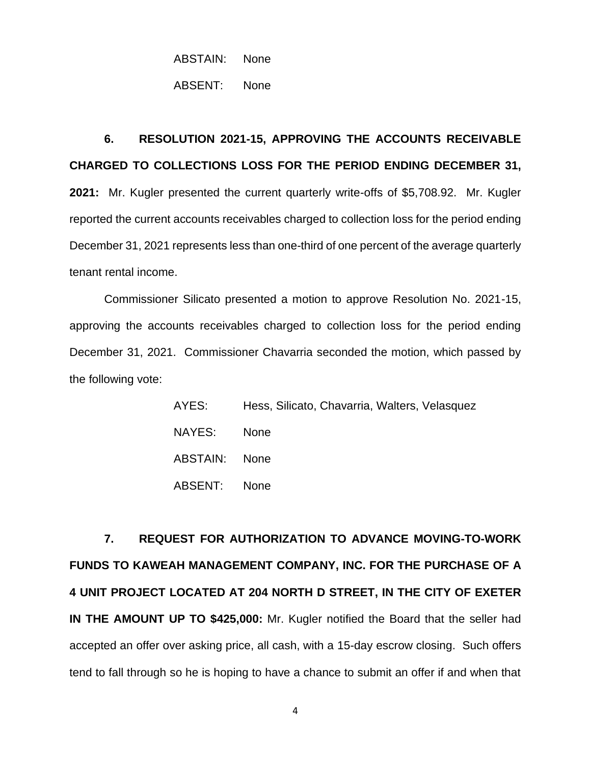ABSTAIN: None

ABSENT: None

**6. RESOLUTION 2021-15, APPROVING THE ACCOUNTS RECEIVABLE CHARGED TO COLLECTIONS LOSS FOR THE PERIOD ENDING DECEMBER 31, 2021:** Mr. Kugler presented the current quarterly write-offs of $5,708.92. Mr. Kugler reported the current accounts receivables charged to collection loss for the period ending December 31, 2021 represents less than one-third of one percent of the average quarterly tenant rental income.

Commissioner Silicato presented a motion to approve Resolution No. 2021-15, approving the accounts receivables charged to collection loss for the period ending December 31, 2021. Commissioner Chavarria seconded the motion, which passed by the following vote:

AYES: Hess, Silicato, Chavarria, Walters, Velasquez

NAYES: None

ABSTAIN: None

ABSENT: None

**7. REQUEST FOR AUTHORIZATION TO ADVANCE MOVING-TO-WORK FUNDS TO KAWEAH MANAGEMENT COMPANY, INC. FOR THE PURCHASE OF A 4 UNIT PROJECT LOCATED AT 204 NORTH D STREET, IN THE CITY OF EXETER IN THE AMOUNT UP TO $425,000:** Mr. Kugler notified the Board that the seller had accepted an offer over asking price, all cash, with a 15-day escrow closing. Such offers tend to fall through so he is hoping to have a chance to submit an offer if and when that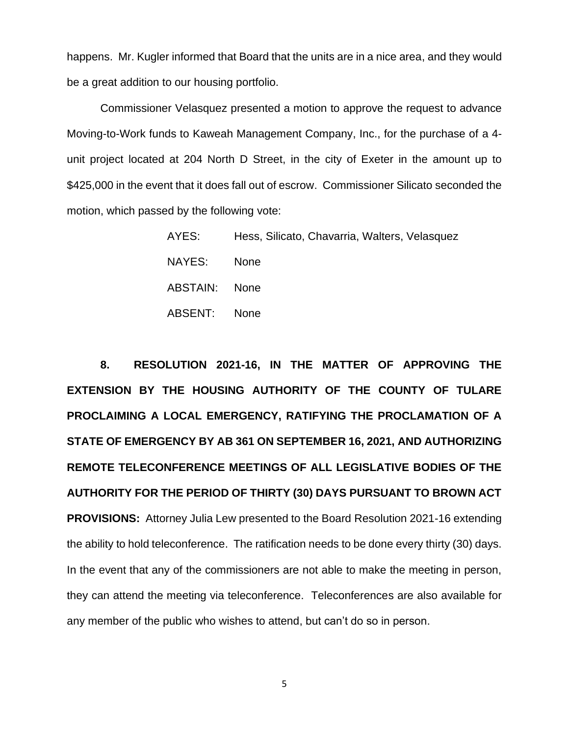happens. Mr. Kugler informed that Board that the units are in a nice area, and they would be a great addition to our housing portfolio.

Commissioner Velasquez presented a motion to approve the request to advance Moving-to-Work funds to Kaweah Management Company, Inc., for the purchase of a 4-unit project located at 204 North D Street, in the city of Exeter in the amount up to $425,000 in the event that it does fall out of escrow. Commissioner Silicato seconded the motion, which passed by the following vote:

AYES: Hess, Silicato, Chavarria, Walters, Velasquez

NAYES: None

ABSTAIN: None

ABSENT: None

**8. RESOLUTION 2021-16, IN THE MATTER OF APPROVING THE EXTENSION BY THE HOUSING AUTHORITY OF THE COUNTY OF TULARE PROCLAIMING A LOCAL EMERGENCY, RATIFYING THE PROCLAMATION OF A STATE OF EMERGENCY BY AB 361 ON SEPTEMBER 16, 2021, AND AUTHORIZING REMOTE TELECONFERENCE MEETINGS OF ALL LEGISLATIVE BODIES OF THE AUTHORITY FOR THE PERIOD OF THIRTY (30) DAYS PURSUANT TO BROWN ACT PROVISIONS:** Attorney Julia Lew presented to the Board Resolution 2021-16 extending the ability to hold teleconference. The ratification needs to be done every thirty (30) days. In the event that any of the commissioners are not able to make the meeting in person, they can attend the meeting via teleconference. Teleconferences are also available for any member of the public who wishes to attend, but can't do so in person.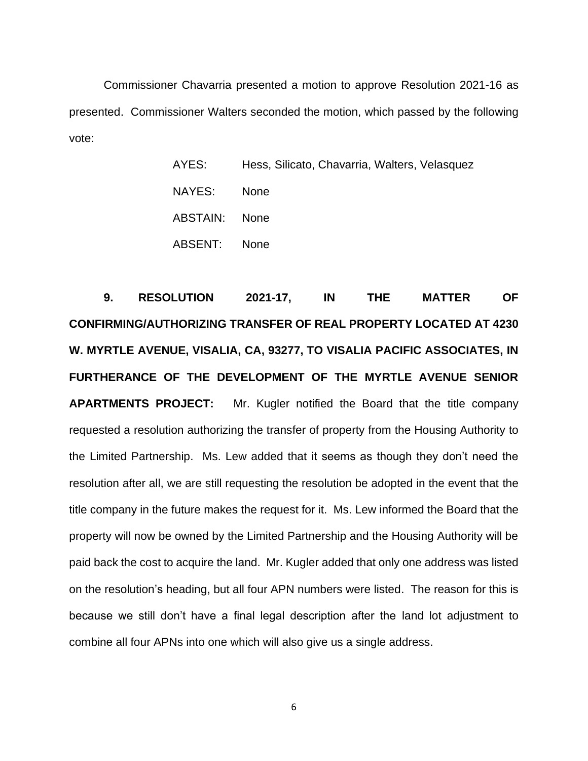Commissioner Chavarria presented a motion to approve Resolution 2021-16 as presented. Commissioner Walters seconded the motion, which passed by the following vote:

| | |
|---|---|
| AYES: | Hess, Silicato, Chavarria, Walters, Velasquez |
| NAYES: | None |
| ABSTAIN: | None |
| ABSENT: | None |

**9. RESOLUTION 2021-17, IN THE MATTER OF CONFIRMING/AUTHORIZING TRANSFER OF REAL PROPERTY LOCATED AT 4230 W. MYRTLE AVENUE, VISALIA, CA, 93277, TO VISALIA PACIFIC ASSOCIATES, IN FURTHERANCE OF THE DEVELOPMENT OF THE MYRTLE AVENUE SENIOR APARTMENTS PROJECT:** Mr. Kugler notified the Board that the title company requested a resolution authorizing the transfer of property from the Housing Authority to the Limited Partnership. Ms. Lew added that it seems as though they don't need the resolution after all, we are still requesting the resolution be adopted in the event that the title company in the future makes the request for it. Ms. Lew informed the Board that the property will now be owned by the Limited Partnership and the Housing Authority will be paid back the cost to acquire the land. Mr. Kugler added that only one address was listed on the resolution's heading, but all four APN numbers were listed. The reason for this is because we still don't have a final legal description after the land lot adjustment to combine all four APNs into one which will also give us a single address.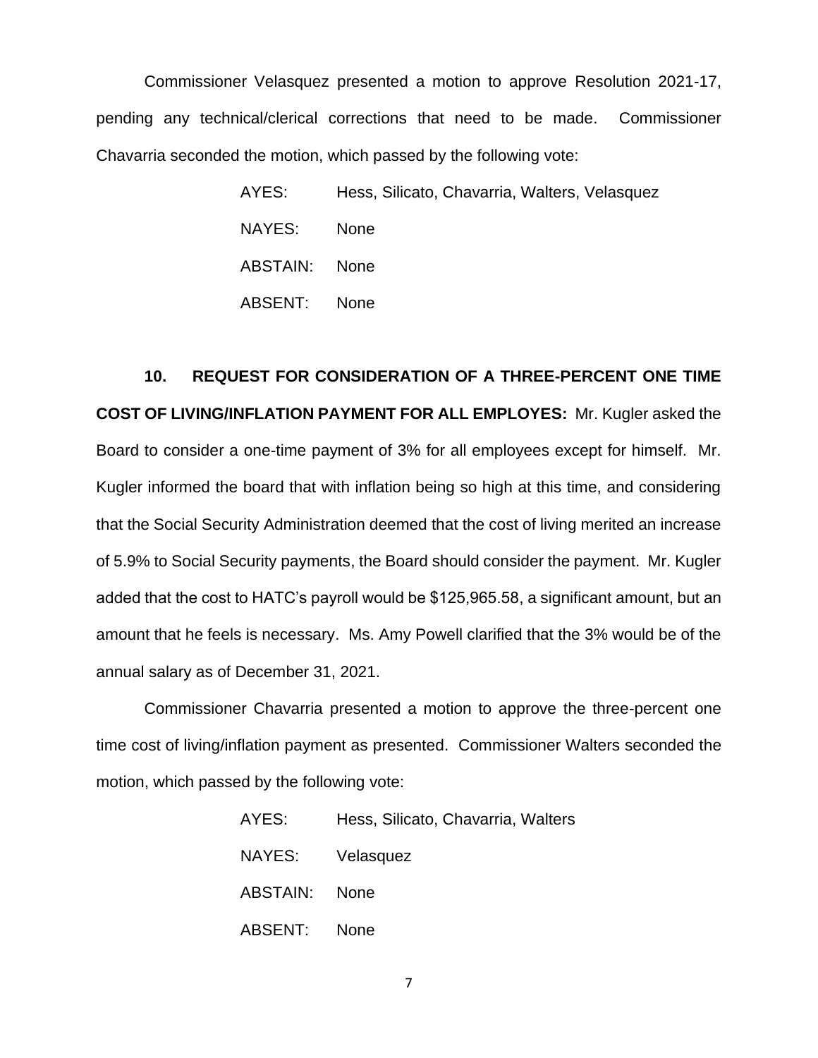Commissioner Velasquez presented a motion to approve Resolution 2021-17, pending any technical/clerical corrections that need to be made. Commissioner Chavarria seconded the motion, which passed by the following vote:

AYES: Hess, Silicato, Chavarria, Walters, Velasquez

NAYES: None

ABSTAIN: None

ABSENT: None

**10. REQUEST FOR CONSIDERATION OF A THREE-PERCENT ONE TIME COST OF LIVING/INFLATION PAYMENT FOR ALL EMPLOYES:** Mr. Kugler asked the Board to consider a one-time payment of 3% for all employees except for himself. Mr. Kugler informed the board that with inflation being so high at this time, and considering that the Social Security Administration deemed that the cost of living merited an increase of 5.9% to Social Security payments, the Board should consider the payment. Mr. Kugler added that the cost to HATC's payroll would be $125,965.58, a significant amount, but an amount that he feels is necessary. Ms. Amy Powell clarified that the 3% would be of the annual salary as of December 31, 2021.

Commissioner Chavarria presented a motion to approve the three-percent one time cost of living/inflation payment as presented. Commissioner Walters seconded the motion, which passed by the following vote:

AYES: Hess, Silicato, Chavarria, Walters

NAYES: Velasquez

ABSTAIN: None

ABSENT: None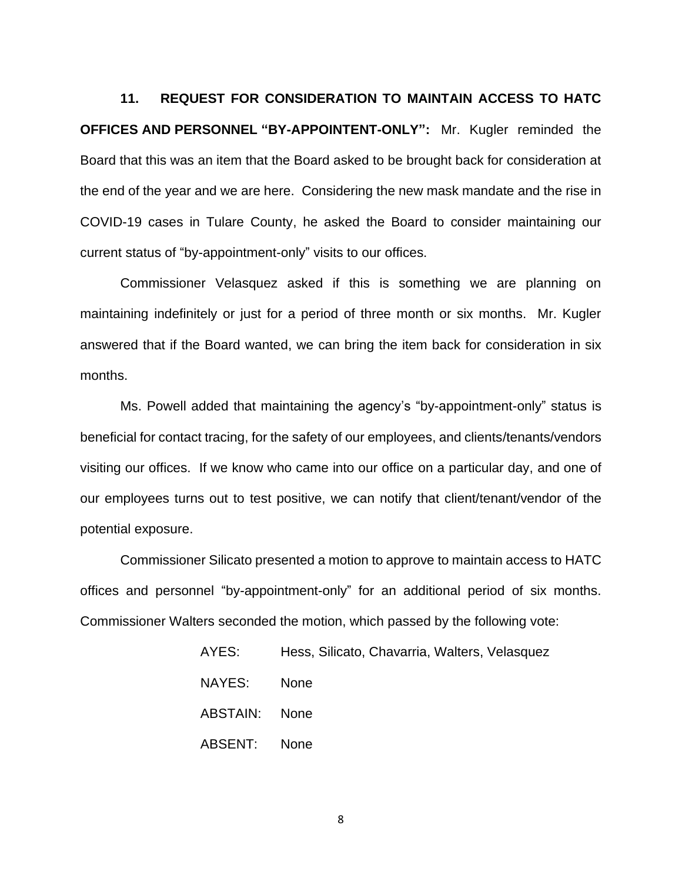**11. REQUEST FOR CONSIDERATION TO MAINTAIN ACCESS TO HATC OFFICES AND PERSONNEL "BY-APPOINTENT-ONLY":** Mr. Kugler reminded the Board that this was an item that the Board asked to be brought back for consideration at the end of the year and we are here. Considering the new mask mandate and the rise in COVID-19 cases in Tulare County, he asked the Board to consider maintaining our current status of "by-appointment-only" visits to our offices.

Commissioner Velasquez asked if this is something we are planning on maintaining indefinitely or just for a period of three month or six months. Mr. Kugler answered that if the Board wanted, we can bring the item back for consideration in six months.

Ms. Powell added that maintaining the agency's "by-appointment-only" status is beneficial for contact tracing, for the safety of our employees, and clients/tenants/vendors visiting our offices. If we know who came into our office on a particular day, and one of our employees turns out to test positive, we can notify that client/tenant/vendor of the potential exposure.

Commissioner Silicato presented a motion to approve to maintain access to HATC offices and personnel "by-appointment-only" for an additional period of six months. Commissioner Walters seconded the motion, which passed by the following vote:

AYES: Hess, Silicato, Chavarria, Walters, Velasquez

NAYES: None

ABSTAIN: None

ABSENT: None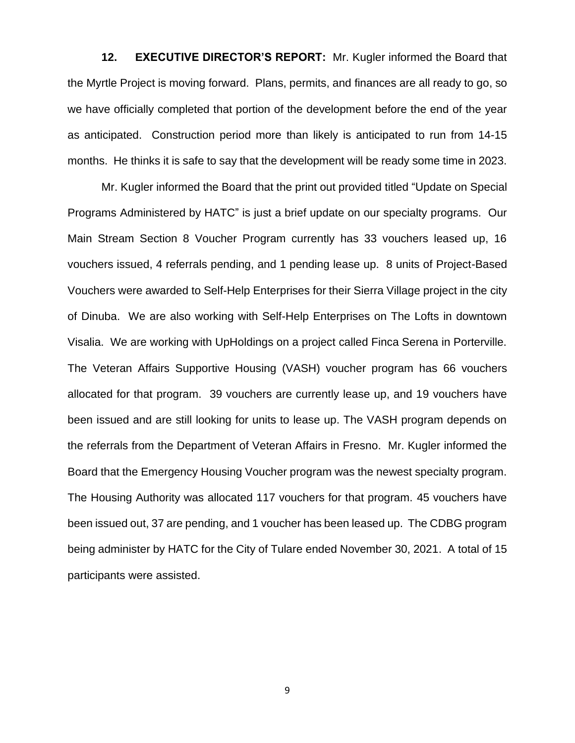**12. EXECUTIVE DIRECTOR'S REPORT:** Mr. Kugler informed the Board that the Myrtle Project is moving forward. Plans, permits, and finances are all ready to go, so we have officially completed that portion of the development before the end of the year as anticipated. Construction period more than likely is anticipated to run from 14-15 months. He thinks it is safe to say that the development will be ready some time in 2023.

Mr. Kugler informed the Board that the print out provided titled "Update on Special Programs Administered by HATC" is just a brief update on our specialty programs. Our Main Stream Section 8 Voucher Program currently has 33 vouchers leased up, 16 vouchers issued, 4 referrals pending, and 1 pending lease up. 8 units of Project-Based Vouchers were awarded to Self-Help Enterprises for their Sierra Village project in the city of Dinuba. We are also working with Self-Help Enterprises on The Lofts in downtown Visalia. We are working with UpHoldings on a project called Finca Serena in Porterville. The Veteran Affairs Supportive Housing (VASH) voucher program has 66 vouchers allocated for that program. 39 vouchers are currently lease up, and 19 vouchers have been issued and are still looking for units to lease up. The VASH program depends on the referrals from the Department of Veteran Affairs in Fresno. Mr. Kugler informed the Board that the Emergency Housing Voucher program was the newest specialty program. The Housing Authority was allocated 117 vouchers for that program. 45 vouchers have been issued out, 37 are pending, and 1 voucher has been leased up. The CDBG program being administer by HATC for the City of Tulare ended November 30, 2021. A total of 15 participants were assisted.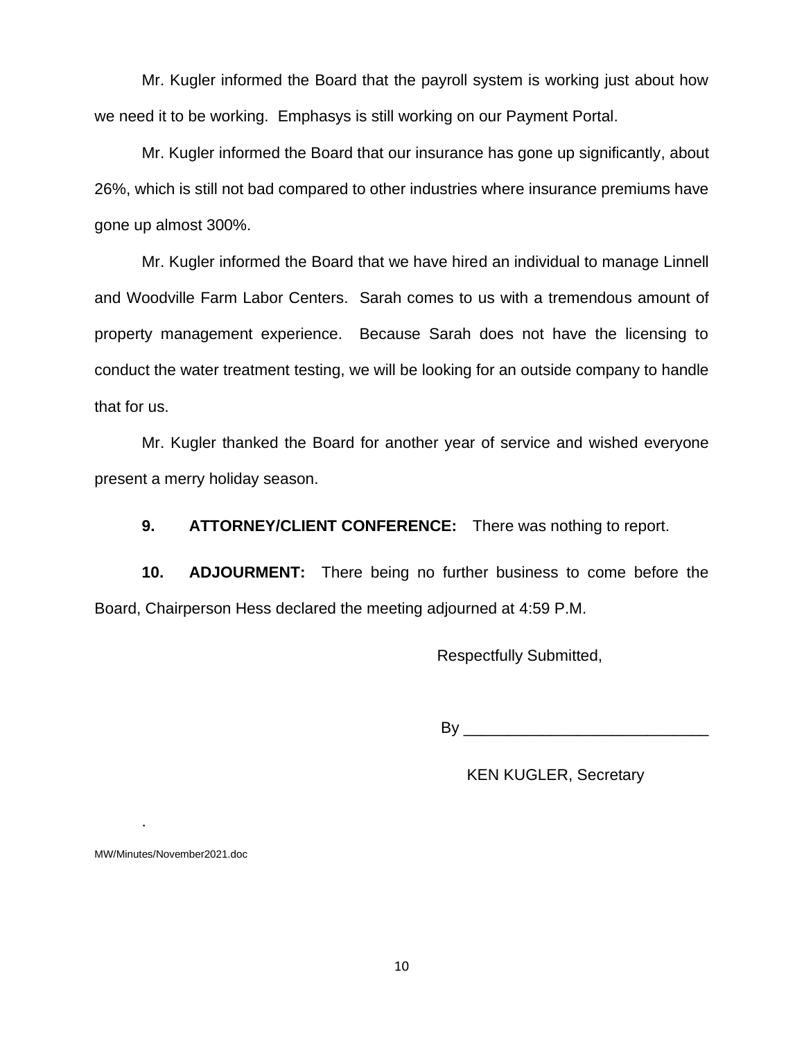Mr. Kugler informed the Board that the payroll system is working just about how we need it to be working. Emphasys is still working on our Payment Portal.

Mr. Kugler informed the Board that our insurance has gone up significantly, about 26%, which is still not bad compared to other industries where insurance premiums have gone up almost 300%.

Mr. Kugler informed the Board that we have hired an individual to manage Linnell and Woodville Farm Labor Centers. Sarah comes to us with a tremendous amount of property management experience. Because Sarah does not have the licensing to conduct the water treatment testing, we will be looking for an outside company to handle that for us.

Mr. Kugler thanked the Board for another year of service and wished everyone present a merry holiday season.

**9. ATTORNEY/CLIENT CONFERENCE:** There was nothing to report.

**10. ADJOURMENT:** There being no further business to come before the Board, Chairperson Hess declared the meeting adjourned at 4:59 P.M.

Respectfully Submitted,

By ____________________________

KEN KUGLER, Secretary

.

MW/Minutes/November2021.doc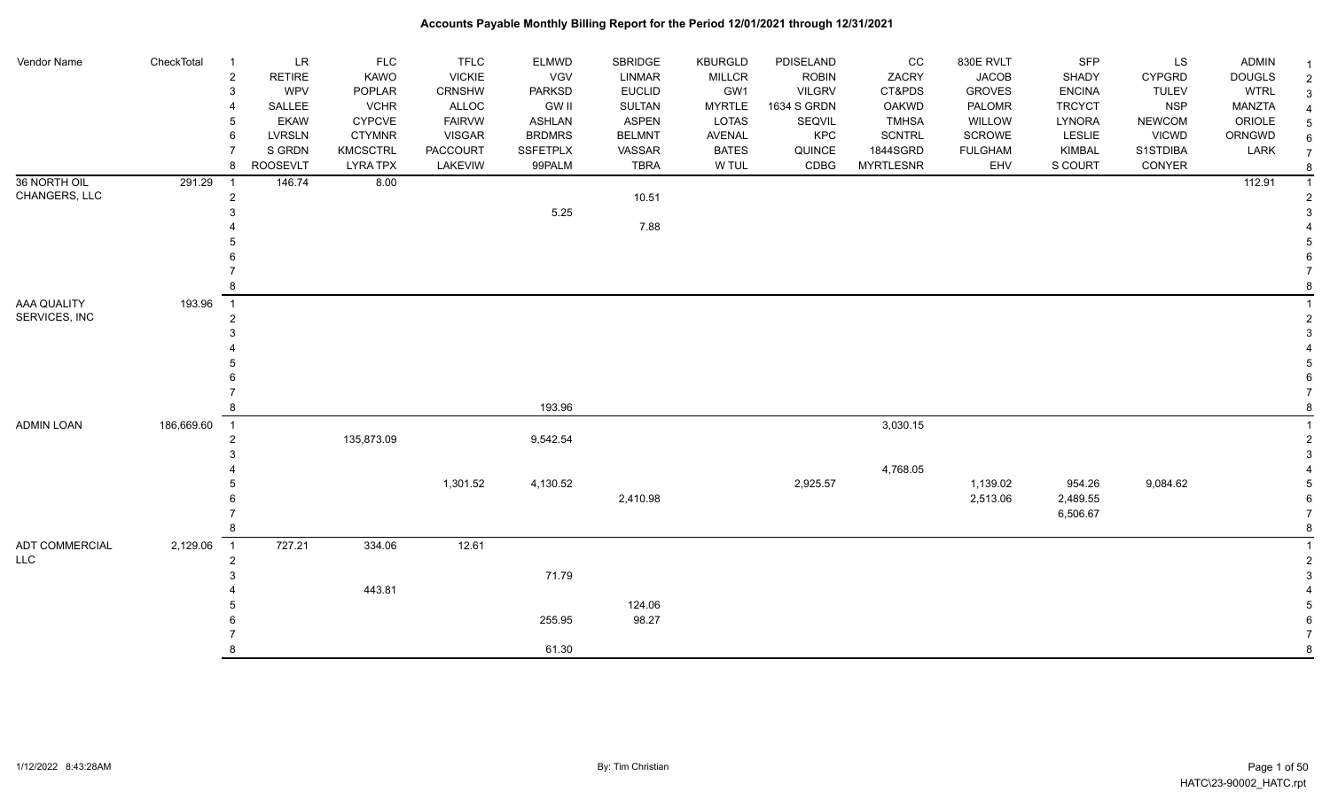# Accounts Payable Monthly Billing Report for the Period 12/01/2021 through 12/31/2021

| Vendor Name | CheckTotal | # | | | | | | | | | | | | |
|---|---|---|---|---|---|---|---|---|---|---|---|---|---|---|
| | | 1 | LR | FLC | TFLC | ELMWD | SBRIDGE | KBURGLD | PDISELAND | CC | 830E RVLT | SFP | LS | ADMIN |
| | | 2 | RETIRE | KAWO | VICKIE | VGV | LINMAR | MILLCR | ROBIN | ZACRY | JACOB | SHADY | CYPGRD | DOUGLS |
| | | 3 | WPV | POPLAR | CRNSHW | PARKSD | EUCLID | GW1 | VILGRV | CT&PDS | GROVES | ENCINA | TULEV | WTRL |
| | | 4 | SALLEE | VCHR | ALLOC | GW II | SULTAN | MYRTLE | 1634 S GRDN | OAKWD | PALOMR | TRCYCT | NSP | MANZTA |
| | | 5 | EKAW | CYPCVE | FAIRVW | ASHLAN | ASPEN | LOTAS | SEQVIL | TMHSA | WILLOW | LYNORA | NEWCOM | ORIOLE |
| | | 6 | LVRSLN | CTYMNR | VISGAR | BRDMRS | BELMNT | AVENAL | KPC | SCNTRL | SCROWE | LESLIE | VICWD | ORNGWD |
| | | 7 | S GRDN | KMCSCTRL | PACCOURT | SSFETPLX | VASSAR | BATES | QUINCE | 1844SGRD | FULGHAM | KIMBAL | S1STDIBA | LARK |
| | | 8 | ROOSEVELT | LYRA TPX | LAKEVIW | 99PALM | TBRA | W TUL | CDBG | MYRTLESNR | EHV | S COURT | CONYER | |
| 36 NORTH OIL CHANGERS, LLC | 291.29 | 1 | 146.74 | 8.00 | | | | | | | | | | 112.91 |
| | | 2 | | | | | 10.51 | | | | | | | |
| | | 3 | | | | 5.25 | | | | | | | | |
| | | 4 | | | | | 7.88 | | | | | | | |
| | | 5 | | | | | | | | | | | | |
| | | 6 | | | | | | | | | | | | |
| | | 7 | | | | | | | | | | | | |
| | | 8 | | | | | | | | | | | | |
| AAA QUALITY SERVICES, INC | 193.96 | 1 | | | | | | | | | | | | |
| | | 2 | | | | | | | | | | | | |
| | | 3 | | | | | | | | | | | | |
| | | 4 | | | | | | | | | | | | |
| | | 5 | | | | | | | | | | | | |
| | | 6 | | | | | | | | | | | | |
| | | 7 | | | | | | | | | | | | |
| | | 8 | | | | 193.96 | | | | | | | | |
| ADMIN LOAN | 186,669.60 | 1 | | | | | | | | 3,030.15 | | | | |
| | | 2 | | 135,873.09 | | 9,542.54 | | | | | | | | |
| | | 3 | | | | | | | | | | | | |
| | | 4 | | | | | | | | 4,768.05 | | | | |
| | | 5 | | | 1,301.52 | 4,130.52 | | | 2,925.57 | | 1,139.02 | 954.26 | 9,084.62 | |
| | | 6 | | | | | 2,410.98 | | | | 2,513.06 | 2,489.55 | | |
| | | 7 | | | | | | | | | | 6,506.67 | | |
| | | 8 | | | | | | | | | | | | |
| ADT COMMERCIAL LLC | 2,129.06 | 1 | 727.21 | 334.06 | 12.61 | | | | | | | | | |
| | | 2 | | | | | | | | | | | | |
| | | 3 | | | | 71.79 | | | | | | | | |
| | | 4 | | 443.81 | | | | | | | | | | |
| | | 5 | | | | | 124.06 | | | | | | | |
| | | 6 | | | | 255.95 | 98.27 | | | | | | | |
| | | 7 | | | | | | | | | | | | |
| | | 8 | | | | 61.30 | | | | | | | | |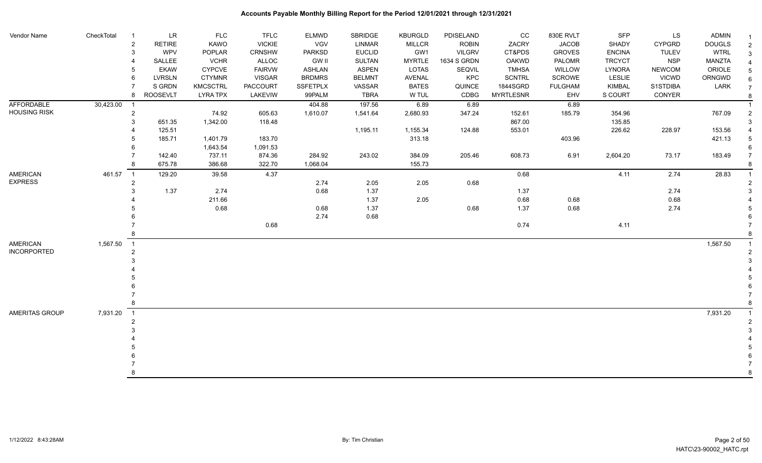# Accounts Payable Monthly Billing Report for the Period 12/01/2021 through 12/31/2021

| Vendor Name | CheckTotal | | | | | | | | | | | | | | |
|---|---|---|---|---|---|---|---|---|---|---|---|---|---|---|---|
| | | 1 | LR | FLC | TFLC | ELMWD | SBRIDGE | KBURGLD | PDISELAND | CC | 830E RVLT | SFP | LS | ADMIN | 1 |
| | | 2 | RETIRE | KAWO | VICKIE | VGV | LINMAR | MILLCR | ROBIN | ZACRY | JACOB | SHADY | CYPGRD | DOUGLS | 2 |
| | | 3 | WPV | POPLAR | CRNSHW | PARKSD | EUCLID | GW1 | VILGRV | CT&PDS | GROVES | ENCINA | TULEV | WTRL | 3 |
| | | 4 | SALLEE | VCHR | ALLOC | GW II | SULTAN | MYRTLE | 1634 S GRDN | OAKWD | PALOMR | TRCYCT | NSP | MANZTA | 4 |
| | | 5 | EKAW | CYPCVE | FAIRVW | ASHLAN | ASPEN | LOTAS | SEQVIL | TMHSA | WILLOW | LYNORA | NEWCOM | ORIOLE | 5 |
| | | 6 | LVRSLN | CTYMNR | VISGAR | BRDMRS | BELMNT | AVENAL | KPC | SCNTRL | SCROWE | LESLIE | VICWD | ORNGWD | 6 |
| | | 7 | S GRDN | KMCSCTRL | PACCOURT | SSFETPLX | VASSAR | BATES | QUINCE | 1844SGRD | FULGHAM | KIMBAL | S1STDIBA | LARK | 7 |
| | | 8 | ROOSEVLT | LYRA TPX | LAKEVIW | 99PALM | TBRA | W TUL | CDBG | MYRTLESNR | EHV | S COURT | CONYER | | 8 |
| AFFORDABLE HOUSING RISK | 30,423.00 | 1 | | | | 404.88 | 197.56 | 6.89 | 6.89 | | 6.89 | | | | 1 |
| | | 2 | | 74.92 | 605.63 | 1,610.07 | 1,541.64 | 2,680.93 | 347.24 | 152.61 | 185.79 | 354.96 | | 767.09 | 2 |
| | | 3 | 651.35 | 1,342.00 | 118.48 | | | | | 867.00 | | 135.85 | | | 3 |
| | | 4 | 125.51 | | | | 1,195.11 | 1,155.34 | 124.88 | 553.01 | | 226.62 | 228.97 | 153.56 | 4 |
| | | 5 | 185.71 | 1,401.79 | 183.70 | | | 313.18 | | | 403.96 | | | 421.13 | 5 |
| | | 6 | | 1,643.54 | 1,091.53 | | | | | | | | | | 6 |
| | | 7 | 142.40 | 737.11 | 874.36 | 284.92 | 243.02 | 384.09 | 205.46 | 608.73 | 6.91 | 2,604.20 | 73.17 | 183.49 | 7 |
| | | 8 | 675.78 | 386.68 | 322.70 | 1,068.04 | | 155.73 | | | | | | | 8 |
| AMERICAN EXPRESS | 461.57 | 1 | 129.20 | 39.58 | 4.37 | | | | | 0.68 | | 4.11 | 2.74 | 28.83 | 1 |
| | | 2 | | | | 2.74 | 2.05 | 2.05 | 0.68 | | | | | | 2 |
| | | 3 | 1.37 | 2.74 | | 0.68 | 1.37 | | | 1.37 | | | 2.74 | | 3 |
| | | 4 | | 211.66 | | | 1.37 | 2.05 | | 0.68 | 0.68 | | 0.68 | | 4 |
| | | 5 | | 0.68 | | 0.68 | 1.37 | | 0.68 | 1.37 | 0.68 | | 2.74 | | 5 |
| | | 6 | | | | 2.74 | 0.68 | | | | | | | | 6 |
| | | 7 | | | 0.68 | | | | | 0.74 | | 4.11 | | | 7 |
| | | 8 | | | | | | | | | | | | | 8 |
| AMERICAN INCORPORATED | 1,567.50 | 1 | | | | | | | | | | | | 1,567.50 | 1 |
| | | 2 | | | | | | | | | | | | | 2 |
| | | 3 | | | | | | | | | | | | | 3 |
| | | 4 | | | | | | | | | | | | | 4 |
| | | 5 | | | | | | | | | | | | | 5 |
| | | 6 | | | | | | | | | | | | | 6 |
| | | 7 | | | | | | | | | | | | | 7 |
| | | 8 | | | | | | | | | | | | | 8 |
| AMERITAS GROUP | 7,931.20 | 1 | | | | | | | | | | | | 7,931.20 | 1 |
| | | 2 | | | | | | | | | | | | | 2 |
| | | 3 | | | | | | | | | | | | | 3 |
| | | 4 | | | | | | | | | | | | | 4 |
| | | 5 | | | | | | | | | | | | | 5 |
| | | 6 | | | | | | | | | | | | | 6 |
| | | 7 | | | | | | | | | | | | | 7 |
| | | 8 | | | | | | | | | | | | | 8 |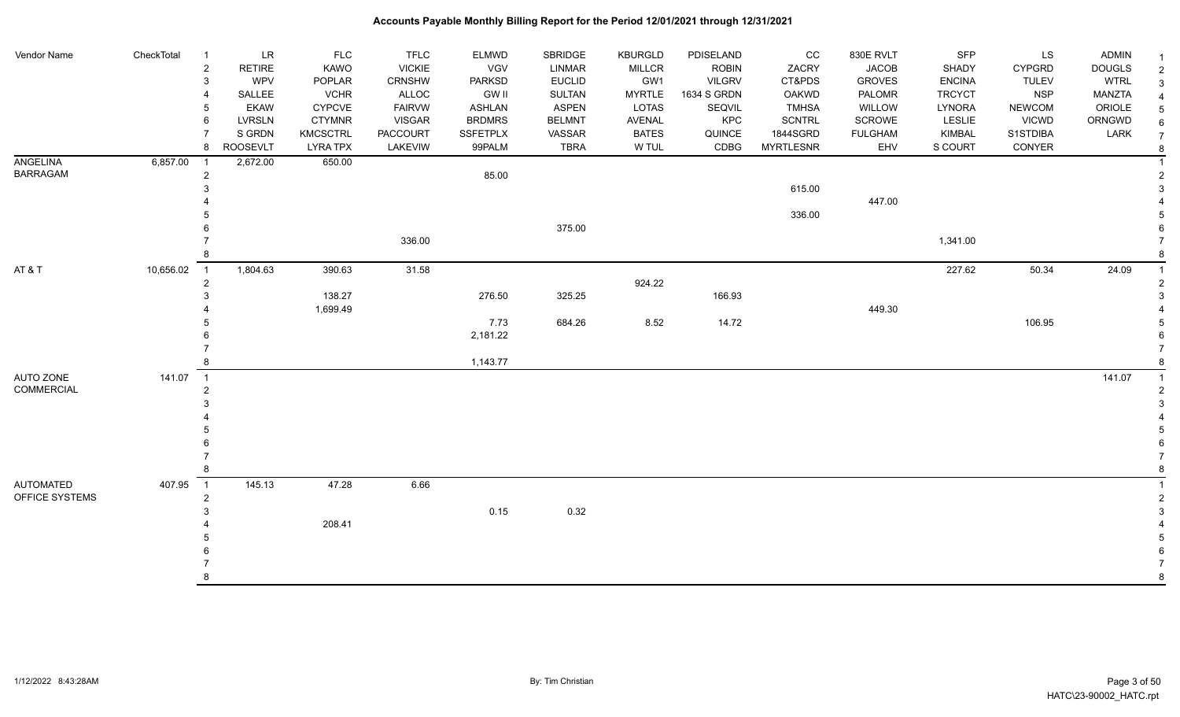# Accounts Payable Monthly Billing Report for the Period 12/01/2021 through 12/31/2021

| Vendor Name | CheckTotal | # | LR | FLC | TFLC | ELMWD | SBRIDGE | KBURGLD | PDISELAND | CC | 830E RVLT | SFP | LS | ADMIN | # |
|---|---|---|---|---|---|---|---|---|---|---|---|---|---|---|---|
| | | 2 | RETIRE | KAWO | VICKIE | VGV | LINMAR | MILLCR | ROBIN | ZACRY | JACOB | SHADY | CYPGRD | DOUGLS | 2 |
| | | 3 | WPV | POPLAR | CRNSHW | PARKSD | EUCLID | GW1 | VILGRV | CT&PDS | GROVES | ENCINA | TULEV | WTRL | 3 |
| | | 4 | SALLEE | VCHR | ALLOC | GW II | SULTAN | MYRTLE | 1634 S GRDN | OAKWD | PALOMR | TRCYCT | NSP | MANZTA | 4 |
| | | 5 | EKAW | CYPCVE | FAIRVW | ASHLAN | ASPEN | LOTAS | SEQVIL | TMHSA | WILLOW | LYNORA | NEWCOM | ORIOLE | 5 |
| | | 6 | LVRSLN | CTYMNR | VISGAR | BRDMRS | BELMNT | AVENAL | KPC | SCNTRL | SCROWE | LESLIE | VICWD | ORNGWD | 6 |
| | | 7 | S GRDN | KMCSCTRL | PACCOURT | SSFETPLX | VASSAR | BATES | QUINCE | 1844SGRD | FULGHAM | KIMBAL | S1STDIBA | LARK | 7 |
| | | 8 | ROOSEVLT | LYRA TPX | LAKEVIW | 99PALM | TBRA | W TUL | CDBG | MYRTLESNR | EHV | S COURT | CONYER | | 8 |
| ANGELINA BARRAGAM | 6,857.00 | 1 | 2,672.00 | 650.00 | | | | | | | | | | | 1 |
| | | 2 | | | | 85.00 | | | | | | | | | 2 |
| | | 3 | | | | | | | | 615.00 | | | | | 3 |
| | | 4 | | | | | | | | | 447.00 | | | | 4 |
| | | 5 | | | | | | | | 336.00 | | | | | 5 |
| | | 6 | | | | | 375.00 | | | | | | | | 6 |
| | | 7 | | | 336.00 | | | | | | | 1,341.00 | | | 7 |
| | | 8 | | | | | | | | | | | | | 8 |
| AT & T | 10,656.02 | 1 | 1,804.63 | 390.63 | 31.58 | | | | | | | 227.62 | 50.34 | 24.09 | 1 |
| | | 2 | | | | | | 924.22 | | | | | | | 2 |
| | | 3 | | 138.27 | | 276.50 | 325.25 | | 166.93 | | | | | | 3 |
| | | 4 | | 1,699.49 | | | | | | | 449.30 | | | | 4 |
| | | 5 | | | | 7.73 | 684.26 | 8.52 | 14.72 | | | | 106.95 | | 5 |
| | | 6 | | | | 2,181.22 | | | | | | | | | 6 |
| | | 7 | | | | | | | | | | | | | 7 |
| | | 8 | | | | 1,143.77 | | | | | | | | | 8 |
| AUTO ZONE COMMERCIAL | 141.07 | 1 | | | | | | | | | | | | 141.07 | 1 |
| | | 2 | | | | | | | | | | | | | 2 |
| | | 3 | | | | | | | | | | | | | 3 |
| | | 4 | | | | | | | | | | | | | 4 |
| | | 5 | | | | | | | | | | | | | 5 |
| | | 6 | | | | | | | | | | | | | 6 |
| | | 7 | | | | | | | | | | | | | 7 |
| | | 8 | | | | | | | | | | | | | 8 |
| AUTOMATED OFFICE SYSTEMS | 407.95 | 1 | 145.13 | 47.28 | 6.66 | | | | | | | | | | 1 |
| | | 2 | | | | | | | | | | | | | 2 |
| | | 3 | | | | 0.15 | 0.32 | | | | | | | | 3 |
| | | 4 | | 208.41 | | | | | | | | | | | 4 |
| | | 5 | | | | | | | | | | | | | 5 |
| | | 6 | | | | | | | | | | | | | 6 |
| | | 7 | | | | | | | | | | | | | 7 |
| | | 8 | | | | | | | | | | | | | 8 |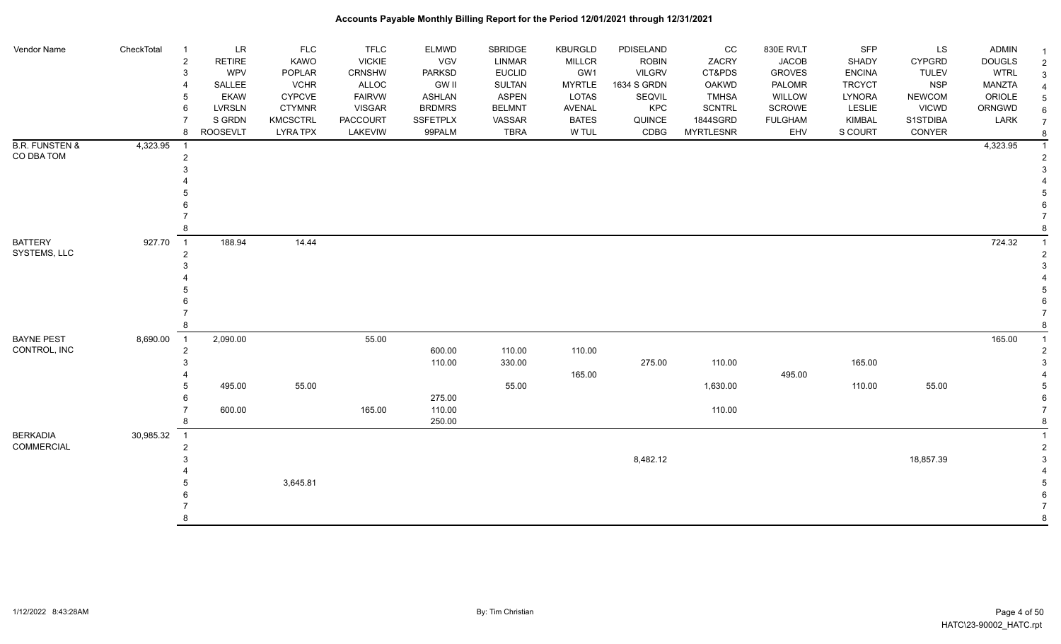# Accounts Payable Monthly Billing Report for the Period 12/01/2021 through 12/31/2021

| Vendor Name | CheckTotal | | LR | FLC | TFLC | ELMWD | SBRIDGE | KBURGLD | PDISELAND | CC | 830E RVLT | SFP | LS | ADMIN | |
|---|---|---|---|---|---|---|---|---|---|---|---|---|---|---|---|
| | | 1 | LR | FLC | TFLC | ELMWD | SBRIDGE | KBURGLD | PDISELAND | CC | 830E RVLT | SFP | LS | ADMIN | 1 |
| | | 2 | RETIRE | KAWO | VICKIE | VGV | LINMAR | MILLCR | ROBIN | ZACRY | JACOB | SHADY | CYPGRD | DOUGLS | 2 |
| | | 3 | WPV | POPLAR | CRNSHW | PARKSD | EUCLID | GW1 | VILGRV | CT&PDS | GROVES | ENCINA | TULEV | WTRL | 3 |
| | | 4 | SALLEE | VCHR | ALLOC | GW II | SULTAN | MYRTLE | 1634 S GRDN | OAKWD | PALOMR | TRCYCT | NSP | MANZTA | 4 |
| | | 5 | EKAW | CYPCVE | FAIRVW | ASHLAN | ASPEN | LOTAS | SEQVIL | TMHSA | WILLOW | LYNORA | NEWCOM | ORIOLE | 5 |
| | | 6 | LVRSLN | CTYMNR | VISGAR | BRDMRS | BELMNT | AVENAL | KPC | SCNTRL | SCROWE | LESLIE | VICWD | ORNGWD | 6 |
| | | 7 | S GRDN | KMCSCTRL | PACCOURT | SSFETPLX | VASSAR | BATES | QUINCE | 1844SGRD | FULGHAM | KIMBAL | S1STDIBA | LARK | 7 |
| | | 8 | ROOSEVLT | LYRA TPX | LAKEVIW | 99PALM | TBRA | W TUL | CDBG | MYRTLESNR | EHV | S COURT | CONYER | | 8 |
| B.R. FUNSTEN & CO DBA TOM | 4,323.95 | 1 | | | | | | | | | | | | 4,323.95 | 1 |
| | | 2 | | | | | | | | | | | | | 2 |
| | | 3 | | | | | | | | | | | | | 3 |
| | | 4 | | | | | | | | | | | | | 4 |
| | | 5 | | | | | | | | | | | | | 5 |
| | | 6 | | | | | | | | | | | | | 6 |
| | | 7 | | | | | | | | | | | | | 7 |
| | | 8 | | | | | | | | | | | | | 8 |
| BATTERY SYSTEMS, LLC | 927.70 | 1 | 188.94 | 14.44 | | | | | | | | | | 724.32 | 1 |
| | | 2 | | | | | | | | | | | | | 2 |
| | | 3 | | | | | | | | | | | | | 3 |
| | | 4 | | | | | | | | | | | | | 4 |
| | | 5 | | | | | | | | | | | | | 5 |
| | | 6 | | | | | | | | | | | | | 6 |
| | | 7 | | | | | | | | | | | | | 7 |
| | | 8 | | | | | | | | | | | | | 8 |
| BAYNE PEST CONTROL, INC | 8,690.00 | 1 | 2,090.00 | | 55.00 | | | | | | | | | 165.00 | 1 |
| | | 2 | | | | 600.00 | 110.00 | 110.00 | | | | | | | 2 |
| | | 3 | | | | 110.00 | 330.00 | | 275.00 | 110.00 | | 165.00 | | | 3 |
| | | 4 | | | | | | 165.00 | | | 495.00 | | | | 4 |
| | | 5 | 495.00 | 55.00 | | | 55.00 | | | 1,630.00 | | 110.00 | 55.00 | | 5 |
| | | 6 | | | | 275.00 | | | | | | | | | 6 |
| | | 7 | 600.00 | | 165.00 | 110.00 | | | | 110.00 | | | | | 7 |
| | | 8 | | | | 250.00 | | | | | | | | | 8 |
| BERKADIA COMMERCIAL | 30,985.32 | 1 | | | | | | | | | | | | | 1 |
| | | 2 | | | | | | | | | | | | | 2 |
| | | 3 | | | | | | | 8,482.12 | | | | 18,857.39 | | 3 |
| | | 4 | | | | | | | | | | | | | 4 |
| | | 5 | | 3,645.81 | | | | | | | | | | | 5 |
| | | 6 | | | | | | | | | | | | | 6 |
| | | 7 | | | | | | | | | | | | | 7 |
| | | 8 | | | | | | | | | | | | | 8 |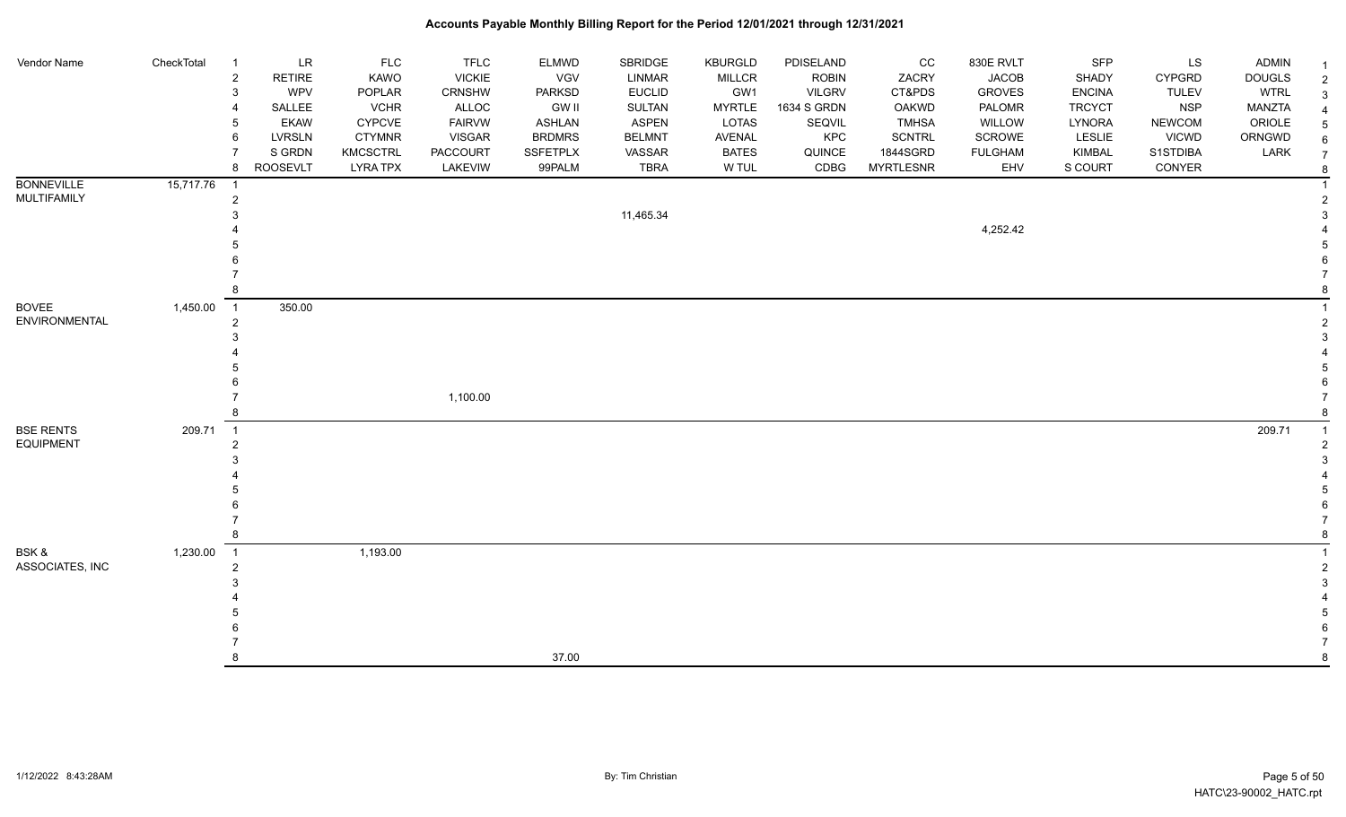# Accounts Payable Monthly Billing Report for the Period 12/01/2021 through 12/31/2021

| Vendor Name | CheckTotal | | | | | | | | | | | | | | |
|---|---|---|---|---|---|---|---|---|---|---|---|---|---|---|---|
| | | 1 | LR | FLC | TFLC | ELMWD | SBRIDGE | KBURGLD | PDISELAND | CC | 830E RVLT | SFP | LS | ADMIN | 1 |
| | | 2 | RETIRE | KAWO | VICKIE | VGV | LINMAR | MILLCR | ROBIN | ZACRY | JACOB | SHADY | CYPGRD | DOUGLS | 2 |
| | | 3 | WPV | POPLAR | CRNSHW | PARKSD | EUCLID | GW1 | VILGRV | CT&PDS | GROVES | ENCINA | TULEV | WTRL | 3 |
| | | 4 | SALLEE | VCHR | ALLOC | GW II | SULTAN | MYRTLE | 1634 S GRDN | OAKWD | PALOMR | TRCYCT | NSP | MANZTA | 4 |
| | | 5 | EKAW | CYPCVE | FAIRVW | ASHLAN | ASPEN | LOTAS | SEQVIL | TMHSA | WILLOW | LYNORA | NEWCOM | ORIOLE | 5 |
| | | 6 | LVRSLN | CTYMNR | VISGAR | BRDMRS | BELMNT | AVENAL | KPC | SCNTRL | SCROWE | LESLIE | VICWD | ORNGWD | 6 |
| | | 7 | S GRDN | KMCSCTRL | PACCOURT | SSFETPLX | VASSAR | BATES | QUINCE | 1844SGRD | FULGHAM | KIMBAL | S1STDIBA | LARK | 7 |
| | | 8 | ROOSEVLT | LYRA TPX | LAKEVIW | 99PALM | TBRA | W TUL | CDBG | MYRTLESNR | EHV | S COURT | CONYER | | 8 |
| BONNEVILLE MULTIFAMILY | 15,717.76 | 1 | | | | | | | | | | | | | 1 |
| | | 2 | | | | | | | | | | | | | 2 |
| | | 3 | | | | | 11,465.34 | | | | | | | | 3 |
| | | 4 | | | | | | | | | 4,252.42 | | | | 4 |
| | | 5 | | | | | | | | | | | | | 5 |
| | | 6 | | | | | | | | | | | | | 6 |
| | | 7 | | | | | | | | | | | | | 7 |
| | | 8 | | | | | | | | | | | | | 8 |
| BOVEE ENVIRONMENTAL | 1,450.00 | 1 | 350.00 | | | | | | | | | | | | 1 |
| | | 2 | | | | | | | | | | | | | 2 |
| | | 3 | | | | | | | | | | | | | 3 |
| | | 4 | | | | | | | | | | | | | 4 |
| | | 5 | | | | | | | | | | | | | 5 |
| | | 6 | | | | | | | | | | | | | 6 |
| | | 7 | | | 1,100.00 | | | | | | | | | | 7 |
| | | 8 | | | | | | | | | | | | | 8 |
| BSE RENTS EQUIPMENT | 209.71 | 1 | | | | | | | | | | | | 209.71 | 1 |
| | | 2 | | | | | | | | | | | | | 2 |
| | | 3 | | | | | | | | | | | | | 3 |
| | | 4 | | | | | | | | | | | | | 4 |
| | | 5 | | | | | | | | | | | | | 5 |
| | | 6 | | | | | | | | | | | | | 6 |
| | | 7 | | | | | | | | | | | | | 7 |
| | | 8 | | | | | | | | | | | | | 8 |
| BSK & ASSOCIATES, INC | 1,230.00 | 1 | | 1,193.00 | | | | | | | | | | | 1 |
| | | 2 | | | | | | | | | | | | | 2 |
| | | 3 | | | | | | | | | | | | | 3 |
| | | 4 | | | | | | | | | | | | | 4 |
| | | 5 | | | | | | | | | | | | | 5 |
| | | 6 | | | | | | | | | | | | | 6 |
| | | 7 | | | | | | | | | | | | | 7 |
| | | 8 | | | | 37.00 | | | | | | | | | 8 |

1/12/2022 8:43:28AM

By: Tim Christian

HATC\23-90002_HATC.rpt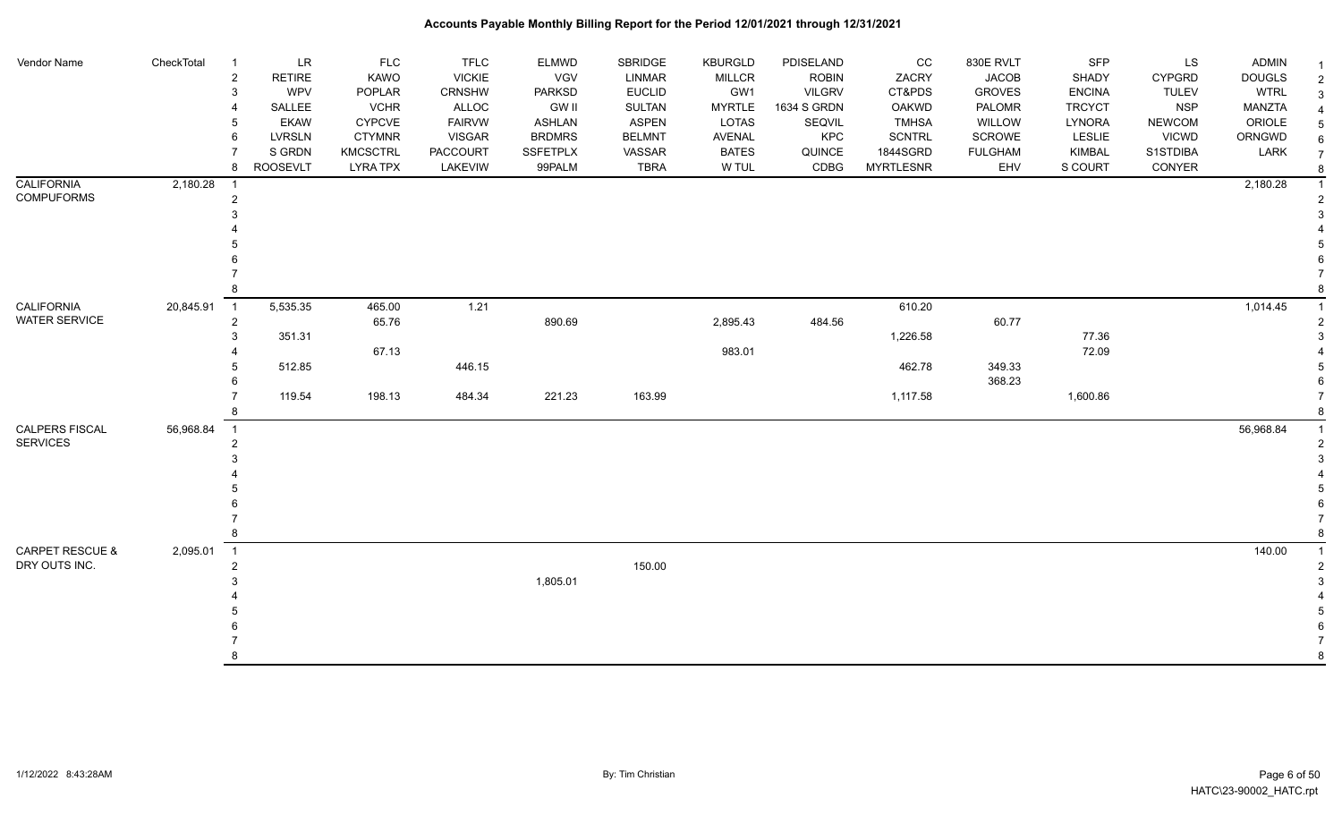# Accounts Payable Monthly Billing Report for the Period 12/01/2021 through 12/31/2021

| Vendor Name | CheckTotal | | LR | FLC | TFLC | ELMWD | SBRIDGE | KBURGLD | PDISELAND | CC | 830E RVLT | SFP | LS | ADMIN | |
|---|---|---|---|---|---|---|---|---|---|---|---|---|---|---|---|
| | | 1 | LR | FLC | TFLC | ELMWD | SBRIDGE | KBURGLD | PDISELAND | CC | 830E RVLT | SFP | LS | ADMIN | 1 |
| | | 2 | RETIRE | KAWO | VICKIE | VGV | LINMAR | MILLCR | ROBIN | ZACRY | JACOB | SHADY | CYPGRD | DOUGLS | 2 |
| | | 3 | WPV | POPLAR | CRNSHW | PARKSD | EUCLID | GW1 | VILGRV | CT&PDS | GROVES | ENCINA | TULEV | WTRL | 3 |
| | | 4 | SALLEE | VCHR | ALLOC | GW II | SULTAN | MYRTLE | 1634 S GRDN | OAKWD | PALOMR | TRCYCT | NSP | MANZTA | 4 |
| | | 5 | EKAW | CYPCVE | FAIRVW | ASHLAN | ASPEN | LOTAS | SEQVIL | TMHSA | WILLOW | LYNORA | NEWCOM | ORIOLE | 5 |
| | | 6 | LVRSLN | CTYMNR | VISGAR | BRDMRS | BELMNT | AVENAL | KPC | SCNTRL | SCROWE | LESLIE | VICWD | ORNGWD | 6 |
| | | 7 | S GRDN | KMCSCTRL | PACCOURT | SSFETPLX | VASSAR | BATES | QUINCE | 1844SGRD | FULGHAM | KIMBAL | S1STDIBA | LARK | 7 |
| | | 8 | ROOSEVLT | LYRA TPX | LAKEVIW | 99PALM | TBRA | W TUL | CDBG | MYRTLESNR | EHV | S COURT | CONYER | | 8 |
| CALIFORNIA COMPUFORMS | 2,180.28 | 1 | | | | | | | | | | | | 2,180.28 | 1 |
| | | 2 | | | | | | | | | | | | | 2 |
| | | 3 | | | | | | | | | | | | | 3 |
| | | 4 | | | | | | | | | | | | | 4 |
| | | 5 | | | | | | | | | | | | | 5 |
| | | 6 | | | | | | | | | | | | | 6 |
| | | 7 | | | | | | | | | | | | | 7 |
| | | 8 | | | | | | | | | | | | | 8 |
| CALIFORNIA WATER SERVICE | 20,845.91 | 1 | 5,535.35 | 465.00 | 1.21 | | | | | 610.20 | | | | 1,014.45 | 1 |
| | | 2 | | 65.76 | | 890.69 | | 2,895.43 | 484.56 | | 60.77 | | | | 2 |
| | | 3 | 351.31 | | | | | | | 1,226.58 | | 77.36 | | | 3 |
| | | 4 | | 67.13 | | | | 983.01 | | | | 72.09 | | | 4 |
| | | 5 | 512.85 | | 446.15 | | | | | 462.78 | 349.33 | | | | 5 |
| | | 6 | | | | | | | | | 368.23 | | | | 6 |
| | | 7 | 119.54 | 198.13 | 484.34 | 221.23 | 163.99 | | | 1,117.58 | | 1,600.86 | | | 7 |
| | | 8 | | | | | | | | | | | | | 8 |
| CALPERS FISCAL SERVICES | 56,968.84 | 1 | | | | | | | | | | | | 56,968.84 | 1 |
| | | 2 | | | | | | | | | | | | | 2 |
| | | 3 | | | | | | | | | | | | | 3 |
| | | 4 | | | | | | | | | | | | | 4 |
| | | 5 | | | | | | | | | | | | | 5 |
| | | 6 | | | | | | | | | | | | | 6 |
| | | 7 | | | | | | | | | | | | | 7 |
| | | 8 | | | | | | | | | | | | | 8 |
| CARPET RESCUE & DRY OUTS INC. | 2,095.01 | 1 | | | | | | | | | | | | 140.00 | 1 |
| | | 2 | | | | | 150.00 | | | | | | | | 2 |
| | | 3 | | | | 1,805.01 | | | | | | | | | 3 |
| | | 4 | | | | | | | | | | | | | 4 |
| | | 5 | | | | | | | | | | | | | 5 |
| | | 6 | | | | | | | | | | | | | 6 |
| | | 7 | | | | | | | | | | | | | 7 |
| | | 8 | | | | | | | | | | | | | 8 |

1/12/2022 8:43:28AM By: Tim Christian HATC\23-90002_HATC.rpt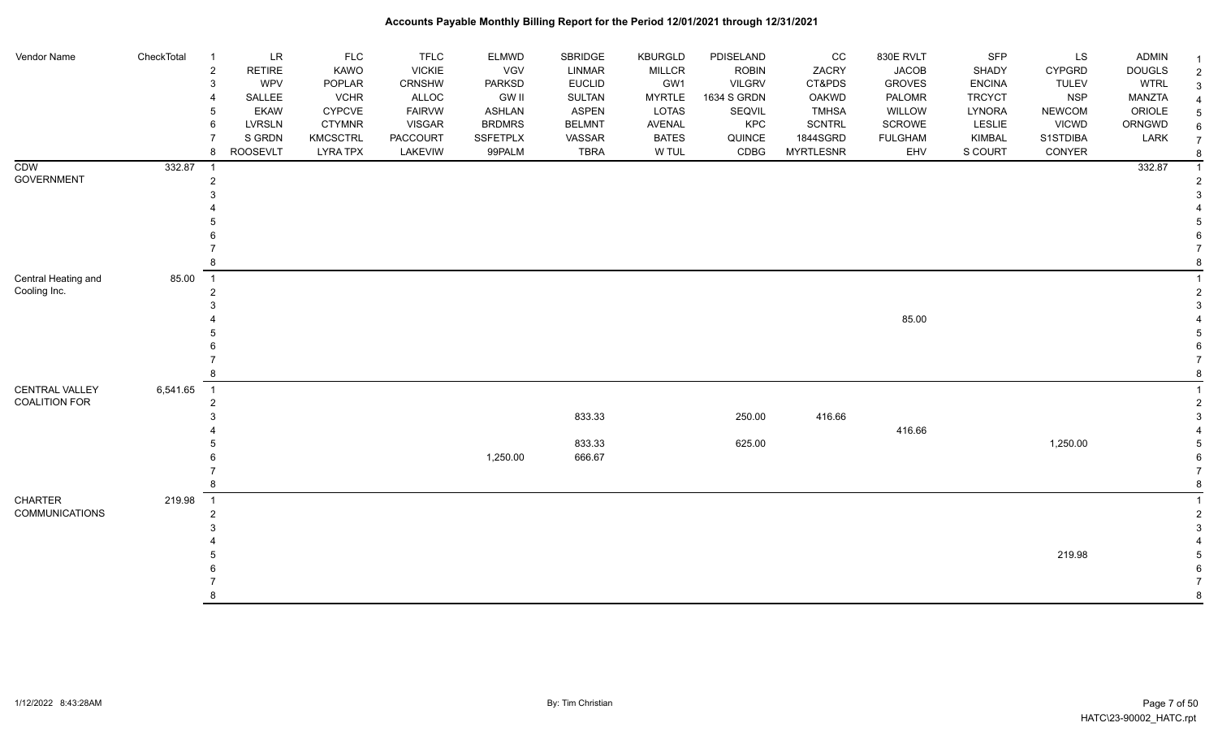# Accounts Payable Monthly Billing Report for the Period 12/01/2021 through 12/31/2021

| Vendor Name | CheckTotal | | | | | | | | | | | | | | |
|---|---|---|---|---|---|---|---|---|---|---|---|---|---|---|---|
| | | 1 | LR | FLC | TFLC | ELMWD | SBRIDGE | KBURGLD | PDISELAND | CC | 830E RVLT | SFP | LS | ADMIN | 1 |
| | | 2 | RETIRE | KAWO | VICKIE | VGV | LINMAR | MILLCR | ROBIN | ZACRY | JACOB | SHADY | CYPGRD | DOUGLS | 2 |
| | | 3 | WPV | POPLAR | CRNSHW | PARKSD | EUCLID | GW1 | VILGRV | CT&PDS | GROVES | ENCINA | TULEV | WTRL | 3 |
| | | 4 | SALLEE | VCHR | ALLOC | GW II | SULTAN | MYRTLE | 1634 S GRDN | OAKWD | PALOMR | TRCYCT | NSP | MANZTA | 4 |
| | | 5 | EKAW | CYPCVE | FAIRVW | ASHLAN | ASPEN | LOTAS | SEQVIL | TMHSA | WILLOW | LYNORA | NEWCOM | ORIOLE | 5 |
| | | 6 | LVRSLN | CTYMNR | VISGAR | BRDMRS | BELMNT | AVENAL | KPC | SCNTRL | SCROWE | LESLIE | VICWD | ORNGWD | 6 |
| | | 7 | S GRDN | KMCSCTRL | PACCOURT | SSFETPLX | VASSAR | BATES | QUINCE | 1844SGRD | FULGHAM | KIMBAL | S1STDIBA | LARK | 7 |
| | | 8 | ROOSEVLT | LYRA TPX | LAKEVIEW | 99PALM | TBRA | W TUL | CDBG | MYRTLESNR | EHV | S COURT | CONYER | | 8 |
| CDW GOVERNMENT | 332.87 | 1 | | | | | | | | | | | | 332.87 | 1 |
| | | 2 | | | | | | | | | | | | | 2 |
| | | 3 | | | | | | | | | | | | | 3 |
| | | 4 | | | | | | | | | | | | | 4 |
| | | 5 | | | | | | | | | | | | | 5 |
| | | 6 | | | | | | | | | | | | | 6 |
| | | 7 | | | | | | | | | | | | | 7 |
| | | 8 | | | | | | | | | | | | | 8 |
| Central Heating and Cooling Inc. | 85.00 | 1 | | | | | | | | | | | | | 1 |
| | | 2 | | | | | | | | | | | | | 2 |
| | | 3 | | | | | | | | | | | | | 3 |
| | | 4 | | | | | | | | | 85.00 | | | | 4 |
| | | 5 | | | | | | | | | | | | | 5 |
| | | 6 | | | | | | | | | | | | | 6 |
| | | 7 | | | | | | | | | | | | | 7 |
| | | 8 | | | | | | | | | | | | | 8 |
| CENTRAL VALLEY COALITION FOR | 6,541.65 | 1 | | | | | | | | | | | | | 1 |
| | | 2 | | | | | | | | | | | | | 2 |
| | | 3 | | | | | 833.33 | | 250.00 | 416.66 | | | | | 3 |
| | | 4 | | | | | | | | | 416.66 | | | | 4 |
| | | 5 | | | | | 833.33 | | 625.00 | | | | 1,250.00 | | 5 |
| | | 6 | | | | 1,250.00 | 666.67 | | | | | | | | 6 |
| | | 7 | | | | | | | | | | | | | 7 |
| | | 8 | | | | | | | | | | | | | 8 |
| CHARTER COMMUNICATIONS | 219.98 | 1 | | | | | | | | | | | | | 1 |
| | | 2 | | | | | | | | | | | | | 2 |
| | | 3 | | | | | | | | | | | | | 3 |
| | | 4 | | | | | | | | | | | | | 4 |
| | | 5 | | | | | | | | | | | 219.98 | | 5 |
| | | 6 | | | | | | | | | | | | | 6 |
| | | 7 | | | | | | | | | | | | | 7 |
| | | 8 | | | | | | | | | | | | | 8 |

1/12/2022 8:43:28AM — By: Tim Christian — HATC\23-90002_HATC.rpt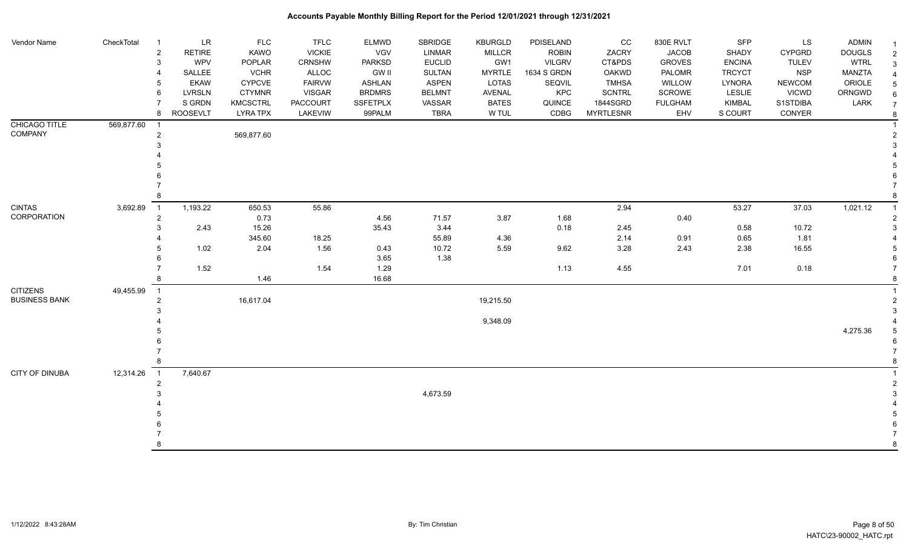# Accounts Payable Monthly Billing Report for the Period 12/01/2021 through 12/31/2021

| Vendor Name | CheckTotal | | | | | | | | | | | | | | |
|---|---|---|---|---|---|---|---|---|---|---|---|---|---|---|---|
| | | 1 | LR | FLC | TFLC | ELMWD | SBRIDGE | KBURGLD | PDISELAND | CC | 830E RVLT | SFP | LS | ADMIN | 1 |
| | | 2 | RETIRE | KAWO | VICKIE | VGV | LINMAR | MILLCR | ROBIN | ZACRY | JACOB | SHADY | CYPGRD | DOUGLS | 2 |
| | | 3 | WPV | POPLAR | CRNSHW | PARKSD | EUCLID | GW1 | VILGRV | CT&PDS | GROVES | ENCINA | TULEV | WTRL | 3 |
| | | 4 | SALLEE | VCHR | ALLOC | GW II | SULTAN | MYRTLE | 1634 S GRDN | OAKWD | PALOMR | TRCYCT | NSP | MANZTA | 4 |
| | | 5 | EKAW | CYPCVE | FAIRVW | ASHLAN | ASPEN | LOTAS | SEQVIL | TMHSA | WILLOW | LYNORA | NEWCOM | ORIOLE | 5 |
| | | 6 | LVRSLN | CTYMNR | VISGAR | BRDMRS | BELMNT | AVENAL | KPC | SCNTRL | SCROWE | LESLIE | VICWD | ORNGWD | 6 |
| | | 7 | S GRDN | KMCSCTRL | PACCOURT | SSFETPLX | VASSAR | BATES | QUINCE | 1844SGRD | FULGHAM | KIMBAL | S1STDIBA | LARK | 7 |
| | | 8 | ROOSEVLT | LYRA TPX | LAKEVIW | 99PALM | TBRA | W TUL | CDBG | MYRTLESNR | EHV | S COURT | CONYER | | 8 |
| CHICAGO TITLE COMPANY | 569,877.60 | 1 | | | | | | | | | | | | | 1 |
| | | 2 | | 569,877.60 | | | | | | | | | | | 2 |
| | | 3 | | | | | | | | | | | | | 3 |
| | | 4 | | | | | | | | | | | | | 4 |
| | | 5 | | | | | | | | | | | | | 5 |
| | | 6 | | | | | | | | | | | | | 6 |
| | | 7 | | | | | | | | | | | | | 7 |
| | | 8 | | | | | | | | | | | | | 8 |
| CINTAS CORPORATION | 3,692.89 | 1 | 1,193.22 | 650.53 | 55.86 | | | | | 2.94 | | 53.27 | 37.03 | 1,021.12 | 1 |
| | | 2 | | 0.73 | | 4.56 | 71.57 | 3.87 | 1.68 | | 0.40 | | | | 2 |
| | | 3 | 2.43 | 15.26 | | 35.43 | 3.44 | | 0.18 | 2.45 | | 0.58 | 10.72 | | 3 |
| | | 4 | | 345.60 | 18.25 | | 55.89 | 4.36 | | 2.14 | 0.91 | 0.65 | 1.81 | | 4 |
| | | 5 | 1.02 | 2.04 | 1.56 | 0.43 | 10.72 | 5.59 | 9.62 | 3.28 | 2.43 | 2.38 | 16.55 | | 5 |
| | | 6 | | | | 3.65 | 1.38 | | | | | | | | 6 |
| | | 7 | 1.52 | | 1.54 | 1.29 | | | 1.13 | 4.55 | | 7.01 | 0.18 | | 7 |
| | | 8 | | 1.46 | | 16.68 | | | | | | | | | 8 |
| CITIZENS BUSINESS BANK | 49,455.99 | 1 | | | | | | | | | | | | | 1 |
| | | 2 | | 16,617.04 | | | | 19,215.50 | | | | | | | 2 |
| | | 3 | | | | | | | | | | | | | 3 |
| | | 4 | | | | | | 9,348.09 | | | | | | | 4 |
| | | 5 | | | | | | | | | | | | 4,275.36 | 5 |
| | | 6 | | | | | | | | | | | | | 6 |
| | | 7 | | | | | | | | | | | | | 7 |
| | | 8 | | | | | | | | | | | | | 8 |
| CITY OF DINUBA | 12,314.26 | 1 | 7,640.67 | | | | | | | | | | | | 1 |
| | | 2 | | | | | | | | | | | | | 2 |
| | | 3 | | | | | 4,673.59 | | | | | | | | 3 |
| | | 4 | | | | | | | | | | | | | 4 |
| | | 5 | | | | | | | | | | | | | 5 |
| | | 6 | | | | | | | | | | | | | 6 |
| | | 7 | | | | | | | | | | | | | 7 |
| | | 8 | | | | | | | | | | | | | 8 |

1/12/2022 8:43:28AM — By: Tim Christian — HATC\23-90002_HATC.rpt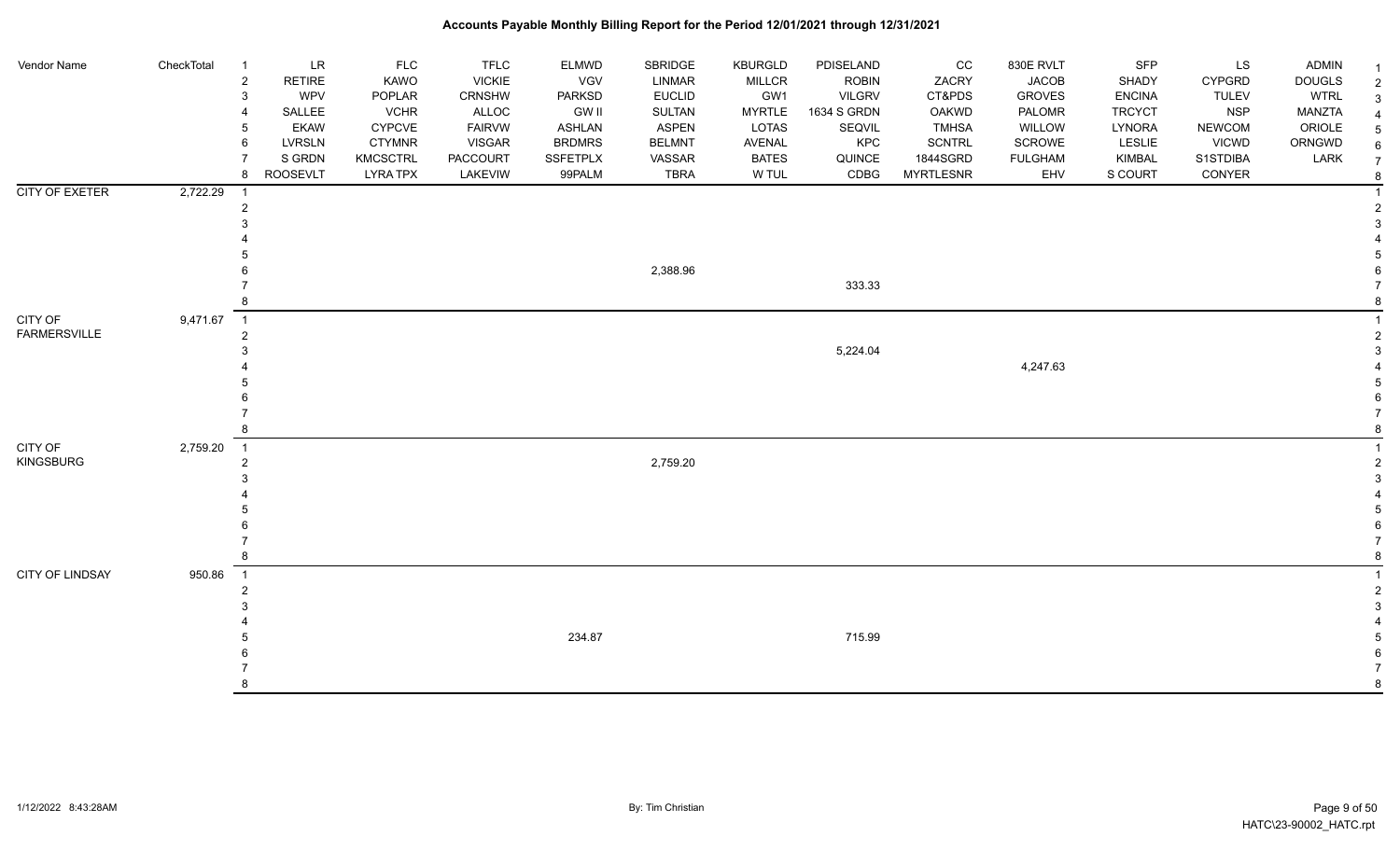# Accounts Payable Monthly Billing Report for the Period 12/01/2021 through 12/31/2021

| Vendor Name | CheckTotal | | | | | | | | | | | | | |
|---|---|---|---|---|---|---|---|---|---|---|---|---|---|---|
| | | 1 | LR | FLC | TFLC | ELMWD | SBRIDGE | KBURGLD | PDISELAND | CC | 830E RVLT | SFP | LS | ADMIN |
| | | 2 | RETIRE | KAWO | VICKIE | VGV | LINMAR | MILLCR | ROBIN | ZACRY | JACOB | SHADY | CYPGRD | DOUGLS |
| | | 3 | WPV | POPLAR | CRNSHW | PARKSD | EUCLID | GW1 | VILGRV | CT&PDS | GROVES | ENCINA | TULEV | WTRL |
| | | 4 | SALLEE | VCHR | ALLOC | GW II | SULTAN | MYRTLE | 1634 S GRDN | OAKWD | PALOMR | TRCYCT | NSP | MANZTA |
| | | 5 | EKAW | CYPCVE | FAIRVW | ASHLAN | ASPEN | LOTAS | SEQVIL | TMHSA | WILLOW | LYNORA | NEWCOM | ORIOLE |
| | | 6 | LVRSLN | CTYMNR | VISGAR | BRDMRS | BELMNT | AVENAL | KPC | SCNTRL | SCROWE | LESLIE | VICWD | ORNGWD |
| | | 7 | S GRDN | KMCSCTRL | PACCOURT | SSFETPLX | VASSAR | BATES | QUINCE | 1844SGRD | FULGHAM | KIMBAL | S1STDIBA | LARK |
| | | 8 | ROOSEVLT | LYRA TPX | LAKEVIW | 99PALM | TBRA | W TUL | CDBG | MYRTLESNR | EHV | S COURT | CONYER | |
| CITY OF EXETER | 2,722.29 | 1 | | | | | | | | | | | | |
| | | 2 | | | | | | | | | | | | |
| | | 3 | | | | | | | | | | | | |
| | | 4 | | | | | | | | | | | | |
| | | 5 | | | | | | | | | | | | |
| | | 6 | | | | | 2,388.96 | | | | | | | |
| | | 7 | | | | | | | 333.33 | | | | | |
| | | 8 | | | | | | | | | | | | |
| CITY OF FARMERSVILLE | 9,471.67 | 1 | | | | | | | | | | | | |
| | | 2 | | | | | | | | | | | | |
| | | 3 | | | | | | | 5,224.04 | | | | | |
| | | 4 | | | | | | | | | 4,247.63 | | | |
| | | 5 | | | | | | | | | | | | |
| | | 6 | | | | | | | | | | | | |
| | | 7 | | | | | | | | | | | | |
| | | 8 | | | | | | | | | | | | |
| CITY OF KINGSBURG | 2,759.20 | 1 | | | | | | | | | | | | |
| | | 2 | | | | | 2,759.20 | | | | | | | |
| | | 3 | | | | | | | | | | | | |
| | | 4 | | | | | | | | | | | | |
| | | 5 | | | | | | | | | | | | |
| | | 6 | | | | | | | | | | | | |
| | | 7 | | | | | | | | | | | | |
| | | 8 | | | | | | | | | | | | |
| CITY OF LINDSAY | 950.86 | 1 | | | | | | | | | | | | |
| | | 2 | | | | | | | | | | | | |
| | | 3 | | | | | | | | | | | | |
| | | 4 | | | | | | | | | | | | |
| | | 5 | | | | 234.87 | | | 715.99 | | | | | |
| | | 6 | | | | | | | | | | | | |
| | | 7 | | | | | | | | | | | | |
| | | 8 | | | | | | | | | | | | |

1/12/2022 8:43:28AM — By: Tim Christian — HATC\23-90002_HATC.rpt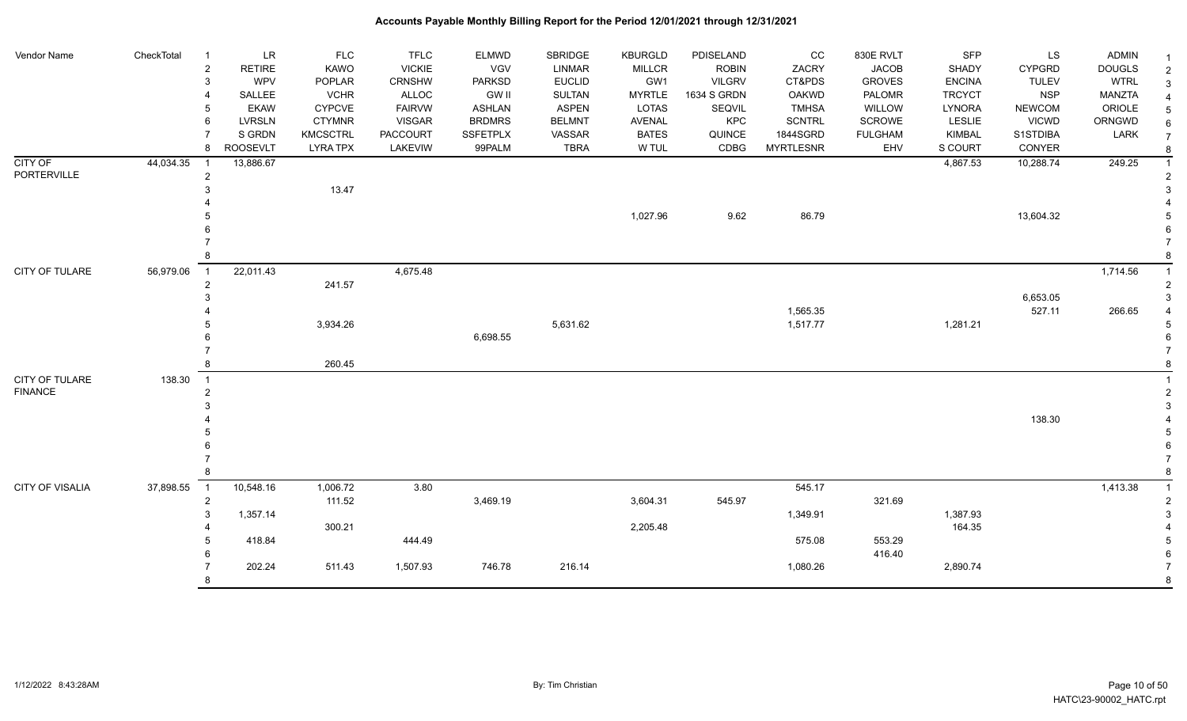# Accounts Payable Monthly Billing Report for the Period 12/01/2021 through 12/31/2021

| Vendor Name | CheckTotal | | | | | | | | | | | | | | |
|---|---|---|---|---|---|---|---|---|---|---|---|---|---|---|---|
| | | 1 | LR | FLC | TFLC | ELMWD | SBRIDGE | KBURGLD | PDISELAND | CC | 830E RVLT | SFP | LS | ADMIN | 1 |
| | | 2 | RETIRE | KAWO | VICKIE | VGV | LINMAR | MILLCR | ROBIN | ZACRY | JACOB | SHADY | CYPGRD | DOUGLS | 2 |
| | | 3 | WPV | POPLAR | CRNSHW | PARKSD | EUCLID | GW1 | VILGRV | CT&PDS | GROVES | ENCINA | TULEV | WTRL | 3 |
| | | 4 | SALLEE | VCHR | ALLOC | GW II | SULTAN | MYRTLE | 1634 S GRDN | OAKWD | PALOMR | TRCYCT | NSP | MANZTA | 4 |
| | | 5 | EKAW | CYPCVE | FAIRVW | ASHLAN | ASPEN | LOTAS | SEQVIL | TMHSA | WILLOW | LYNORA | NEWCOM | ORIOLE | 5 |
| | | 6 | LVRSLN | CTYMNR | VISGAR | BRDMRS | BELMNT | AVENAL | KPC | SCNTRL | SCROWE | LESLIE | VICWD | ORNGWD | 6 |
| | | 7 | S GRDN | KMCSCTRL | PACCOURT | SSFETPLX | VASSAR | BATES | QUINCE | 1844SGRD | FULGHAM | KIMBAL | S1STDIBA | LARK | 7 |
| | | 8 | ROOSEVLT | LYRA TPX | LAKEVIW | 99PALM | TBRA | W TUL | CDBG | MYRTLESNR | EHV | S COURT | CONYER | | 8 |
| CITY OF PORTERVILLE | 44,034.35 | 1 | 13,886.67 | | | | | | | | | 4,867.53 | 10,288.74 | 249.25 | 1 |
| | | 2 | | | | | | | | | | | | | 2 |
| | | 3 | | 13.47 | | | | | | | | | | | 3 |
| | | 4 | | | | | | | | | | | | | 4 |
| | | 5 | | | | | | 1,027.96 | 9.62 | 86.79 | | | 13,604.32 | | 5 |
| | | 6 | | | | | | | | | | | | | 6 |
| | | 7 | | | | | | | | | | | | | 7 |
| | | 8 | | | | | | | | | | | | | 8 |
| CITY OF TULARE | 56,979.06 | 1 | 22,011.43 | | 4,675.48 | | | | | | | | | 1,714.56 | 1 |
| | | 2 | | 241.57 | | | | | | | | | | | 2 |
| | | 3 | | | | | | | | | | | 6,653.05 | | 3 |
| | | 4 | | | | | | | | 1,565.35 | | | 527.11 | 266.65 | 4 |
| | | 5 | | 3,934.26 | | | 5,631.62 | | | 1,517.77 | | 1,281.21 | | | 5 |
| | | 6 | | | | 6,698.55 | | | | | | | | | 6 |
| | | 7 | | | | | | | | | | | | | 7 |
| | | 8 | | 260.45 | | | | | | | | | | | 8 |
| CITY OF TULARE FINANCE | 138.30 | 1 | | | | | | | | | | | | | 1 |
| | | 2 | | | | | | | | | | | | | 2 |
| | | 3 | | | | | | | | | | | | | 3 |
| | | 4 | | | | | | | | | | | 138.30 | | 4 |
| | | 5 | | | | | | | | | | | | | 5 |
| | | 6 | | | | | | | | | | | | | 6 |
| | | 7 | | | | | | | | | | | | | 7 |
| | | 8 | | | | | | | | | | | | | 8 |
| CITY OF VISALIA | 37,898.55 | 1 | 10,548.16 | 1,006.72 | 3.80 | | | | | 545.17 | | | | 1,413.38 | 1 |
| | | 2 | | 111.52 | | 3,469.19 | | 3,604.31 | 545.97 | | 321.69 | | | | 2 |
| | | 3 | 1,357.14 | | | | | | | 1,349.91 | | 1,387.93 | | | 3 |
| | | 4 | | 300.21 | | | | 2,205.48 | | | | 164.35 | | | 4 |
| | | 5 | 418.84 | | 444.49 | | | | | 575.08 | 553.29 | | | | 5 |
| | | 6 | | | | | | | | | 416.40 | | | | 6 |
| | | 7 | 202.24 | 511.43 | 1,507.93 | 746.78 | 216.14 | | | 1,080.26 | | 2,890.74 | | | 7 |
| | | 8 | | | | | | | | | | | | | 8 |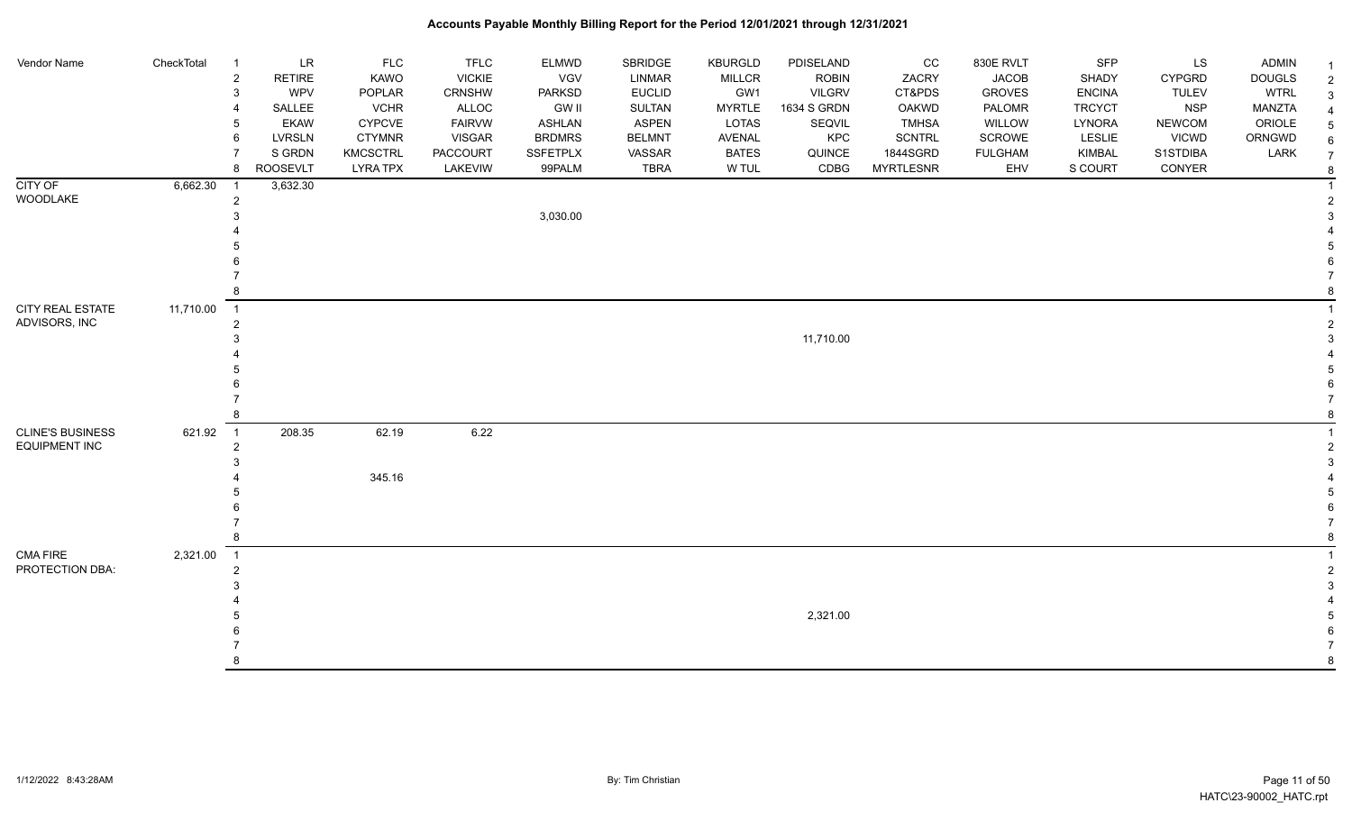# Accounts Payable Monthly Billing Report for the Period 12/01/2021 through 12/31/2021

| Vendor Name | CheckTotal | | | | | | | | | | | | | | |
|---|---|---|---|---|---|---|---|---|---|---|---|---|---|---|---|
| | | 1 | LR | FLC | TFLC | ELMWD | SBRIDGE | KBURGLD | PDISELAND | CC | 830E RVLT | SFP | LS | ADMIN | 1 |
| | | 2 | RETIRE | KAWO | VICKIE | VGV | LINMAR | MILLCR | ROBIN | ZACRY | JACOB | SHADY | CYPGRD | DOUGLS | 2 |
| | | 3 | WPV | POPLAR | CRNSHW | PARKSD | EUCLID | GW1 | VILGRV | CT&PDS | GROVES | ENCINA | TULEV | WTRL | 3 |
| | | 4 | SALLEE | VCHR | ALLOC | GW II | SULTAN | MYRTLE | 1634 S GRDN | OAKWD | PALOMR | TRCYCT | NSP | MANZTA | 4 |
| | | 5 | EKAW | CYPCVE | FAIRVW | ASHLAN | ASPEN | LOTAS | SEQVIL | TMHSA | WILLOW | LYNORA | NEWCOM | ORIOLE | 5 |
| | | 6 | LVRSLN | CTYMNR | VISGAR | BRDMRS | BELMNT | AVENAL | KPC | SCNTRL | SCROWE | LESLIE | VICWD | ORNGWD | 6 |
| | | 7 | S GRDN | KMCSCTRL | PACCOURT | SSFETPLX | VASSAR | BATES | QUINCE | 1844SGRD | FULGHAM | KIMBAL | S1STDIBA | LARK | 7 |
| | | 8 | ROOSEVLT | LYRA TPX | LAKEVIW | 99PALM | TBRA | W TUL | CDBG | MYRTLESNR | EHV | S COURT | CONYER | | 8 |
| CITY OF WOODLAKE | 6,662.30 | 1 | 3,632.30 | | | | | | | | | | | | 1 |
| | | 2 | | | | | | | | | | | | | 2 |
| | | 3 | | | | 3,030.00 | | | | | | | | | 3 |
| | | 4 | | | | | | | | | | | | | 4 |
| | | 5 | | | | | | | | | | | | | 5 |
| | | 6 | | | | | | | | | | | | | 6 |
| | | 7 | | | | | | | | | | | | | 7 |
| | | 8 | | | | | | | | | | | | | 8 |
| CITY REAL ESTATE ADVISORS, INC | 11,710.00 | 1 | | | | | | | | | | | | | 1 |
| | | 2 | | | | | | | | | | | | | 2 |
| | | 3 | | | | | | | 11,710.00 | | | | | | 3 |
| | | 4 | | | | | | | | | | | | | 4 |
| | | 5 | | | | | | | | | | | | | 5 |
| | | 6 | | | | | | | | | | | | | 6 |
| | | 7 | | | | | | | | | | | | | 7 |
| | | 8 | | | | | | | | | | | | | 8 |
| CLINE'S BUSINESS EQUIPMENT INC | 621.92 | 1 | 208.35 | 62.19 | 6.22 | | | | | | | | | | 1 |
| | | 2 | | | | | | | | | | | | | 2 |
| | | 3 | | | | | | | | | | | | | 3 |
| | | 4 | | 345.16 | | | | | | | | | | | 4 |
| | | 5 | | | | | | | | | | | | | 5 |
| | | 6 | | | | | | | | | | | | | 6 |
| | | 7 | | | | | | | | | | | | | 7 |
| | | 8 | | | | | | | | | | | | | 8 |
| CMA FIRE PROTECTION DBA: | 2,321.00 | 1 | | | | | | | | | | | | | 1 |
| | | 2 | | | | | | | | | | | | | 2 |
| | | 3 | | | | | | | | | | | | | 3 |
| | | 4 | | | | | | | | | | | | | 4 |
| | | 5 | | | | | | | 2,321.00 | | | | | | 5 |
| | | 6 | | | | | | | | | | | | | 6 |
| | | 7 | | | | | | | | | | | | | 7 |
| | | 8 | | | | | | | | | | | | | 8 |

1/12/2022 8:43:28AM | By: Tim Christian | HATC\23-90002_HATC.rpt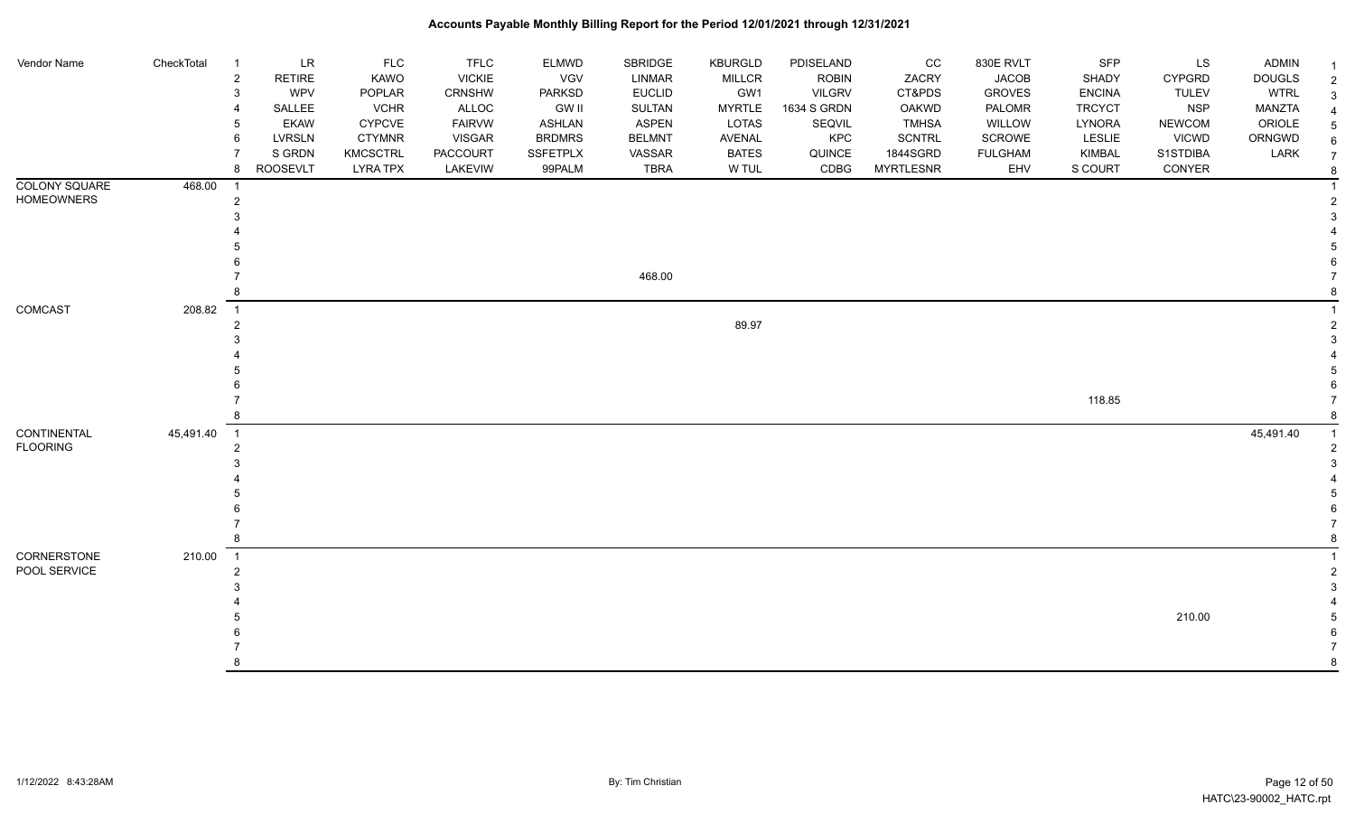# Accounts Payable Monthly Billing Report for the Period 12/01/2021 through 12/31/2021

| Vendor Name | CheckTotal | | | | | | | | | | | | | | |
|---|---|---|---|---|---|---|---|---|---|---|---|---|---|---|---|
| | | 1 | LR | FLC | TFLC | ELMWD | SBRIDGE | KBURGLD | PDISELAND | CC | 830E RVLT | SFP | LS | ADMIN | 1 |
| | | 2 | RETIRE | KAWO | VICKIE | VGV | LINMAR | MILLCR | ROBIN | ZACRY | JACOB | SHADY | CYPGRD | DOUGLS | 2 |
| | | 3 | WPV | POPLAR | CRNSHW | PARKSD | EUCLID | GW1 | VILGRV | CT&PDS | GROVES | ENCINA | TULEV | WTRL | 3 |
| | | 4 | SALLEE | VCHR | ALLOC | GW II | SULTAN | MYRTLE | 1634 S GRDN | OAKWD | PALOMR | TRCYCT | NSP | MANZTA | 4 |
| | | 5 | EKAW | CYPCVE | FAIRVW | ASHLAN | ASPEN | LOTAS | SEQVIL | TMHSA | WILLOW | LYNORA | NEWCOM | ORIOLE | 5 |
| | | 6 | LVRSLN | CTYMNR | VISGAR | BRDMRS | BELMNT | AVENAL | KPC | SCNTRL | SCROWE | LESLIE | VICWD | ORNGWD | 6 |
| | | 7 | S GRDN | KMCSCTRL | PACCOURT | SSFETPLX | VASSAR | BATES | QUINCE | 1844SGRD | FULGHAM | KIMBAL | S1STDIBA | LARK | 7 |
| | | 8 | ROOSEVLT | LYRA TPX | LAKEVIW | 99PALM | TBRA | W TUL | CDBG | MYRTLESNR | EHV | S COURT | CONYER | | 8 |
| COLONY SQUARE HOMEOWNERS | 468.00 | 1 | | | | | | | | | | | | | 1 |
| | | 2 | | | | | | | | | | | | | 2 |
| | | 3 | | | | | | | | | | | | | 3 |
| | | 4 | | | | | | | | | | | | | 4 |
| | | 5 | | | | | | | | | | | | | 5 |
| | | 6 | | | | | | | | | | | | | 6 |
| | | 7 | | | | | 468.00 | | | | | | | | 7 |
| | | 8 | | | | | | | | | | | | | 8 |
| COMCAST | 208.82 | 1 | | | | | | | | | | | | | 1 |
| | | 2 | | | | | | 89.97 | | | | | | | 2 |
| | | 3 | | | | | | | | | | | | | 3 |
| | | 4 | | | | | | | | | | | | | 4 |
| | | 5 | | | | | | | | | | | | | 5 |
| | | 6 | | | | | | | | | | | | | 6 |
| | | 7 | | | | | | | | | | 118.85 | | | 7 |
| | | 8 | | | | | | | | | | | | | 8 |
| CONTINENTAL FLOORING | 45,491.40 | 1 | | | | | | | | | | | | 45,491.40 | 1 |
| | | 2 | | | | | | | | | | | | | 2 |
| | | 3 | | | | | | | | | | | | | 3 |
| | | 4 | | | | | | | | | | | | | 4 |
| | | 5 | | | | | | | | | | | | | 5 |
| | | 6 | | | | | | | | | | | | | 6 |
| | | 7 | | | | | | | | | | | | | 7 |
| | | 8 | | | | | | | | | | | | | 8 |
| CORNERSTONE POOL SERVICE | 210.00 | 1 | | | | | | | | | | | | | 1 |
| | | 2 | | | | | | | | | | | | | 2 |
| | | 3 | | | | | | | | | | | | | 3 |
| | | 4 | | | | | | | | | | | | | 4 |
| | | 5 | | | | | | | | | | | 210.00 | | 5 |
| | | 6 | | | | | | | | | | | | | 6 |
| | | 7 | | | | | | | | | | | | | 7 |
| | | 8 | | | | | | | | | | | | | 8 |

1/12/2022 8:43:28AM — By: Tim Christian — HATC\23-90002_HATC.rpt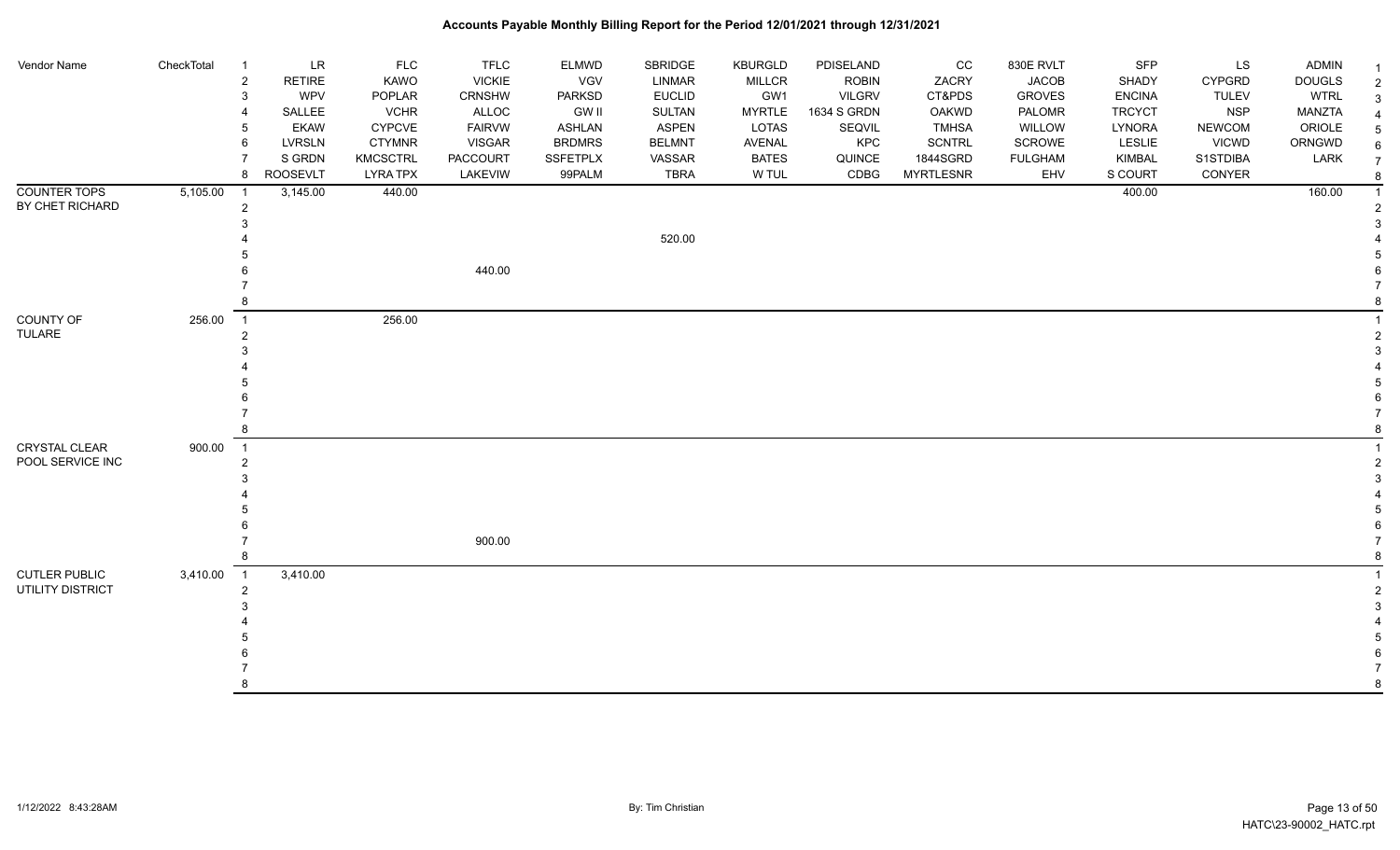# Accounts Payable Monthly Billing Report for the Period 12/01/2021 through 12/31/2021

| Vendor Name | CheckTotal | | LR | FLC | TFLC | ELMWD | SBRIDGE | KBURGLD | PDISELAND | CC | 830E RVLT | SFP | LS | ADMIN | |
|---|---|---|---|---|---|---|---|---|---|---|---|---|---|---|---|
| | | 1 | LR | FLC | TFLC | ELMWD | SBRIDGE | KBURGLD | PDISELAND | CC | 830E RVLT | SFP | LS | ADMIN | 1 |
| | | 2 | RETIRE | KAWO | VICKIE | VGV | LINMAR | MILLCR | ROBIN | ZACRY | JACOB | SHADY | CYPGRD | DOUGLS | 2 |
| | | 3 | WPV | POPLAR | CRNSHW | PARKSD | EUCLID | GW1 | VILGRV | CT&PDS | GROVES | ENCINA | TULEV | WTRL | 3 |
| | | 4 | SALLEE | VCHR | ALLOC | GW II | SULTAN | MYRTLE | 1634 S GRDN | OAKWD | PALOMR | TRCYCT | NSP | MANZTA | 4 |
| | | 5 | EKAW | CYPCVE | FAIRVW | ASHLAN | ASPEN | LOTAS | SEQVIL | TMHSA | WILLOW | LYNORA | NEWCOM | ORIOLE | 5 |
| | | 6 | LVRSLN | CTYMNR | VISGAR | BRDMRS | BELMNT | AVENAL | KPC | SCNTRL | SCROWE | LESLIE | VICWD | ORNGWD | 6 |
| | | 7 | S GRDN | KMCSCTRL | PACCOURT | SSFETPLX | VASSAR | BATES | QUINCE | 1844SGRD | FULGHAM | KIMBAL | S1STDIBA | LARK | 7 |
| | | 8 | ROOSEVLT | LYRA TPX | LAKEVIW | 99PALM | TBRA | W TUL | CDBG | MYRTLESNR | EHV | S COURT | CONYER | | 8 |
| COUNTER TOPS BY CHET RICHARD | 5,105.00 | 1 | 3,145.00 | 440.00 | | | | | | | | 400.00 | | 160.00 | 1 |
| | | 2 | | | | | | | | | | | | | 2 |
| | | 3 | | | | | | | | | | | | | 3 |
| | | 4 | | | | | 520.00 | | | | | | | | 4 |
| | | 5 | | | | | | | | | | | | | 5 |
| | | 6 | | | 440.00 | | | | | | | | | | 6 |
| | | 7 | | | | | | | | | | | | | 7 |
| | | 8 | | | | | | | | | | | | | 8 |
| COUNTY OF TULARE | 256.00 | 1 | | 256.00 | | | | | | | | | | | 1 |
| | | 2 | | | | | | | | | | | | | 2 |
| | | 3 | | | | | | | | | | | | | 3 |
| | | 4 | | | | | | | | | | | | | 4 |
| | | 5 | | | | | | | | | | | | | 5 |
| | | 6 | | | | | | | | | | | | | 6 |
| | | 7 | | | | | | | | | | | | | 7 |
| | | 8 | | | | | | | | | | | | | 8 |
| CRYSTAL CLEAR POOL SERVICE INC | 900.00 | 1 | | | | | | | | | | | | | 1 |
| | | 2 | | | | | | | | | | | | | 2 |
| | | 3 | | | | | | | | | | | | | 3 |
| | | 4 | | | | | | | | | | | | | 4 |
| | | 5 | | | | | | | | | | | | | 5 |
| | | 6 | | | | | | | | | | | | | 6 |
| | | 7 | | | 900.00 | | | | | | | | | | 7 |
| | | 8 | | | | | | | | | | | | | 8 |
| CUTLER PUBLIC UTILITY DISTRICT | 3,410.00 | 1 | 3,410.00 | | | | | | | | | | | | 1 |
| | | 2 | | | | | | | | | | | | | 2 |
| | | 3 | | | | | | | | | | | | | 3 |
| | | 4 | | | | | | | | | | | | | 4 |
| | | 5 | | | | | | | | | | | | | 5 |
| | | 6 | | | | | | | | | | | | | 6 |
| | | 7 | | | | | | | | | | | | | 7 |
| | | 8 | | | | | | | | | | | | | 8 |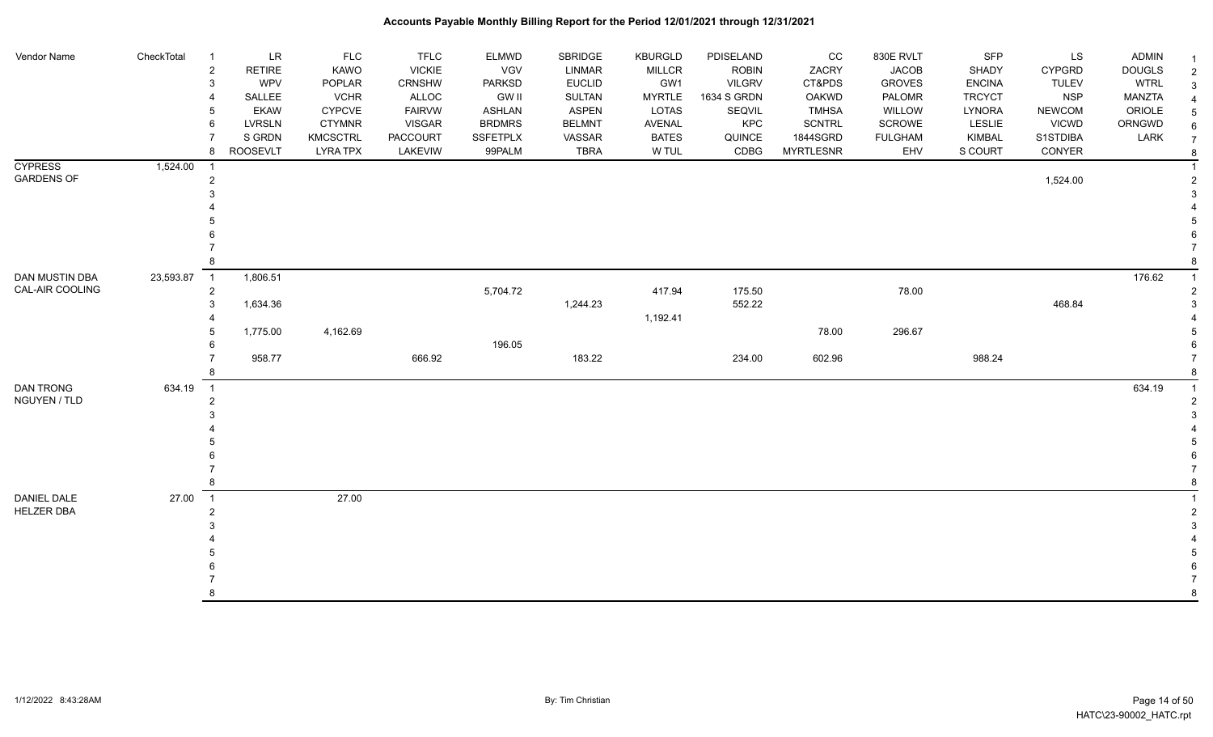# Accounts Payable Monthly Billing Report for the Period 12/01/2021 through 12/31/2021

| Vendor Name | CheckTotal | | | | | | | | | | | | | |
|---|---|---|---|---|---|---|---|---|---|---|---|---|---|---|
| | | 1 | LR | FLC | TFLC | ELMWD | SBRIDGE | KBURGLD | PDISELAND | CC | 830E RVLT | SFP | LS | ADMIN |
| | | 2 | RETIRE | KAWO | VICKIE | VGV | LINMAR | MILLCR | ROBIN | ZACRY | JACOB | SHADY | CYPGRD | DOUGLS |
| | | 3 | WPV | POPLAR | CRNSHW | PARKSD | EUCLID | GW1 | VILGRV | CT&PDS | GROVES | ENCINA | TULEV | WTRL |
| | | 4 | SALLEE | VCHR | ALLOC | GW II | SULTAN | MYRTLE | 1634 S GRDN | OAKWD | PALOMR | TRCYCT | NSP | MANZTA |
| | | 5 | EKAW | CYPCVE | FAIRVW | ASHLAN | ASPEN | LOTAS | SEQVIL | TMHSA | WILLOW | LYNORA | NEWCOM | ORIOLE |
| | | 6 | LVRSLN | CTYMNR | VISGAR | BRDMRS | BELMNT | AVENAL | KPC | SCNTRL | SCROWE | LESLIE | VICWD | ORNGWD |
| | | 7 | S GRDN | KMCSCTRL | PACCOURT | SSFETPLX | VASSAR | BATES | QUINCE | 1844SGRD | FULGHAM | KIMBAL | S1STDIBA | LARK |
| | | 8 | ROOSEVLT | LYRA TPX | LAKEVIW | 99PALM | TBRA | W TUL | CDBG | MYRTLESNR | EHV | S COURT | CONYER | |
| CYPRESS GARDENS OF | 1,524.00 | 1 | | | | | | | | | | | | |
| | | 2 | | | | | | | | | | | 1,524.00 | |
| | | 3 | | | | | | | | | | | | |
| | | 4 | | | | | | | | | | | | |
| | | 5 | | | | | | | | | | | | |
| | | 6 | | | | | | | | | | | | |
| | | 7 | | | | | | | | | | | | |
| | | 8 | | | | | | | | | | | | |
| DAN MUSTIN DBA CAL-AIR COOLING | 23,593.87 | 1 | 1,806.51 | | | | | | | | | | | 176.62 |
| | | 2 | | | | 5,704.72 | | 417.94 | 175.50 | | 78.00 | | | |
| | | 3 | 1,634.36 | | | | 1,244.23 | | 552.22 | | | | 468.84 | |
| | | 4 | | | | | | 1,192.41 | | | | | | |
| | | 5 | 1,775.00 | 4,162.69 | | | | | | 78.00 | 296.67 | | | |
| | | 6 | | | | 196.05 | | | | | | | | |
| | | 7 | 958.77 | | 666.92 | | 183.22 | | 234.00 | 602.96 | | 988.24 | | |
| | | 8 | | | | | | | | | | | | |
| DAN TRONG NGUYEN / TLD | 634.19 | 1 | | | | | | | | | | | | 634.19 |
| | | 2 | | | | | | | | | | | | |
| | | 3 | | | | | | | | | | | | |
| | | 4 | | | | | | | | | | | | |
| | | 5 | | | | | | | | | | | | |
| | | 6 | | | | | | | | | | | | |
| | | 7 | | | | | | | | | | | | |
| | | 8 | | | | | | | | | | | | |
| DANIEL DALE HELZER DBA | 27.00 | 1 | | 27.00 | | | | | | | | | | |
| | | 2 | | | | | | | | | | | | |
| | | 3 | | | | | | | | | | | | |
| | | 4 | | | | | | | | | | | | |
| | | 5 | | | | | | | | | | | | |
| | | 6 | | | | | | | | | | | | |
| | | 7 | | | | | | | | | | | | |
| | | 8 | | | | | | | | | | | | |

1/12/2022 8:43:28AM — By: Tim Christian — HATC\23-90002_HATC.rpt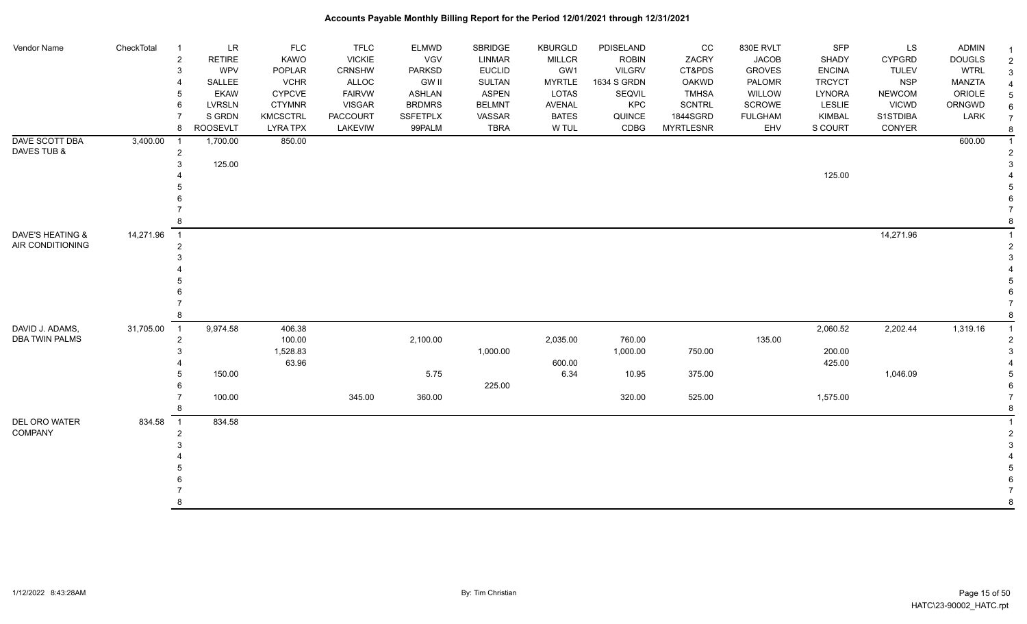# Accounts Payable Monthly Billing Report for the Period 12/01/2021 through 12/31/2021

| Vendor Name | CheckTotal | | LR | FLC | TFLC | ELMWD | SBRIDGE | KBURGLD | PDISELAND | CC | 830E RVLT | SFP | LS | ADMIN | |
|---|---|---|---|---|---|---|---|---|---|---|---|---|---|---|---|
| | | 1 | LR | FLC | TFLC | ELMWD | SBRIDGE | KBURGLD | PDISELAND | CC | 830E RVLT | SFP | LS | ADMIN | 1 |
| | | 2 | RETIRE | KAWO | VICKIE | VGV | LINMAR | MILLCR | ROBIN | ZACRY | JACOB | SHADY | CYPGRD | DOUGLS | 2 |
| | | 3 | WPV | POPLAR | CRNSHW | PARKSD | EUCLID | GW1 | VILGRV | CT&PDS | GROVES | ENCINA | TULEV | WTRL | 3 |
| | | 4 | SALLEE | VCHR | ALLOC | GW II | SULTAN | MYRTLE | 1634 S GRDN | OAKWD | PALOMR | TRCYCT | NSP | MANZTA | 4 |
| | | 5 | EKAW | CYPCVE | FAIRVW | ASHLAN | ASPEN | LOTAS | SEQVIL | TMHSA | WILLOW | LYNORA | NEWCOM | ORIOLE | 5 |
| | | 6 | LVRSLN | CTYMNR | VISGAR | BRDMRS | BELMNT | AVENAL | KPC | SCNTRL | SCROWE | LESLIE | VICWD | ORNGWD | 6 |
| | | 7 | S GRDN | KMCSCTRL | PACCOURT | SSFETPLX | VASSAR | BATES | QUINCE | 1844SGRD | FULGHAM | KIMBAL | S1STDIBA | LARK | 7 |
| | | 8 | ROOSEVLT | LYRA TPX | LAKEVIW | 99PALM | TBRA | W TUL | CDBG | MYRTLESNR | EHV | S COURT | CONYER | | 8 |
| DAVE SCOTT DBA | 3,400.00 | 1 | 1,700.00 | 850.00 | | | | | | | | | | 600.00 | 1 |
| DAVES TUB & | | 2 | | | | | | | | | | | | | 2 |
| | | 3 | 125.00 | | | | | | | | | | | | 3 |
| | | 4 | | | | | | | | | | 125.00 | | | 4 |
| | | 5 | | | | | | | | | | | | | 5 |
| | | 6 | | | | | | | | | | | | | 6 |
| | | 7 | | | | | | | | | | | | | 7 |
| | | 8 | | | | | | | | | | | | | 8 |
| DAVE'S HEATING & | 14,271.96 | 1 | | | | | | | | | | | 14,271.96 | | 1 |
| AIR CONDITIONING | | 2 | | | | | | | | | | | | | 2 |
| | | 3 | | | | | | | | | | | | | 3 |
| | | 4 | | | | | | | | | | | | | 4 |
| | | 5 | | | | | | | | | | | | | 5 |
| | | 6 | | | | | | | | | | | | | 6 |
| | | 7 | | | | | | | | | | | | | 7 |
| | | 8 | | | | | | | | | | | | | 8 |
| DAVID J. ADAMS, | 31,705.00 | 1 | 9,974.58 | 406.38 | | | | | | | | 2,060.52 | 2,202.44 | 1,319.16 | 1 |
| DBA TWIN PALMS | | 2 | | 100.00 | | 2,100.00 | | 2,035.00 | 760.00 | | 135.00 | | | | 2 |
| | | 3 | | 1,528.83 | | | 1,000.00 | | 1,000.00 | 750.00 | | 200.00 | | | 3 |
| | | 4 | | 63.96 | | | | 600.00 | | | | 425.00 | | | 4 |
| | | 5 | 150.00 | | | 5.75 | | 6.34 | 10.95 | 375.00 | | | 1,046.09 | | 5 |
| | | 6 | | | | | 225.00 | | | | | | | | 6 |
| | | 7 | 100.00 | | 345.00 | 360.00 | | | 320.00 | 525.00 | | 1,575.00 | | | 7 |
| | | 8 | | | | | | | | | | | | | 8 |
| DEL ORO WATER | 834.58 | 1 | 834.58 | | | | | | | | | | | | 1 |
| COMPANY | | 2 | | | | | | | | | | | | | 2 |
| | | 3 | | | | | | | | | | | | | 3 |
| | | 4 | | | | | | | | | | | | | 4 |
| | | 5 | | | | | | | | | | | | | 5 |
| | | 6 | | | | | | | | | | | | | 6 |
| | | 7 | | | | | | | | | | | | | 7 |
| | | 8 | | | | | | | | | | | | | 8 |

1/12/2022 8:43:28AM — By: Tim Christian — HATC\23-90002_HATC.rpt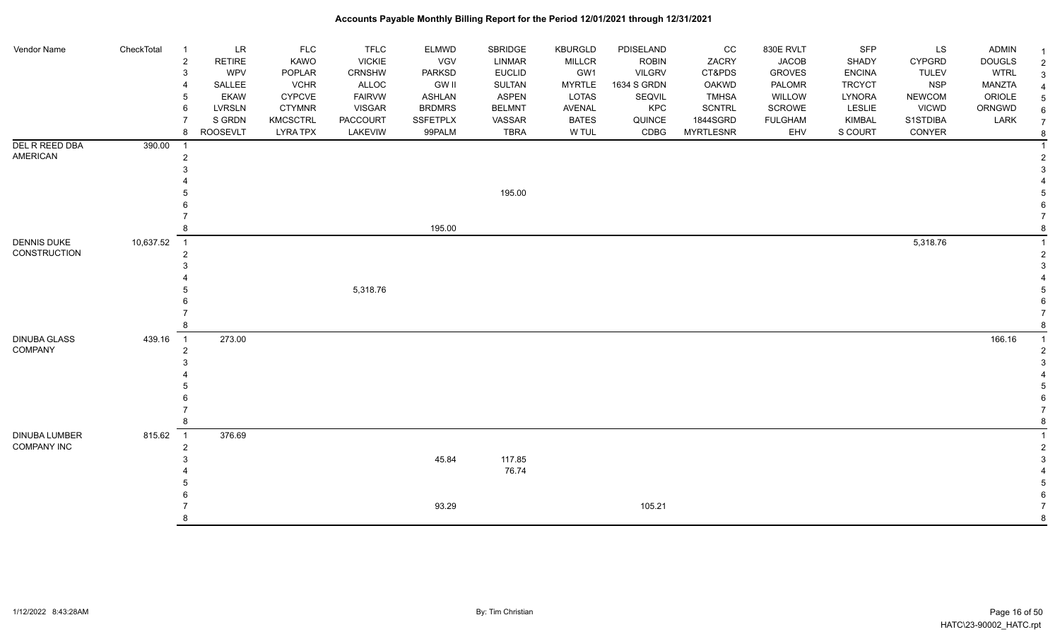# Accounts Payable Monthly Billing Report for the Period 12/01/2021 through 12/31/2021

| Vendor Name | CheckTotal | | LR | FLC | TFLC | ELMWD | SBRIDGE | KBURGLD | PDISELAND | CC | 830E RVLT | SFP | LS | ADMIN | |
|---|---|---|---|---|---|---|---|---|---|---|---|---|---|---|---|
| | | 1 | LR | FLC | TFLC | ELMWD | SBRIDGE | KBURGLD | PDISELAND | CC | 830E RVLT | SFP | LS | ADMIN | 1 |
| | | 2 | RETIRE | KAWO | VICKIE | VGV | LINMAR | MILLCR | ROBIN | ZACRY | JACOB | SHADY | CYPGRD | DOUGLS | 2 |
| | | 3 | WPV | POPLAR | CRNSHW | PARKSD | EUCLID | GW1 | VILGRV | CT&PDS | GROVES | ENCINA | TULEV | WTRL | 3 |
| | | 4 | SALLEE | VCHR | ALLOC | GW II | SULTAN | MYRTLE | 1634 S GRDN | OAKWD | PALOMR | TRCYCT | NSP | MANZTA | 4 |
| | | 5 | EKAW | CYPCVE | FAIRVW | ASHLAN | ASPEN | LOTAS | SEQVIL | TMHSA | WILLOW | LYNORA | NEWCOM | ORIOLE | 5 |
| | | 6 | LVRSLN | CTYMNR | VISGAR | BRDMRS | BELMNT | AVENAL | KPC | SCNTRL | SCROWE | LESLIE | VICWD | ORNGWD | 6 |
| | | 7 | S GRDN | KMCSCTRL | PACCOURT | SSFETPLX | VASSAR | BATES | QUINCE | 1844SGRD | FULGHAM | KIMBAL | S1STDIBA | LARK | 7 |
| | | 8 | ROOSEVLT | LYRA TPX | LAKEVIW | 99PALM | TBRA | W TUL | CDBG | MYRTLESNR | EHV | S COURT | CONYER | | 8 |
| DEL R REED DBA AMERICAN | 390.00 | 1 | | | | | | | | | | | | | 1 |
| | | 2 | | | | | | | | | | | | | 2 |
| | | 3 | | | | | | | | | | | | | 3 |
| | | 4 | | | | | | | | | | | | | 4 |
| | | 5 | | | | | 195.00 | | | | | | | | 5 |
| | | 6 | | | | | | | | | | | | | 6 |
| | | 7 | | | | | | | | | | | | | 7 |
| | | 8 | | | | 195.00 | | | | | | | | | 8 |
| DENNIS DUKE CONSTRUCTION | 10,637.52 | 1 | | | | | | | | | | | 5,318.76 | | 1 |
| | | 2 | | | | | | | | | | | | | 2 |
| | | 3 | | | | | | | | | | | | | 3 |
| | | 4 | | | | | | | | | | | | | 4 |
| | | 5 | | | 5,318.76 | | | | | | | | | | 5 |
| | | 6 | | | | | | | | | | | | | 6 |
| | | 7 | | | | | | | | | | | | | 7 |
| | | 8 | | | | | | | | | | | | | 8 |
| DINUBA GLASS COMPANY | 439.16 | 1 | 273.00 | | | | | | | | | | | 166.16 | 1 |
| | | 2 | | | | | | | | | | | | | 2 |
| | | 3 | | | | | | | | | | | | | 3 |
| | | 4 | | | | | | | | | | | | | 4 |
| | | 5 | | | | | | | | | | | | | 5 |
| | | 6 | | | | | | | | | | | | | 6 |
| | | 7 | | | | | | | | | | | | | 7 |
| | | 8 | | | | | | | | | | | | | 8 |
| DINUBA LUMBER COMPANY INC | 815.62 | 1 | 376.69 | | | | | | | | | | | | 1 |
| | | 2 | | | | | | | | | | | | | 2 |
| | | 3 | | | | 45.84 | 117.85 | | | | | | | | 3 |
| | | 4 | | | | | 76.74 | | | | | | | | 4 |
| | | 5 | | | | | | | | | | | | | 5 |
| | | 6 | | | | | | | | | | | | | 6 |
| | | 7 | | | | 93.29 | | | 105.21 | | | | | | 7 |
| | | 8 | | | | | | | | | | | | | 8 |

1/12/2022 8:43:28AM By: Tim Christian HATC\23-90002_HATC.rpt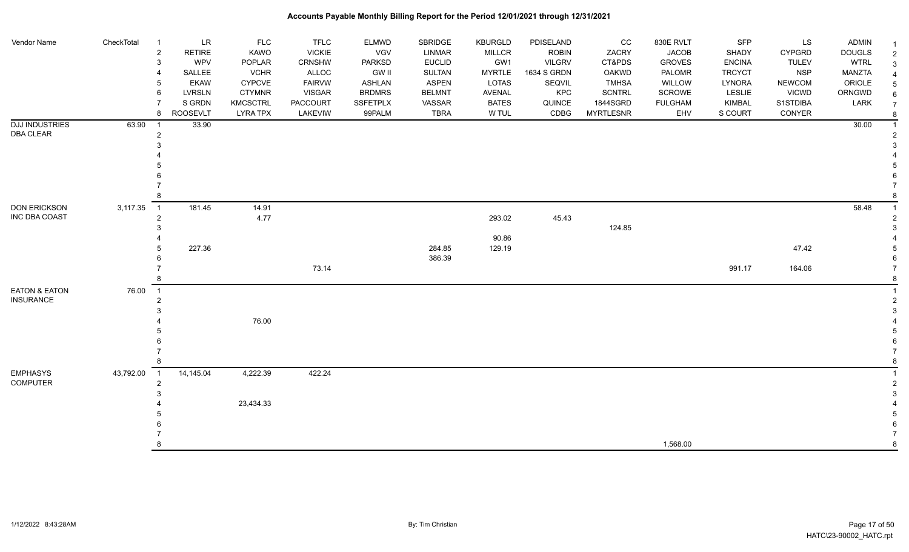# Accounts Payable Monthly Billing Report for the Period 12/01/2021 through 12/31/2021

| Vendor Name | CheckTotal | # | LR | FLC | TFLC | ELMWD | SBRIDGE | KBURGLD | PDISELAND | CC | 830E RVLT | SFP | LS | ADMIN |
|---|---|---|---|---|---|---|---|---|---|---|---|---|---|---|
| | | 2 | RETIRE | KAWO | VICKIE | VGV | LINMAR | MILLCR | ROBIN | ZACRY | JACOB | SHADY | CYPGRD | DOUGLS |
| | | 3 | WPV | POPLAR | CRNSHW | PARKSD | EUCLID | GW1 | VILGRV | CT&PDS | GROVES | ENCINA | TULEV | WTRL |
| | | 4 | SALLEE | VCHR | ALLOC | GW II | SULTAN | MYRTLE | 1634 S GRDN | OAKWD | PALOMR | TRCYCT | NSP | MANZTA |
| | | 5 | EKAW | CYPCVE | FAIRVW | ASHLAN | ASPEN | LOTAS | SEQVIL | TMHSA | WILLOW | LYNORA | NEWCOM | ORIOLE |
| | | 6 | LVRSLN | CTYMNR | VISGAR | BRDMRS | BELMNT | AVENAL | KPC | SCNTRL | SCROWE | LESLIE | VICWD | ORNGWD |
| | | 7 | S GRDN | KMCSCTRL | PACCOURT | SSFETPLX | VASSAR | BATES | QUINCE | 1844SGRD | FULGHAM | KIMBAL | S1STDIBA | LARK |
| | | 8 | ROOSEVLT | LYRA TPX | LAKEVIW | 99PALM | TBRA | W TUL | CDBG | MYRTLESNR | EHV | S COURT | CONYER | |
| DJJ INDUSTRIES DBA CLEAR | 63.90 | 1 | 33.90 | | | | | | | | | | | 30.00 |
| | | 2 | | | | | | | | | | | | |
| | | 3 | | | | | | | | | | | | |
| | | 4 | | | | | | | | | | | | |
| | | 5 | | | | | | | | | | | | |
| | | 6 | | | | | | | | | | | | |
| | | 7 | | | | | | | | | | | | |
| | | 8 | | | | | | | | | | | | |
| DON ERICKSON INC DBA COAST | 3,117.35 | 1 | 181.45 | 14.91 | | | | | | | | | | 58.48 |
| | | 2 | | 4.77 | | | | 293.02 | 45.43 | | | | | |
| | | 3 | | | | | | | | 124.85 | | | | |
| | | 4 | | | | | | 90.86 | | | | | | |
| | | 5 | 227.36 | | | | 284.85 | 129.19 | | | | | 47.42 | |
| | | 6 | | | | | 386.39 | | | | | | | |
| | | 7 | | | 73.14 | | | | | | | 991.17 | 164.06 | |
| | | 8 | | | | | | | | | | | | |
| EATON & EATON INSURANCE | 76.00 | 1 | | | | | | | | | | | | |
| | | 2 | | | | | | | | | | | | |
| | | 3 | | | | | | | | | | | | |
| | | 4 | | 76.00 | | | | | | | | | | |
| | | 5 | | | | | | | | | | | | |
| | | 6 | | | | | | | | | | | | |
| | | 7 | | | | | | | | | | | | |
| | | 8 | | | | | | | | | | | | |
| EMPHASYS COMPUTER | 43,792.00 | 1 | 14,145.04 | 4,222.39 | 422.24 | | | | | | | | | |
| | | 2 | | | | | | | | | | | | |
| | | 3 | | | | | | | | | | | | |
| | | 4 | | 23,434.33 | | | | | | | | | | |
| | | 5 | | | | | | | | | | | | |
| | | 6 | | | | | | | | | | | | |
| | | 7 | | | | | | | | | | | | |
| | | 8 | | | | | | | | | 1,568.00 | | | |

1/12/2022 8:43:28AM — By: Tim Christian — HATC\23-90002_HATC.rpt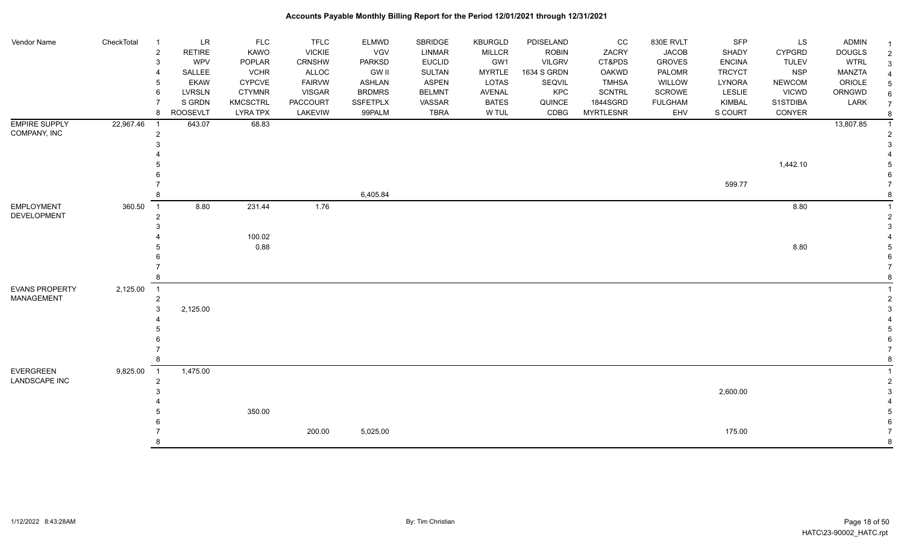# Accounts Payable Monthly Billing Report for the Period 12/01/2021 through 12/31/2021

| Vendor Name | CheckTotal | | | | | | | | | | | | | | |
|---|---|---|---|---|---|---|---|---|---|---|---|---|---|---|---|
| | | 1 | LR | FLC | TFLC | ELMWD | SBRIDGE | KBURGLD | PDISELAND | CC | 830E RVLT | SFP | LS | ADMIN | 1 |
| | | 2 | RETIRE | KAWO | VICKIE | VGV | LINMAR | MILLCR | ROBIN | ZACRY | JACOB | SHADY | CYPGRD | DOUGLS | 2 |
| | | 3 | WPV | POPLAR | CRNSHW | PARKSD | EUCLID | GW1 | VILGRV | CT&PDS | GROVES | ENCINA | TULEV | WTRL | 3 |
| | | 4 | SALLEE | VCHR | ALLOC | GW II | SULTAN | MYRTLE | 1634 S GRDN | OAKWD | PALOMR | TRCYCT | NSP | MANZTA | 4 |
| | | 5 | EKAW | CYPCVE | FAIRVW | ASHLAN | ASPEN | LOTAS | SEQVIL | TMHSA | WILLOW | LYNORA | NEWCOM | ORIOLE | 5 |
| | | 6 | LVRSLN | CTYMNR | VISGAR | BRDMRS | BELMNT | AVENAL | KPC | SCNTRL | SCROWE | LESLIE | VICWD | ORNGWD | 6 |
| | | 7 | S GRDN | KMCSCTRL | PACCOURT | SSFETPLX | VASSAR | BATES | QUINCE | 1844SGRD | FULGHAM | KIMBAL | S1STDIBA | LARK | 7 |
| | | 8 | ROOSEVLT | LYRA TPX | LAKEVIW | 99PALM | TBRA | W TUL | CDBG | MYRTLESNR | EHV | S COURT | CONYER | | 8 |
| EMPIRE SUPPLY COMPANY, INC | 22,967.46 | 1 | 643.07 | 68.83 | | | | | | | | | | 13,807.85 | 1 |
| | | 2 | | | | | | | | | | | | | 2 |
| | | 3 | | | | | | | | | | | | | 3 |
| | | 4 | | | | | | | | | | | | | 4 |
| | | 5 | | | | | | | | | | | 1,442.10 | | 5 |
| | | 6 | | | | | | | | | | | | | 6 |
| | | 7 | | | | | | | | | | 599.77 | | | 7 |
| | | 8 | | | | 6,405.84 | | | | | | | | | 8 |
| EMPLOYMENT DEVELOPMENT | 360.50 | 1 | 8.80 | 231.44 | 1.76 | | | | | | | | 8.80 | | 1 |
| | | 2 | | | | | | | | | | | | | 2 |
| | | 3 | | | | | | | | | | | | | 3 |
| | | 4 | | 100.02 | | | | | | | | | | | 4 |
| | | 5 | | 0.88 | | | | | | | | | 8.80 | | 5 |
| | | 6 | | | | | | | | | | | | | 6 |
| | | 7 | | | | | | | | | | | | | 7 |
| | | 8 | | | | | | | | | | | | | 8 |
| EVANS PROPERTY MANAGEMENT | 2,125.00 | 1 | | | | | | | | | | | | | 1 |
| | | 2 | | | | | | | | | | | | | 2 |
| | | 3 | 2,125.00 | | | | | | | | | | | | 3 |
| | | 4 | | | | | | | | | | | | | 4 |
| | | 5 | | | | | | | | | | | | | 5 |
| | | 6 | | | | | | | | | | | | | 6 |
| | | 7 | | | | | | | | | | | | | 7 |
| | | 8 | | | | | | | | | | | | | 8 |
| EVERGREEN LANDSCAPE INC | 9,825.00 | 1 | 1,475.00 | | | | | | | | | | | | 1 |
| | | 2 | | | | | | | | | | | | | 2 |
| | | 3 | | | | | | | | | | 2,600.00 | | | 3 |
| | | 4 | | | | | | | | | | | | | 4 |
| | | 5 | | 350.00 | | | | | | | | | | | 5 |
| | | 6 | | | | | | | | | | | | | 6 |
| | | 7 | | | 200.00 | 5,025.00 | | | | | | 175.00 | | | 7 |
| | | 8 | | | | | | | | | | | | | 8 |

1/12/2022 8:43:28AM — By: Tim Christian — HATC\23-90002_HATC.rpt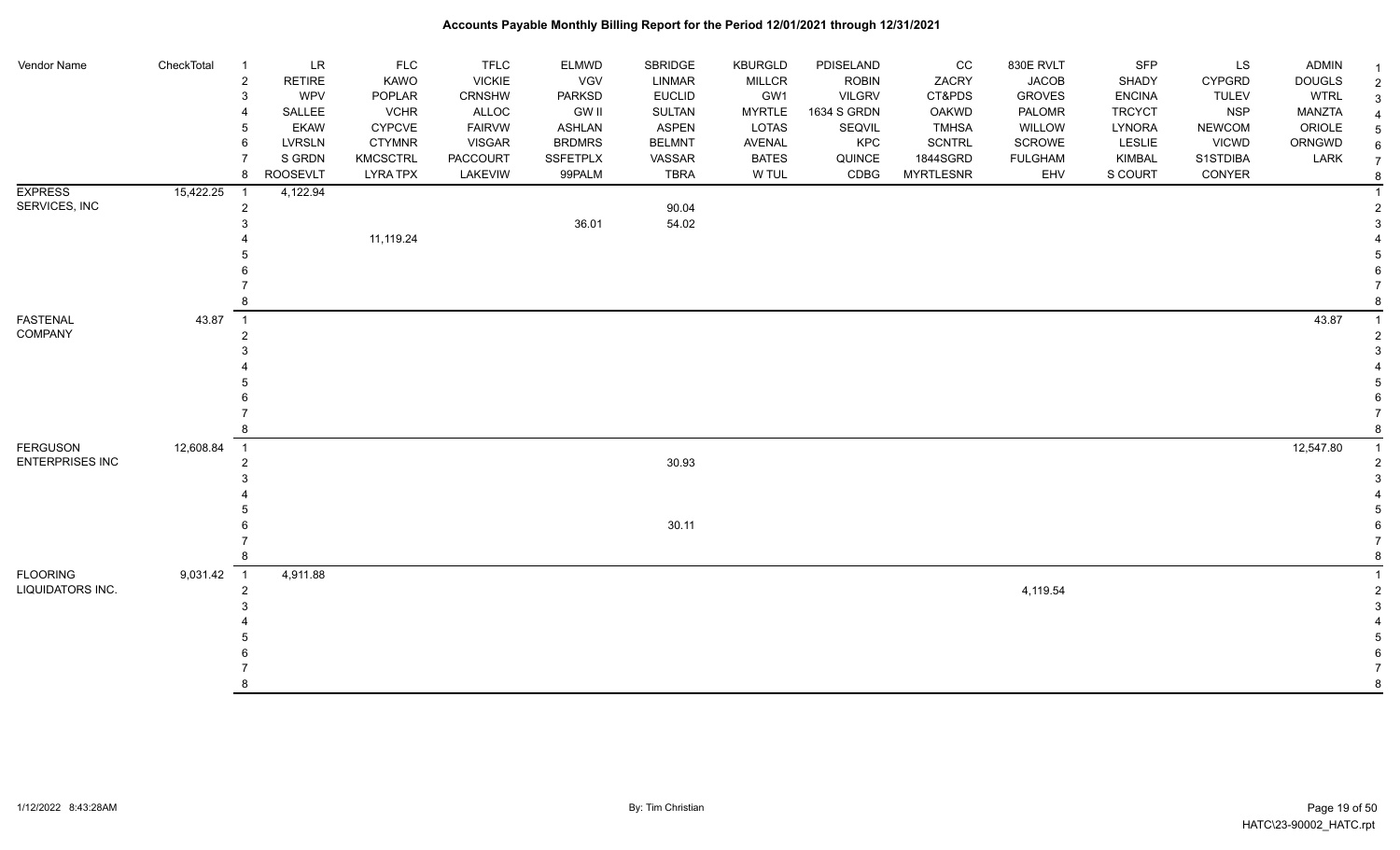| Vendor Name | CheckTotal | # | LR | FLC | TFLC | ELMWD | SBRIDGE | KBURGLD | PDISELAND | CC | 830E RVLT | SFP | LS | ADMIN | # |
|---|---|---|---|---|---|---|---|---|---|---|---|---|---|---|---|
| | | 2 | RETIRE | KAWO | VICKIE | VGV | LINMAR | MILLCR | ROBIN | ZACRY | JACOB | SHADY | CYPGRD | DOUGLS | 2 |
| | | 3 | WPV | POPLAR | CRNSHW | PARKSD | EUCLID | GW1 | VILGRV | CT&PDS | GROVES | ENCINA | TULEV | WTRL | 3 |
| | | 4 | SALLEE | VCHR | ALLOC | GW II | SULTAN | MYRTLE | 1634 S GRDN | OAKWD | PALOMR | TRCYCT | NSP | MANZTA | 4 |
| | | 5 | EKAW | CYPCVE | FAIRVW | ASHLAN | ASPEN | LOTAS | SEQVIL | TMHSA | WILLOW | LYNORA | NEWCOM | ORIOLE | 5 |
| | | 6 | LVRSLN | CTYMNR | VISGAR | BRDMRS | BELMNT | AVENAL | KPC | SCNTRL | SCROWE | LESLIE | VICWD | ORNGWD | 6 |
| | | 7 | S GRDN | KMCSCTRL | PACCOURT | SSFETPLX | VASSAR | BATES | QUINCE | 1844SGRD | FULGHAM | KIMBAL | S1STDIBA | LARK | 7 |
| | | 8 | ROOSEVELT | LYRA TPX | LAKEVIW | 99PALM | TBRA | W TUL | CDBG | MYRTLESNR | EHV | S COURT | CONYER | | 8 |
| EXPRESS SERVICES, INC | 15,422.25 | 1 | 4,122.94 | | | | | | | | | | | | 1 |
| | | 2 | | | | | 90.04 | | | | | | | | 2 |
| | | 3 | | | | 36.01 | 54.02 | | | | | | | | 3 |
| | | 4 | | 11,119.24 | | | | | | | | | | | 4 |
| | | 5 | | | | | | | | | | | | | 5 |
| | | 6 | | | | | | | | | | | | | 6 |
| | | 7 | | | | | | | | | | | | | 7 |
| | | 8 | | | | | | | | | | | | | 8 |
| FASTENAL COMPANY | 43.87 | 1 | | | | | | | | | | | | 43.87 | 1 |
| | | 2 | | | | | | | | | | | | | 2 |
| | | 3 | | | | | | | | | | | | | 3 |
| | | 4 | | | | | | | | | | | | | 4 |
| | | 5 | | | | | | | | | | | | | 5 |
| | | 6 | | | | | | | | | | | | | 6 |
| | | 7 | | | | | | | | | | | | | 7 |
| | | 8 | | | | | | | | | | | | | 8 |
| FERGUSON ENTERPRISES INC | 12,608.84 | 1 | | | | | | | | | | | | 12,547.80 | 1 |
| | | 2 | | | | | 30.93 | | | | | | | | 2 |
| | | 3 | | | | | | | | | | | | | 3 |
| | | 4 | | | | | | | | | | | | | 4 |
| | | 5 | | | | | | | | | | | | | 5 |
| | | 6 | | | | | 30.11 | | | | | | | | 6 |
| | | 7 | | | | | | | | | | | | | 7 |
| | | 8 | | | | | | | | | | | | | 8 |
| FLOORING LIQUIDATORS INC. | 9,031.42 | 1 | 4,911.88 | | | | | | | | | | | | 1 |
| | | 2 | | | | | | | | | 4,119.54 | | | | 2 |
| | | 3 | | | | | | | | | | | | | 3 |
| | | 4 | | | | | | | | | | | | | 4 |
| | | 5 | | | | | | | | | | | | | 5 |
| | | 6 | | | | | | | | | | | | | 6 |
| | | 7 | | | | | | | | | | | | | 7 |
| | | 8 | | | | | | | | | | | | | 8 |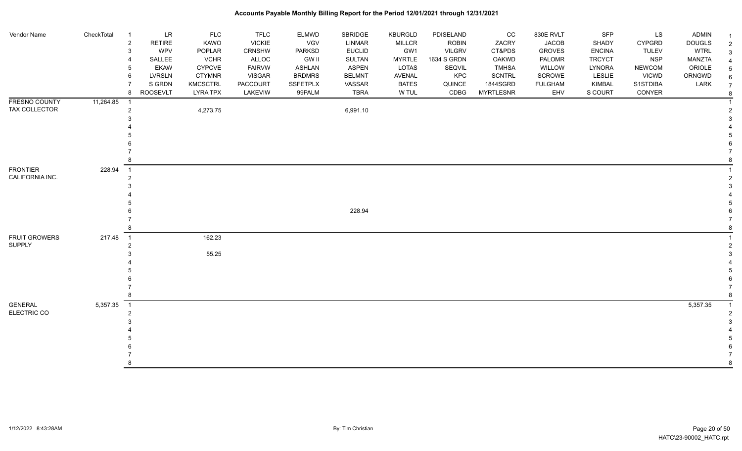# Accounts Payable Monthly Billing Report for the Period 12/01/2021 through 12/31/2021

| Vendor Name | CheckTotal | | | | | | | | | | | | | | |
|---|---|---|---|---|---|---|---|---|---|---|---|---|---|---|---|
| | | 1 | LR | FLC | TFLC | ELMWD | SBRIDGE | KBURGLD | PDISELAND | CC | 830E RVLT | SFP | LS | ADMIN | 1 |
| | | 2 | RETIRE | KAWO | VICKIE | VGV | LINMAR | MILLCR | ROBIN | ZACRY | JACOB | SHADY | CYPGRD | DOUGLS | 2 |
| | | 3 | WPV | POPLAR | CRNSHW | PARKSD | EUCLID | GW1 | VILGRV | CT&PDS | GROVES | ENCINA | TULEV | WTRL | 3 |
| | | 4 | SALLEE | VCHR | ALLOC | GW II | SULTAN | MYRTLE | 1634 S GRDN | OAKWD | PALOMR | TRCYCT | NSP | MANZTA | 4 |
| | | 5 | EKAW | CYPCVE | FAIRVW | ASHLAN | ASPEN | LOTAS | SEQVIL | TMHSA | WILLOW | LYNORA | NEWCOM | ORIOLE | 5 |
| | | 6 | LVRSLN | CTYMNR | VISGAR | BRDMRS | BELMNT | AVENAL | KPC | SCNTRL | SCROWE | LESLIE | VICWD | ORNGWD | 6 |
| | | 7 | S GRDN | KMCSCTRL | PACCOURT | SSFETPLX | VASSAR | BATES | QUINCE | 1844SGRD | FULGHAM | KIMBAL | S1STDIBA | LARK | 7 |
| | | 8 | ROOSEVLT | LYRA TPX | LAKEVIW | 99PALM | TBRA | W TUL | CDBG | MYRTLESNR | EHV | S COURT | CONYER | | 8 |
| FRESNO COUNTY TAX COLLECTOR | 11,264.85 | 1 | | | | | | | | | | | | | 1 |
| | | 2 | | 4,273.75 | | | 6,991.10 | | | | | | | | 2 |
| | | 3 | | | | | | | | | | | | | 3 |
| | | 4 | | | | | | | | | | | | | 4 |
| | | 5 | | | | | | | | | | | | | 5 |
| | | 6 | | | | | | | | | | | | | 6 |
| | | 7 | | | | | | | | | | | | | 7 |
| | | 8 | | | | | | | | | | | | | 8 |
| FRONTIER CALIFORNIA INC. | 228.94 | 1 | | | | | | | | | | | | | 1 |
| | | 2 | | | | | | | | | | | | | 2 |
| | | 3 | | | | | | | | | | | | | 3 |
| | | 4 | | | | | | | | | | | | | 4 |
| | | 5 | | | | | | | | | | | | | 5 |
| | | 6 | | | | | 228.94 | | | | | | | | 6 |
| | | 7 | | | | | | | | | | | | | 7 |
| | | 8 | | | | | | | | | | | | | 8 |
| FRUIT GROWERS SUPPLY | 217.48 | 1 | | 162.23 | | | | | | | | | | | 1 |
| | | 2 | | | | | | | | | | | | | 2 |
| | | 3 | | 55.25 | | | | | | | | | | | 3 |
| | | 4 | | | | | | | | | | | | | 4 |
| | | 5 | | | | | | | | | | | | | 5 |
| | | 6 | | | | | | | | | | | | | 6 |
| | | 7 | | | | | | | | | | | | | 7 |
| | | 8 | | | | | | | | | | | | | 8 |
| GENERAL ELECTRIC CO | 5,357.35 | 1 | | | | | | | | | | | | 5,357.35 | 1 |
| | | 2 | | | | | | | | | | | | | 2 |
| | | 3 | | | | | | | | | | | | | 3 |
| | | 4 | | | | | | | | | | | | | 4 |
| | | 5 | | | | | | | | | | | | | 5 |
| | | 6 | | | | | | | | | | | | | 6 |
| | | 7 | | | | | | | | | | | | | 7 |
| | | 8 | | | | | | | | | | | | | 8 |

1/12/2022 8:43:28AM By: Tim Christian HATC\23-90002_HATC.rpt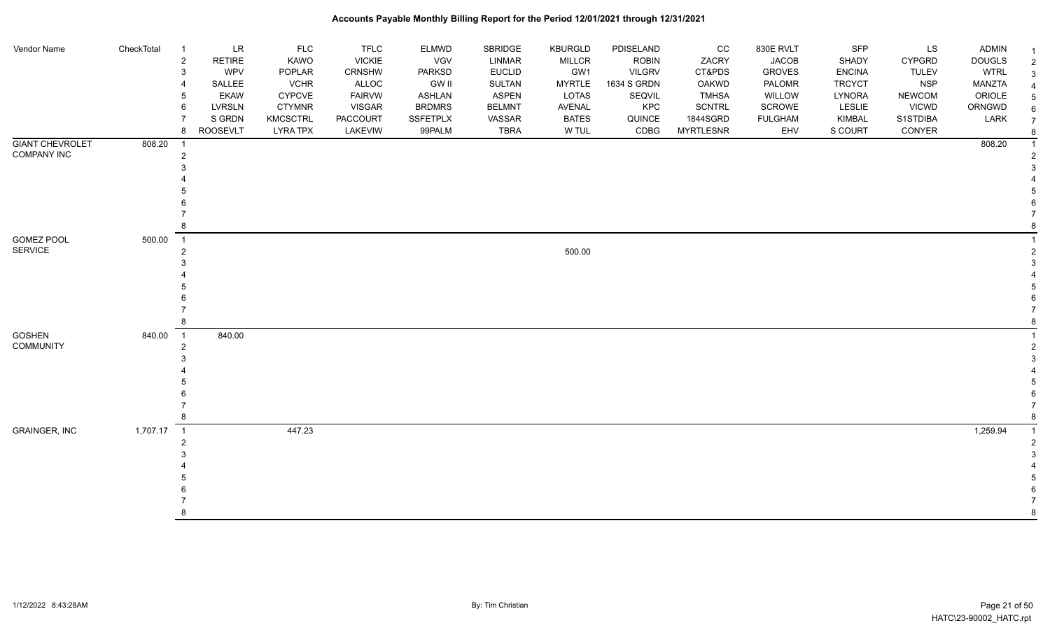# Accounts Payable Monthly Billing Report for the Period 12/01/2021 through 12/31/2021

| Vendor Name | CheckTotal | | LR | FLC | TFLC | ELMWD | SBRIDGE | KBURGLD | PDISELAND | CC | 830E RVLT | SFP | LS | ADMIN | |
|---|---|---|---|---|---|---|---|---|---|---|---|---|---|---|---|
| | | 1 | LR | FLC | TFLC | ELMWD | SBRIDGE | KBURGLD | PDISELAND | CC | 830E RVLT | SFP | LS | ADMIN | 1 |
| | | 2 | RETIRE | KAWO | VICKIE | VGV | LINMAR | MILLCR | ROBIN | ZACRY | JACOB | SHADY | CYPGRD | DOUGLS | 2 |
| | | 3 | WPV | POPLAR | CRNSHW | PARKSD | EUCLID | GW1 | VILGRV | CT&PDS | GROVES | ENCINA | TULEV | WTRL | 3 |
| | | 4 | SALLEE | VCHR | ALLOC | GW II | SULTAN | MYRTLE | 1634 S GRDN | OAKWD | PALOMR | TRCYCT | NSP | MANZTA | 4 |
| | | 5 | EKAW | CYPCVE | FAIRVW | ASHLAN | ASPEN | LOTAS | SEQVIL | TMHSA | WILLOW | LYNORA | NEWCOM | ORIOLE | 5 |
| | | 6 | LVRSLN | CTYMNR | VISGAR | BRDMRS | BELMNT | AVENAL | KPC | SCNTRL | SCROWE | LESLIE | VICWD | ORNGWD | 6 |
| | | 7 | S GRDN | KMCSCTRL | PACCOURT | SSFETPLX | VASSAR | BATES | QUINCE | 1844SGRD | FULGHAM | KIMBAL | S1STDIBA | LARK | 7 |
| | | 8 | ROOSEVLT | LYRA TPX | LAKEVIW | 99PALM | TBRA | W TUL | CDBG | MYRTLESNR | EHV | S COURT | CONYER | | 8 |
| GIANT CHEVROLET COMPANY INC | 808.20 | 1 | | | | | | | | | | | | 808.20 | 1 |
| | | 2 | | | | | | | | | | | | | 2 |
| | | 3 | | | | | | | | | | | | | 3 |
| | | 4 | | | | | | | | | | | | | 4 |
| | | 5 | | | | | | | | | | | | | 5 |
| | | 6 | | | | | | | | | | | | | 6 |
| | | 7 | | | | | | | | | | | | | 7 |
| | | 8 | | | | | | | | | | | | | 8 |
| GOMEZ POOL SERVICE | 500.00 | 1 | | | | | | | | | | | | | 1 |
| | | 2 | | | | | | 500.00 | | | | | | | 2 |
| | | 3 | | | | | | | | | | | | | 3 |
| | | 4 | | | | | | | | | | | | | 4 |
| | | 5 | | | | | | | | | | | | | 5 |
| | | 6 | | | | | | | | | | | | | 6 |
| | | 7 | | | | | | | | | | | | | 7 |
| | | 8 | | | | | | | | | | | | | 8 |
| GOSHEN COMMUNITY | 840.00 | 1 | 840.00 | | | | | | | | | | | | 1 |
| | | 2 | | | | | | | | | | | | | 2 |
| | | 3 | | | | | | | | | | | | | 3 |
| | | 4 | | | | | | | | | | | | | 4 |
| | | 5 | | | | | | | | | | | | | 5 |
| | | 6 | | | | | | | | | | | | | 6 |
| | | 7 | | | | | | | | | | | | | 7 |
| | | 8 | | | | | | | | | | | | | 8 |
| GRAINGER, INC | 1,707.17 | 1 | | 447.23 | | | | | | | | | | 1,259.94 | 1 |
| | | 2 | | | | | | | | | | | | | 2 |
| | | 3 | | | | | | | | | | | | | 3 |
| | | 4 | | | | | | | | | | | | | 4 |
| | | 5 | | | | | | | | | | | | | 5 |
| | | 6 | | | | | | | | | | | | | 6 |
| | | 7 | | | | | | | | | | | | | 7 |
| | | 8 | | | | | | | | | | | | | 8 |

1/12/2022 8:43:28AM — By: Tim Christian — HATC\23-90002_HATC.rpt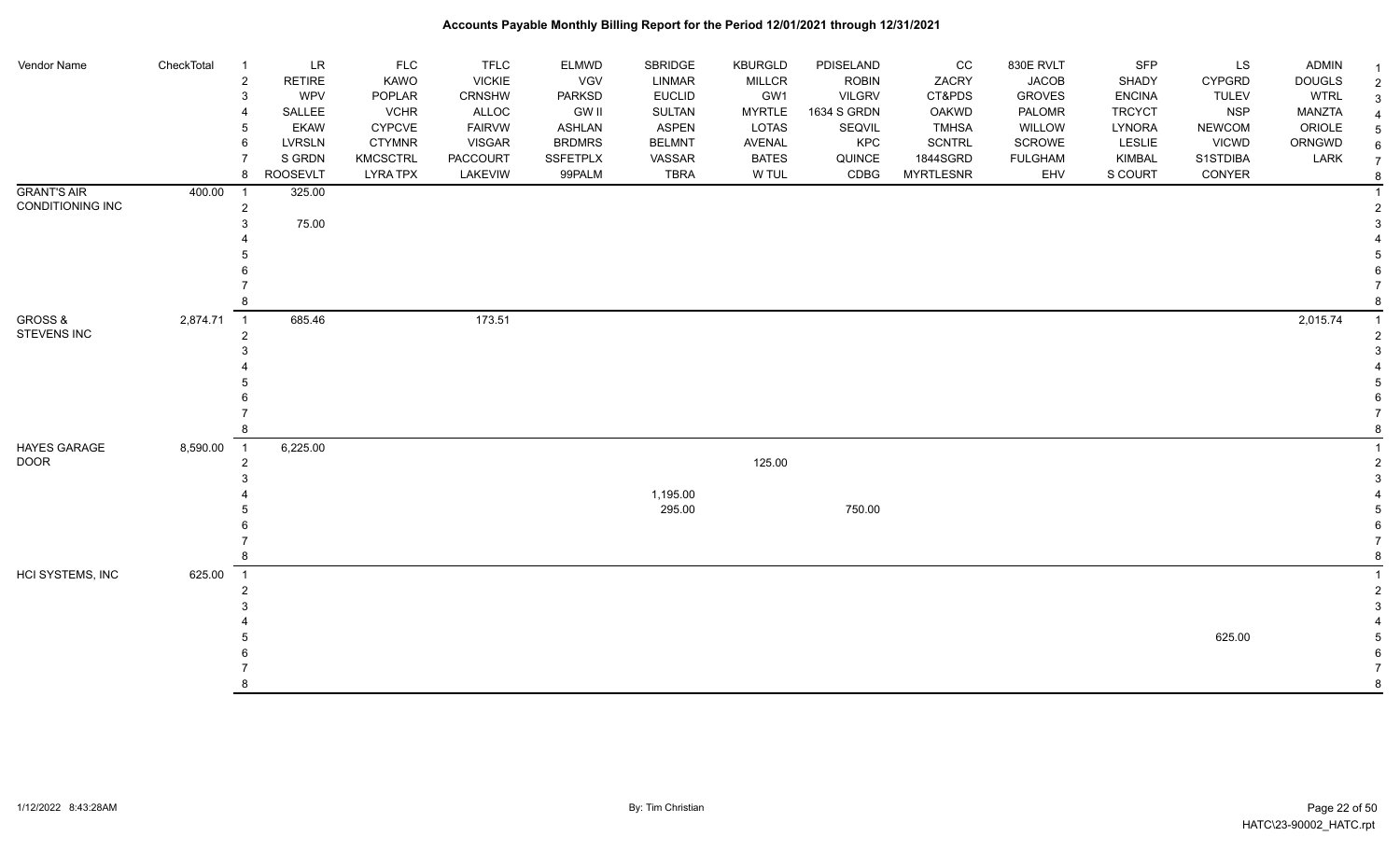# Accounts Payable Monthly Billing Report for the Period 12/01/2021 through 12/31/2021

| Vendor Name | CheckTotal | | LR | FLC | TFLC | ELMWD | SBRIDGE | KBURGLD | PDISELAND | CC | 830E RVLT | SFP | LS | ADMIN | |
|---|---|---|---|---|---|---|---|---|---|---|---|---|---|---|---|
| | | 1 | LR | FLC | TFLC | ELMWD | SBRIDGE | KBURGLD | PDISELAND | CC | 830E RVLT | SFP | LS | ADMIN | 1 |
| | | 2 | RETIRE | KAWO | VICKIE | VGV | LINMAR | MILLCR | ROBIN | ZACRY | JACOB | SHADY | CYPGRD | DOUGLS | 2 |
| | | 3 | WPV | POPLAR | CRNSHW | PARKSD | EUCLID | GW1 | VILGRV | CT&PDS | GROVES | ENCINA | TULEV | WTRL | 3 |
| | | 4 | SALLEE | VCHR | ALLOC | GW II | SULTAN | MYRTLE | 1634 S GRDN | OAKWD | PALOMR | TRCYCT | NSP | MANZTA | 4 |
| | | 5 | EKAW | CYPCVE | FAIRVW | ASHLAN | ASPEN | LOTAS | SEQVIL | TMHSA | WILLOW | LYNORA | NEWCOM | ORIOLE | 5 |
| | | 6 | LVRSLN | CTYMNR | VISGAR | BRDMRS | BELMNT | AVENAL | KPC | SCNTRL | SCROWE | LESLIE | VICWD | ORNGWD | 6 |
| | | 7 | S GRDN | KMCSCTRL | PACCOURT | SSFETPLX | VASSAR | BATES | QUINCE | 1844SGRD | FULGHAM | KIMBAL | S1STDIBA | LARK | 7 |
| | | 8 | ROOSEVELT | LYRA TPX | LAKEVIW | 99PALM | TBRA | W TUL | CDBG | MYRTLESNR | EHV | S COURT | CONYER | | 8 |
| GRANT'S AIR CONDITIONING INC | 400.00 | 1 | 325.00 | | | | | | | | | | | | 1 |
| | | 2 | | | | | | | | | | | | | 2 |
| | | 3 | 75.00 | | | | | | | | | | | | 3 |
| | | 4 | | | | | | | | | | | | | 4 |
| | | 5 | | | | | | | | | | | | | 5 |
| | | 6 | | | | | | | | | | | | | 6 |
| | | 7 | | | | | | | | | | | | | 7 |
| | | 8 | | | | | | | | | | | | | 8 |
| GROSS & STEVENS INC | 2,874.71 | 1 | 685.46 | | 173.51 | | | | | | | | | 2,015.74 | 1 |
| | | 2 | | | | | | | | | | | | | 2 |
| | | 3 | | | | | | | | | | | | | 3 |
| | | 4 | | | | | | | | | | | | | 4 |
| | | 5 | | | | | | | | | | | | | 5 |
| | | 6 | | | | | | | | | | | | | 6 |
| | | 7 | | | | | | | | | | | | | 7 |
| | | 8 | | | | | | | | | | | | | 8 |
| HAYES GARAGE DOOR | 8,590.00 | 1 | 6,225.00 | | | | | | | | | | | | 1 |
| | | 2 | | | | | | 125.00 | | | | | | | 2 |
| | | 3 | | | | | | | | | | | | | 3 |
| | | 4 | | | | | 1,195.00 | | | | | | | | 4 |
| | | 5 | | | | | 295.00 | | 750.00 | | | | | | 5 |
| | | 6 | | | | | | | | | | | | | 6 |
| | | 7 | | | | | | | | | | | | | 7 |
| | | 8 | | | | | | | | | | | | | 8 |
| HCI SYSTEMS, INC | 625.00 | 1 | | | | | | | | | | | | | 1 |
| | | 2 | | | | | | | | | | | | | 2 |
| | | 3 | | | | | | | | | | | | | 3 |
| | | 4 | | | | | | | | | | | | | 4 |
| | | 5 | | | | | | | | | | | 625.00 | | 5 |
| | | 6 | | | | | | | | | | | | | 6 |
| | | 7 | | | | | | | | | | | | | 7 |
| | | 8 | | | | | | | | | | | | | 8 |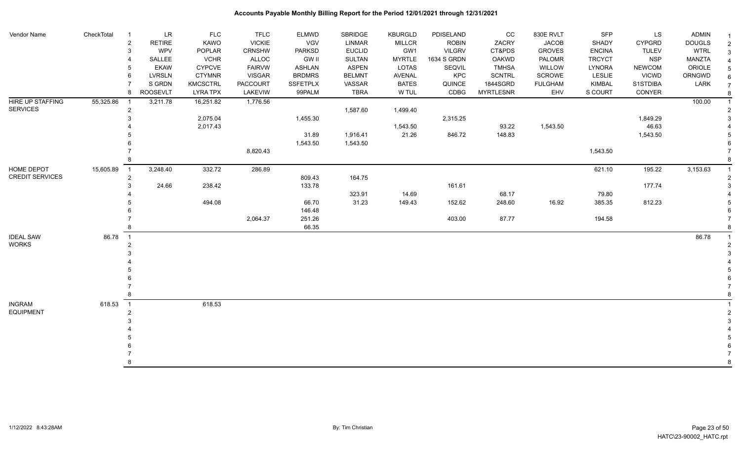# Accounts Payable Monthly Billing Report for the Period 12/01/2021 through 12/31/2021

| Vendor Name | CheckTotal | | LR | FLC | TFLC | ELMWD | SBRIDGE | KBURGLD | PDISELAND | CC | 830E RVLT | SFP | LS | ADMIN | |
|---|---|---|---|---|---|---|---|---|---|---|---|---|---|---|---|
| | | 1 | LR | FLC | TFLC | ELMWD | SBRIDGE | KBURGLD | PDISELAND | CC | 830E RVLT | SFP | LS | ADMIN | 1 |
| | | 2 | RETIRE | KAWO | VICKIE | VGV | LINMAR | MILLCR | ROBIN | ZACRY | JACOB | SHADY | CYPGRD | DOUGLS | 2 |
| | | 3 | WPV | POPLAR | CRNSHW | PARKSD | EUCLID | GW1 | VILGRV | CT&PDS | GROVES | ENCINA | TULEV | WTRL | 3 |
| | | 4 | SALLEE | VCHR | ALLOC | GW II | SULTAN | MYRTLE | 1634 S GRDN | OAKWD | PALOMR | TRCYCT | NSP | MANZTA | 4 |
| | | 5 | EKAW | CYPCVE | FAIRVW | ASHLAN | ASPEN | LOTAS | SEQVIL | TMHSA | WILLOW | LYNORA | NEWCOM | ORIOLE | 5 |
| | | 6 | LVRSLN | CTYMNR | VISGAR | BRDMRS | BELMNT | AVENAL | KPC | SCNTRL | SCROWE | LESLIE | VICWD | ORNGWD | 6 |
| | | 7 | S GRDN | KMCSCTRL | PACCOURT | SSFETPLX | VASSAR | BATES | QUINCE | 1844SGRD | FULGHAM | KIMBAL | S1STDIBA | LARK | 7 |
| | | 8 | ROOSEVLT | LYRA TPX | LAKEVIW | 99PALM | TBRA | W TUL | CDBG | MYRTLESNR | EHV | S COURT | CONYER | | 8 |
| HIRE UP STAFFING SERVICES | 55,325.86 | 1 | 3,211.78 | 16,251.82 | 1,776.56 | | | | | | | | | 100.00 | 1 |
| | | 2 | | | | | 1,587.60 | 1,499.40 | | | | | | | 2 |
| | | 3 | | 2,075.04 | | 1,455.30 | | | 2,315.25 | | | | 1,849.29 | | 3 |
| | | 4 | | 2,017.43 | | | | 1,543.50 | | 93.22 | 1,543.50 | | 46.63 | | 4 |
| | | 5 | | | | 31.89 | 1,916.41 | 21.26 | 846.72 | 148.83 | | | 1,543.50 | | 5 |
| | | 6 | | | | 1,543.50 | 1,543.50 | | | | | | | | 6 |
| | | 7 | | | 8,820.43 | | | | | | | 1,543.50 | | | 7 |
| | | 8 | | | | | | | | | | | | | 8 |
| HOME DEPOT CREDIT SERVICES | 15,605.89 | 1 | 3,248.40 | 332.72 | 286.89 | | | | | | | 621.10 | 195.22 | 3,153.63 | 1 |
| | | 2 | | | | 809.43 | 164.75 | | | | | | | | 2 |
| | | 3 | 24.66 | 238.42 | | 133.78 | | | 161.61 | | | | 177.74 | | 3 |
| | | 4 | | | | | 323.91 | 14.69 | | 68.17 | | 79.80 | | | 4 |
| | | 5 | | 494.08 | | 66.70 | 31.23 | 149.43 | 152.62 | 248.60 | 16.92 | 385.35 | 812.23 | | 5 |
| | | 6 | | | | 146.48 | | | | | | | | | 6 |
| | | 7 | | | 2,064.37 | 251.26 | | | 403.00 | 87.77 | | 194.58 | | | 7 |
| | | 8 | | | | 66.35 | | | | | | | | | 8 |
| IDEAL SAW WORKS | 86.78 | 1 | | | | | | | | | | | | 86.78 | 1 |
| | | 2 | | | | | | | | | | | | | 2 |
| | | 3 | | | | | | | | | | | | | 3 |
| | | 4 | | | | | | | | | | | | | 4 |
| | | 5 | | | | | | | | | | | | | 5 |
| | | 6 | | | | | | | | | | | | | 6 |
| | | 7 | | | | | | | | | | | | | 7 |
| | | 8 | | | | | | | | | | | | | 8 |
| INGRAM EQUIPMENT | 618.53 | 1 | | 618.53 | | | | | | | | | | | 1 |
| | | 2 | | | | | | | | | | | | | 2 |
| | | 3 | | | | | | | | | | | | | 3 |
| | | 4 | | | | | | | | | | | | | 4 |
| | | 5 | | | | | | | | | | | | | 5 |
| | | 6 | | | | | | | | | | | | | 6 |
| | | 7 | | | | | | | | | | | | | 7 |
| | | 8 | | | | | | | | | | | | | 8 |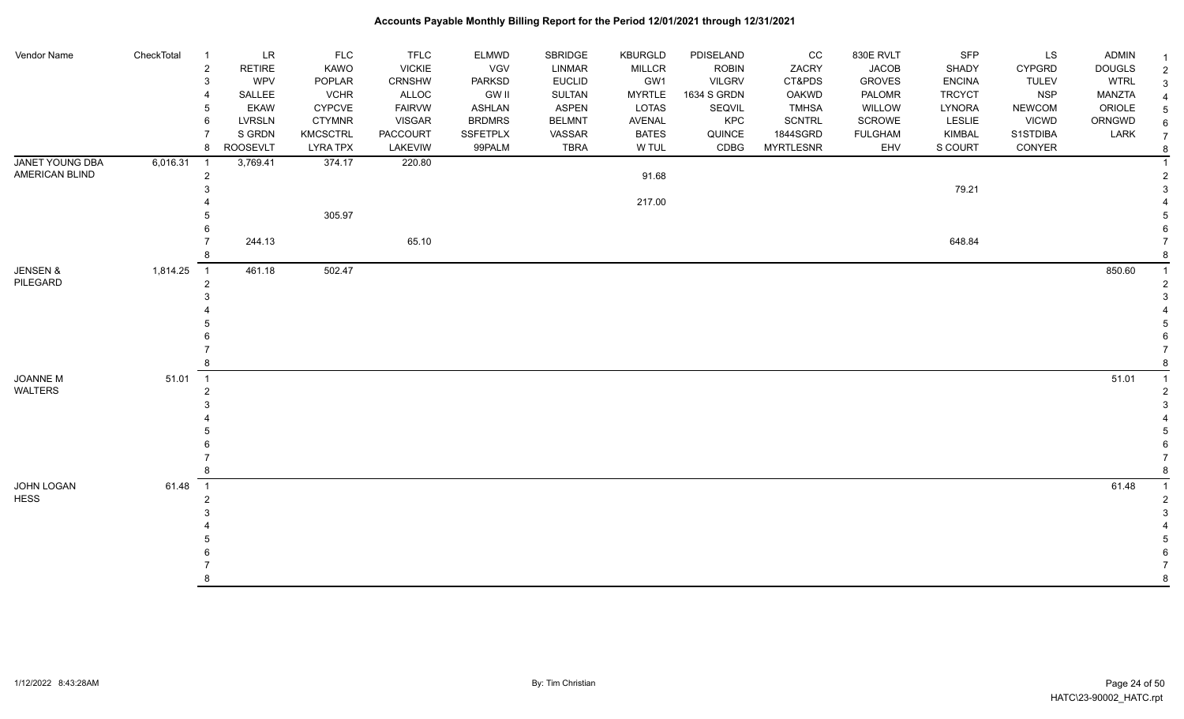# Accounts Payable Monthly Billing Report for the Period 12/01/2021 through 12/31/2021

| Vendor Name | CheckTotal | | | | | | | | | | | | | | |
|---|---|---|---|---|---|---|---|---|---|---|---|---|---|---|---|
| | | 1 | LR | FLC | TFLC | ELMWD | SBRIDGE | KBURGLD | PDISELAND | CC | 830E RVLT | SFP | LS | ADMIN | 1 |
| | | 2 | RETIRE | KAWO | VICKIE | VGV | LINMAR | MILLCR | ROBIN | ZACRY | JACOB | SHADY | CYPGRD | DOUGLS | 2 |
| | | 3 | WPV | POPLAR | CRNSHW | PARKSD | EUCLID | GW1 | VILGRV | CT&PDS | GROVES | ENCINA | TULEV | WTRL | 3 |
| | | 4 | SALLEE | VCHR | ALLOC | GW II | SULTAN | MYRTLE | 1634 S GRDN | OAKWD | PALOMR | TRCYCT | NSP | MANZTA | 4 |
| | | 5 | EKAW | CYPCVE | FAIRVW | ASHLAN | ASPEN | LOTAS | SEQVIL | TMHSA | WILLOW | LYNORA | NEWCOM | ORIOLE | 5 |
| | | 6 | LVRSLN | CTYMNR | VISGAR | BRDMRS | BELMNT | AVENAL | KPC | SCNTRL | SCROWE | LESLIE | VICWD | ORNGWD | 6 |
| | | 7 | S GRDN | KMCSCTRL | PACCOURT | SSFETPLX | VASSAR | BATES | QUINCE | 1844SGRD | FULGHAM | KIMBAL | S1STDIBA | LARK | 7 |
| | | 8 | ROOSEVLT | LYRA TPX | LAKEVIW | 99PALM | TBRA | W TUL | CDBG | MYRTLESNR | EHV | S COURT | CONYER | | 8 |
| JANET YOUNG DBA AMERICAN BLIND | 6,016.31 | 1 | 3,769.41 | 374.17 | 220.80 | | | | | | | | | | 1 |
| | | 2 | | | | | | 91.68 | | | | | | | 2 |
| | | 3 | | | | | | | | | | 79.21 | | | 3 |
| | | 4 | | | | | | 217.00 | | | | | | | 4 |
| | | 5 | | 305.97 | | | | | | | | | | | 5 |
| | | 6 | | | | | | | | | | | | | 6 |
| | | 7 | 244.13 | | 65.10 | | | | | | | 648.84 | | | 7 |
| | | 8 | | | | | | | | | | | | | 8 |
| JENSEN & PILEGARD | 1,814.25 | 1 | 461.18 | 502.47 | | | | | | | | | | 850.60 | 1 |
| | | 2 | | | | | | | | | | | | | 2 |
| | | 3 | | | | | | | | | | | | | 3 |
| | | 4 | | | | | | | | | | | | | 4 |
| | | 5 | | | | | | | | | | | | | 5 |
| | | 6 | | | | | | | | | | | | | 6 |
| | | 7 | | | | | | | | | | | | | 7 |
| | | 8 | | | | | | | | | | | | | 8 |
| JOANNE M WALTERS | 51.01 | 1 | | | | | | | | | | | | 51.01 | 1 |
| | | 2 | | | | | | | | | | | | | 2 |
| | | 3 | | | | | | | | | | | | | 3 |
| | | 4 | | | | | | | | | | | | | 4 |
| | | 5 | | | | | | | | | | | | | 5 |
| | | 6 | | | | | | | | | | | | | 6 |
| | | 7 | | | | | | | | | | | | | 7 |
| | | 8 | | | | | | | | | | | | | 8 |
| JOHN LOGAN HESS | 61.48 | 1 | | | | | | | | | | | | 61.48 | 1 |
| | | 2 | | | | | | | | | | | | | 2 |
| | | 3 | | | | | | | | | | | | | 3 |
| | | 4 | | | | | | | | | | | | | 4 |
| | | 5 | | | | | | | | | | | | | 5 |
| | | 6 | | | | | | | | | | | | | 6 |
| | | 7 | | | | | | | | | | | | | 7 |
| | | 8 | | | | | | | | | | | | | 8 |

1/12/2022 8:43:28AM — By: Tim Christian — HATC\23-90002_HATC.rpt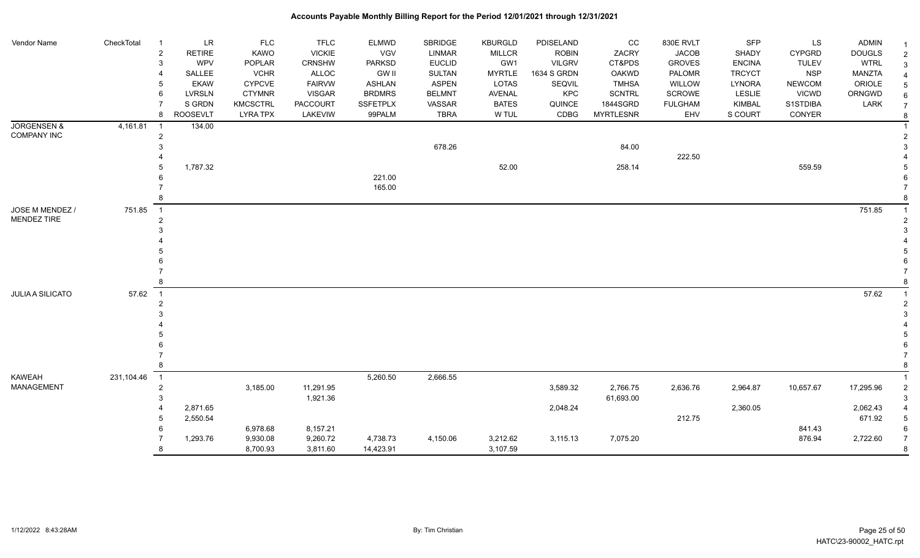# Accounts Payable Monthly Billing Report for the Period 12/01/2021 through 12/31/2021

| Vendor Name | CheckTotal | | LR | FLC | TFLC | ELMWD | SBRIDGE | KBURGLD | PDISELAND | CC | 830E RVLT | SFP | LS | ADMIN | |
|---|---|---|---|---|---|---|---|---|---|---|---|---|---|---|---|
| | | 2 | RETIRE | KAWO | VICKIE | VGV | LINMAR | MILLCR | ROBIN | ZACRY | JACOB | SHADY | CYPGRD | DOUGLS | 2 |
| | | 3 | WPV | POPLAR | CRNSHW | PARKSD | EUCLID | GW1 | VILGRV | CT&PDS | GROVES | ENCINA | TULEV | WTRL | 3 |
| | | 4 | SALLEE | VCHR | ALLOC | GW II | SULTAN | MYRTLE | 1634 S GRDN | OAKWD | PALOMR | TRCYCT | NSP | MANZTA | 4 |
| | | 5 | EKAW | CYPCVE | FAIRVW | ASHLAN | ASPEN | LOTAS | SEQVIL | TMHSA | WILLOW | LYNORA | NEWCOM | ORIOLE | 5 |
| | | 6 | LVRSLN | CTYMNR | VISGAR | BRDMRS | BELMNT | AVENAL | KPC | SCNTRL | SCROWE | LESLIE | VICWD | ORNGWD | 6 |
| | | 7 | S GRDN | KMCSCTRL | PACCOURT | SSFETPLX | VASSAR | BATES | QUINCE | 1844SGRD | FULGHAM | KIMBAL | S1STDIBA | LARK | 7 |
| | | 8 | ROOSEVLT | LYRA TPX | LAKEVIW | 99PALM | TBRA | W TUL | CDBG | MYRTLESNR | EHV | S COURT | CONYER | | 8 |
| JORGENSEN & COMPANY INC | 4,161.81 | 1 | 134.00 | | | | | | | | | | | | 1 |
| | | 2 | | | | | | | | | | | | | 2 |
| | | 3 | | | | | 678.26 | | | 84.00 | | | | | 3 |
| | | 4 | | | | | | | | | 222.50 | | | | 4 |
| | | 5 | 1,787.32 | | | | | 52.00 | | 258.14 | | | 559.59 | | 5 |
| | | 6 | | | | 221.00 | | | | | | | | | 6 |
| | | 7 | | | | 165.00 | | | | | | | | | 7 |
| | | 8 | | | | | | | | | | | | | 8 |
| JOSE M MENDEZ / MENDEZ TIRE | 751.85 | 1 | | | | | | | | | | | | 751.85 | 1 |
| | | 2 | | | | | | | | | | | | | 2 |
| | | 3 | | | | | | | | | | | | | 3 |
| | | 4 | | | | | | | | | | | | | 4 |
| | | 5 | | | | | | | | | | | | | 5 |
| | | 6 | | | | | | | | | | | | | 6 |
| | | 7 | | | | | | | | | | | | | 7 |
| | | 8 | | | | | | | | | | | | | 8 |
| JULIA A SILICATO | 57.62 | 1 | | | | | | | | | | | | 57.62 | 1 |
| | | 2 | | | | | | | | | | | | | 2 |
| | | 3 | | | | | | | | | | | | | 3 |
| | | 4 | | | | | | | | | | | | | 4 |
| | | 5 | | | | | | | | | | | | | 5 |
| | | 6 | | | | | | | | | | | | | 6 |
| | | 7 | | | | | | | | | | | | | 7 |
| | | 8 | | | | | | | | | | | | | 8 |
| KAWEAH MANAGEMENT | 231,104.46 | 1 | | | | 5,260.50 | 2,666.55 | | | | | | | | 1 |
| | | 2 | | 3,185.00 | 11,291.95 | | | | 3,589.32 | 2,766.75 | 2,636.76 | 2,964.87 | 10,657.67 | 17,295.96 | 2 |
| | | 3 | | | 1,921.36 | | | | | 61,693.00 | | | | | 3 |
| | | 4 | 2,871.65 | | | | | | 2,048.24 | | | 2,360.05 | | 2,062.43 | 4 |
| | | 5 | 2,550.54 | | | | | | | | 212.75 | | | 671.92 | 5 |
| | | 6 | | 6,978.68 | 8,157.21 | | | | | | | | 841.43 | | 6 |
| | | 7 | 1,293.76 | 9,930.08 | 9,260.72 | 4,738.73 | 4,150.06 | 3,212.62 | 3,115.13 | 7,075.20 | | | 876.94 | 2,722.60 | 7 |
| | | 8 | | 8,700.93 | 3,811.60 | 14,423.91 | | 3,107.59 | | | | | | | 8 |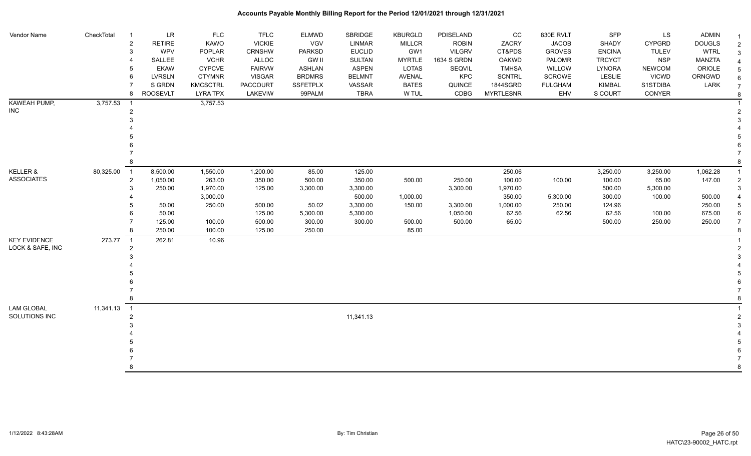# Accounts Payable Monthly Billing Report for the Period 12/01/2021 through 12/31/2021

| Vendor Name | CheckTotal | # | | | | | | | | | | | | |
|---|---|---|---|---|---|---|---|---|---|---|---|---|---|---|
| | | 1 | LR | FLC | TFLC | ELMWD | SBRIDGE | KBURGLD | PDISELAND | CC | 830E RVLT | SFP | LS | ADMIN |
| | | 2 | RETIRE | KAWO | VICKIE | VGV | LINMAR | MILLCR | ROBIN | ZACRY | JACOB | SHADY | CYPGRD | DOUGLS |
| | | 3 | WPV | POPLAR | CRNSHW | PARKSD | EUCLID | GW1 | VILGRV | CT&PDS | GROVES | ENCINA | TULEV | WTRL |
| | | 4 | SALLEE | VCHR | ALLOC | GW II | SULTAN | MYRTLE | 1634 S GRDN | OAKWD | PALOMR | TRCYCT | NSP | MANZTA |
| | | 5 | EKAW | CYPCVE | FAIRVW | ASHLAN | ASPEN | LOTAS | SEQVIL | TMHSA | WILLOW | LYNORA | NEWCOM | ORIOLE |
| | | 6 | LVRSLN | CTYMNR | VISGAR | BRDMRS | BELMNT | AVENAL | KPC | SCNTRL | SCROWE | LESLIE | VICWD | ORNGWD |
| | | 7 | S GRDN | KMCSCTRL | PACCOURT | SSFETPLX | VASSAR | BATES | QUINCE | 1844SGRD | FULGHAM | KIMBAL | S1STDIBA | LARK |
| | | 8 | ROOSEVLT | LYRA TPX | LAKEVIW | 99PALM | TBRA | W TUL | CDBG | MYRTLESNR | EHV | S COURT | CONYER | |
| KAWEAH PUMP, INC | 3,757.53 | 1 | | 3,757.53 | | | | | | | | | | |
| | | 2 | | | | | | | | | | | | |
| | | 3 | | | | | | | | | | | | |
| | | 4 | | | | | | | | | | | | |
| | | 5 | | | | | | | | | | | | |
| | | 6 | | | | | | | | | | | | |
| | | 7 | | | | | | | | | | | | |
| | | 8 | | | | | | | | | | | | |
| KELLER & ASSOCIATES | 80,325.00 | 1 | 8,500.00 | 1,550.00 | 1,200.00 | 85.00 | 125.00 | | | 250.06 | | 3,250.00 | 3,250.00 | 1,062.28 |
| | | 2 | 1,050.00 | 263.00 | 350.00 | 500.00 | 350.00 | 500.00 | 250.00 | 100.00 | 100.00 | 100.00 | 65.00 | 147.00 |
| | | 3 | 250.00 | 1,970.00 | 125.00 | 3,300.00 | 3,300.00 | | 3,300.00 | 1,970.00 | | 500.00 | 5,300.00 | |
| | | 4 | | 3,000.00 | | | 500.00 | 1,000.00 | | 350.00 | 5,300.00 | 300.00 | 100.00 | 500.00 |
| | | 5 | 50.00 | 250.00 | 500.00 | 50.02 | 3,300.00 | 150.00 | 3,300.00 | 1,000.00 | 250.00 | 124.96 | | 250.00 |
| | | 6 | 50.00 | | 125.00 | 5,300.00 | 5,300.00 | | 1,050.00 | 62.56 | 62.56 | 62.56 | 100.00 | 675.00 |
| | | 7 | 125.00 | 100.00 | 500.00 | 300.00 | 300.00 | 500.00 | 500.00 | 65.00 | | 500.00 | 250.00 | 250.00 |
| | | 8 | 250.00 | 100.00 | 125.00 | 250.00 | | 85.00 | | | | | | |
| KEY EVIDENCE LOCK & SAFE, INC | 273.77 | 1 | 262.81 | 10.96 | | | | | | | | | | |
| | | 2 | | | | | | | | | | | | |
| | | 3 | | | | | | | | | | | | |
| | | 4 | | | | | | | | | | | | |
| | | 5 | | | | | | | | | | | | |
| | | 6 | | | | | | | | | | | | |
| | | 7 | | | | | | | | | | | | |
| | | 8 | | | | | | | | | | | | |
| LAM GLOBAL SOLUTIONS INC | 11,341.13 | 1 | | | | | | | | | | | | |
| | | 2 | | | | | 11,341.13 | | | | | | | |
| | | 3 | | | | | | | | | | | | |
| | | 4 | | | | | | | | | | | | |
| | | 5 | | | | | | | | | | | | |
| | | 6 | | | | | | | | | | | | |
| | | 7 | | | | | | | | | | | | |
| | | 8 | | | | | | | | | | | | |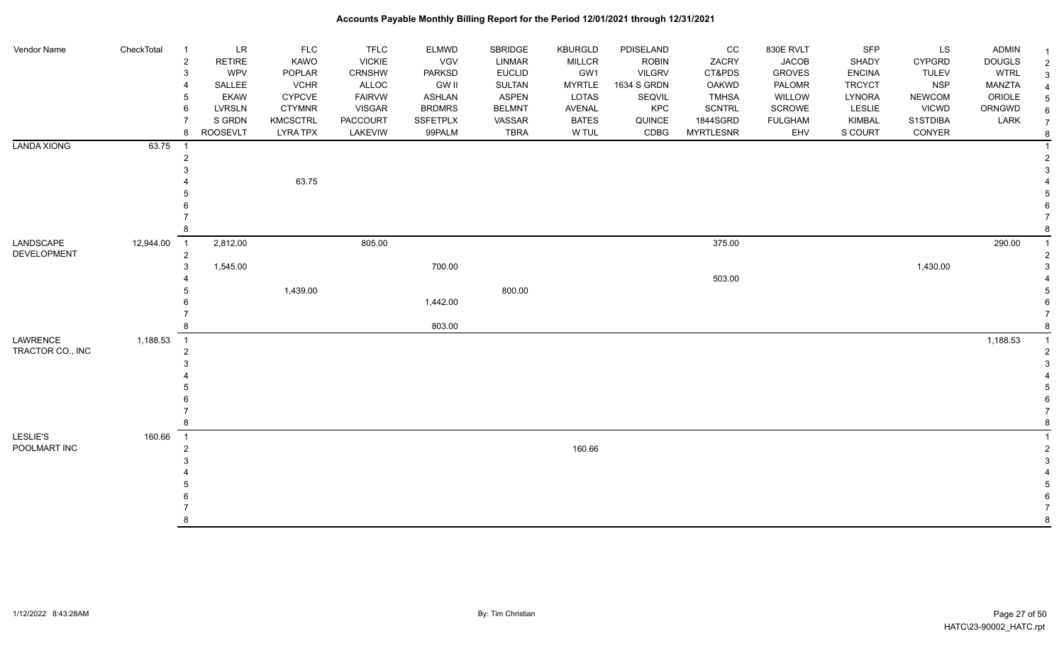# Accounts Payable Monthly Billing Report for the Period 12/01/2021 through 12/31/2021

| Vendor Name | CheckTotal | | LR | FLC | TFLC | ELMWD | SBRIDGE | KBURGLD | PDISELAND | CC | 830E RVLT | SFP | LS | ADMIN |
|---|---|---|---|---|---|---|---|---|---|---|---|---|---|---|
| | | 2 | RETIRE | KAWO | VICKIE | VGV | LINMAR | MILLCR | ROBIN | ZACRY | JACOB | SHADY | CYPGRD | DOUGLS |
| | | 3 | WPV | POPLAR | CRNSHW | PARKSD | EUCLID | GW1 | VILGRV | CT&PDS | GROVES | ENCINA | TULEV | WTRL |
| | | 4 | SALLEE | VCHR | ALLOC | GW II | SULTAN | MYRTLE | 1634 S GRDN | OAKWD | PALOMR | TRCYCT | NSP | MANZTA |
| | | 5 | EKAW | CYPCVE | FAIRVW | ASHLAN | ASPEN | LOTAS | SEQVIL | TMHSA | WILLOW | LYNORA | NEWCOM | ORIOLE |
| | | 6 | LVRSLN | CTYMNR | VISGAR | BRDMRS | BELMNT | AVENAL | KPC | SCNTRL | SCROWE | LESLIE | VICWD | ORNGWD |
| | | 7 | S GRDN | KMCSCTRL | PACCOURT | SSFETPLX | VASSAR | BATES | QUINCE | 1844SGRD | FULGHAM | KIMBAL | S1STDIBA | LARK |
| | | 8 | ROOSEVLT | LYRA TPX | LAKEVIW | 99PALM | TBRA | W TUL | CDBG | MYRTLESNR | EHV | S COURT | CONYER | |
| LANDA XIONG | 63.75 | 1 | | | | | | | | | | | | |
| | | 2 | | | | | | | | | | | | |
| | | 3 | | | | | | | | | | | | |
| | | 4 | | 63.75 | | | | | | | | | | |
| | | 5 | | | | | | | | | | | | |
| | | 6 | | | | | | | | | | | | |
| | | 7 | | | | | | | | | | | | |
| | | 8 | | | | | | | | | | | | |
| LANDSCAPE DEVELOPMENT | 12,944.00 | 1 | 2,812.00 | | 805.00 | | | | | 375.00 | | | | 290.00 |
| | | 2 | | | | | | | | | | | | |
| | | 3 | 1,545.00 | | | 700.00 | | | | | | | 1,430.00 | |
| | | 4 | | | | | | | | 503.00 | | | | |
| | | 5 | | 1,439.00 | | | 800.00 | | | | | | | |
| | | 6 | | | | 1,442.00 | | | | | | | | |
| | | 7 | | | | | | | | | | | | |
| | | 8 | | | | 803.00 | | | | | | | | |
| LAWRENCE TRACTOR CO., INC | 1,188.53 | 1 | | | | | | | | | | | | 1,188.53 |
| | | 2 | | | | | | | | | | | | |
| | | 3 | | | | | | | | | | | | |
| | | 4 | | | | | | | | | | | | |
| | | 5 | | | | | | | | | | | | |
| | | 6 | | | | | | | | | | | | |
| | | 7 | | | | | | | | | | | | |
| | | 8 | | | | | | | | | | | | |
| LESLIE'S POOLMART INC | 160.66 | 1 | | | | | | | | | | | | |
| | | 2 | | | | | | 160.66 | | | | | | |
| | | 3 | | | | | | | | | | | | |
| | | 4 | | | | | | | | | | | | |
| | | 5 | | | | | | | | | | | | |
| | | 6 | | | | | | | | | | | | |
| | | 7 | | | | | | | | | | | | |
| | | 8 | | | | | | | | | | | | |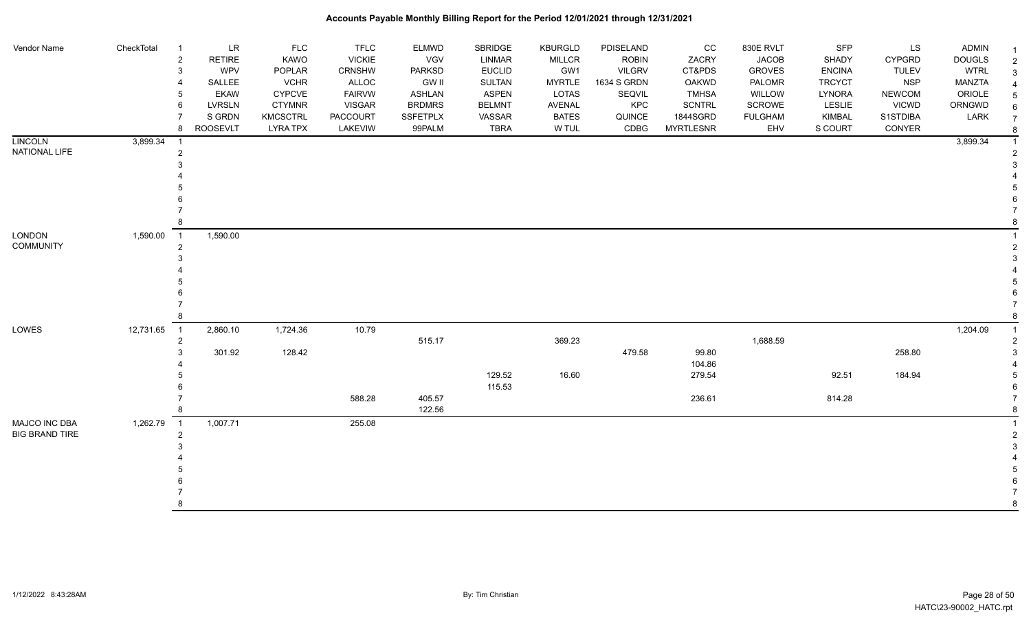## Accounts Payable Monthly Billing Report for the Period 12/01/2021 through 12/31/2021

| Vendor Name | CheckTotal | | | | | | | | | | | | | | |
|---|---|---|---|---|---|---|---|---|---|---|---|---|---|---|---|
| | | 1 | LR | FLC | TFLC | ELMWD | SBRIDGE | KBURGLD | PDISELAND | CC | 830E RVLT | SFP | LS | ADMIN | 1 |
| | | 2 | RETIRE | KAWO | VICKIE | VGV | LINMAR | MILLCR | ROBIN | ZACRY | JACOB | SHADY | CYPGRD | DOUGLS | 2 |
| | | 3 | WPV | POPLAR | CRNSHW | PARKSD | EUCLID | GW1 | VILGRV | CT&PDS | GROVES | ENCINA | TULEV | WTRL | 3 |
| | | 4 | SALLEE | VCHR | ALLOC | GW II | SULTAN | MYRTLE | 1634 S GRDN | OAKWD | PALOMR | TRCYCT | NSP | MANZTA | 4 |
| | | 5 | EKAW | CYPCVE | FAIRVW | ASHLAN | ASPEN | LOTAS | SEQVIL | TMHSA | WILLOW | LYNORA | NEWCOM | ORIOLE | 5 |
| | | 6 | LVRSLN | CTYMNR | VISGAR | BRDMRS | BELMNT | AVENAL | KPC | SCNTRL | SCROWE | LESLIE | VICWD | ORNGWD | 6 |
| | | 7 | S GRDN | KMCSCTRL | PACCOURT | SSFETPLX | VASSAR | BATES | QUINCE | 1844SGRD | FULGHAM | KIMBAL | S1STDIBA | LARK | 7 |
| | | 8 | ROOSEVLT | LYRA TPX | LAKEVIW | 99PALM | TBRA | W TUL | CDBG | MYRTLESNR | EHV | S COURT | CONYER | | 8 |
| LINCOLN NATIONAL LIFE | 3,899.34 | 1 | | | | | | | | | | | | 3,899.34 | 1 |
| | | 2 | | | | | | | | | | | | | 2 |
| | | 3 | | | | | | | | | | | | | 3 |
| | | 4 | | | | | | | | | | | | | 4 |
| | | 5 | | | | | | | | | | | | | 5 |
| | | 6 | | | | | | | | | | | | | 6 |
| | | 7 | | | | | | | | | | | | | 7 |
| | | 8 | | | | | | | | | | | | | 8 |
| LONDON COMMUNITY | 1,590.00 | 1 | 1,590.00 | | | | | | | | | | | | 1 |
| | | 2 | | | | | | | | | | | | | 2 |
| | | 3 | | | | | | | | | | | | | 3 |
| | | 4 | | | | | | | | | | | | | 4 |
| | | 5 | | | | | | | | | | | | | 5 |
| | | 6 | | | | | | | | | | | | | 6 |
| | | 7 | | | | | | | | | | | | | 7 |
| | | 8 | | | | | | | | | | | | | 8 |
| LOWES | 12,731.65 | 1 | 2,860.10 | 1,724.36 | 10.79 | | | | | | | | | 1,204.09 | 1 |
| | | 2 | | | | 515.17 | | 369.23 | | | 1,688.59 | | | | 2 |
| | | 3 | 301.92 | 128.42 | | | | | 479.58 | 99.80 | | | 258.80 | | 3 |
| | | 4 | | | | | | | | 104.86 | | | | | 4 |
| | | 5 | | | | | 129.52 | 16.60 | | 279.54 | | 92.51 | 184.94 | | 5 |
| | | 6 | | | | | 115.53 | | | | | | | | 6 |
| | | 7 | | | 588.28 | 405.57 | | | | 236.61 | | 814.28 | | | 7 |
| | | 8 | | | | 122.56 | | | | | | | | | 8 |
| MAJCO INC DBA BIG BRAND TIRE | 1,262.79 | 1 | 1,007.71 | | 255.08 | | | | | | | | | | 1 |
| | | 2 | | | | | | | | | | | | | 2 |
| | | 3 | | | | | | | | | | | | | 3 |
| | | 4 | | | | | | | | | | | | | 4 |
| | | 5 | | | | | | | | | | | | | 5 |
| | | 6 | | | | | | | | | | | | | 6 |
| | | 7 | | | | | | | | | | | | | 7 |
| | | 8 | | | | | | | | | | | | | 8 |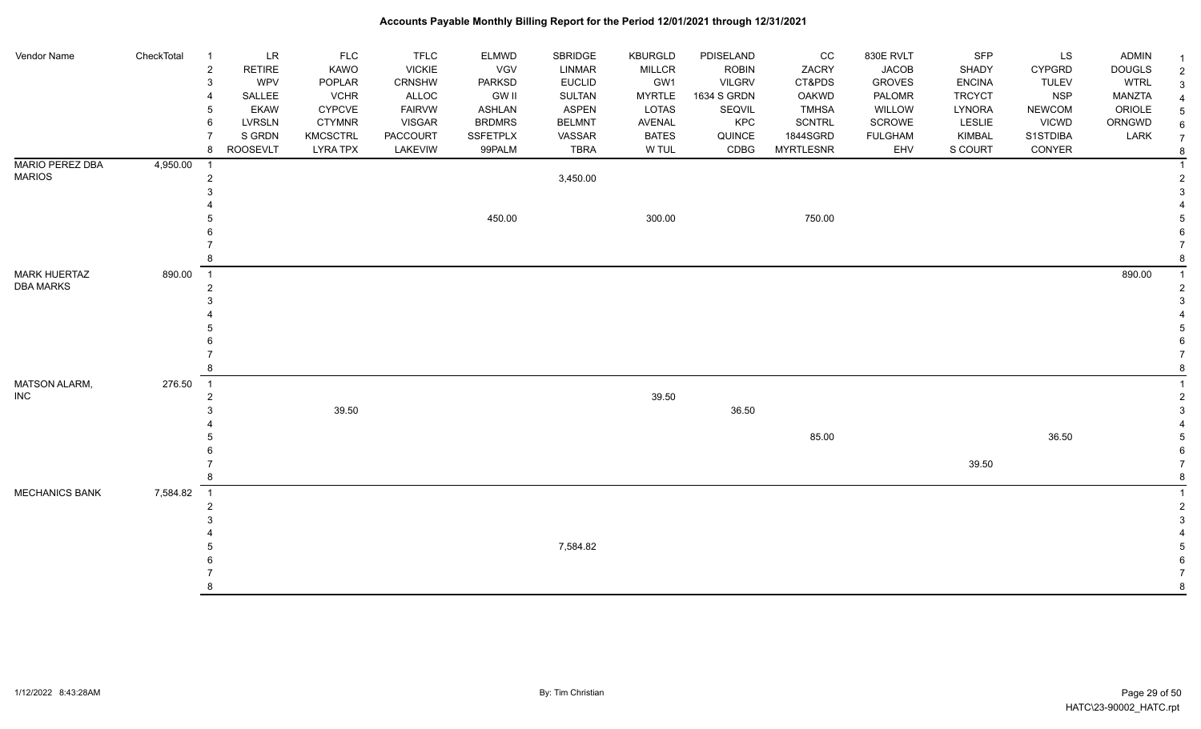# Accounts Payable Monthly Billing Report for the Period 12/01/2021 through 12/31/2021

| Vendor Name | CheckTotal | | | | | | | | | | | | | | |
|---|---|---|---|---|---|---|---|---|---|---|---|---|---|---|---|
| | | 1 | LR | FLC | TFLC | ELMWD | SBRIDGE | KBURGLD | PDISELAND | CC | 830E RVLT | SFP | LS | ADMIN | 1 |
| | | 2 | RETIRE | KAWO | VICKIE | VGV | LINMAR | MILLCR | ROBIN | ZACRY | JACOB | SHADY | CYPGRD | DOUGLS | 2 |
| | | 3 | WPV | POPLAR | CRNSHW | PARKSD | EUCLID | GW1 | VILGRV | CT&PDS | GROVES | ENCINA | TULEV | WTRL | 3 |
| | | 4 | SALLEE | VCHR | ALLOC | GW II | SULTAN | MYRTLE | 1634 S GRDN | OAKWD | PALOMR | TRCYCT | NSP | MANZTA | 4 |
| | | 5 | EKAW | CYPCVE | FAIRVW | ASHLAN | ASPEN | LOTAS | SEQVIL | TMHSA | WILLOW | LYNORA | NEWCOM | ORIOLE | 5 |
| | | 6 | LVRSLN | CTYMNR | VISGAR | BRDMRS | BELMNT | AVENAL | KPC | SCNTRL | SCROWE | LESLIE | VICWD | ORNGWD | 6 |
| | | 7 | S GRDN | KMCSCTRL | PACCOURT | SSFETPLX | VASSAR | BATES | QUINCE | 1844SGRD | FULGHAM | KIMBAL | S1STDIBA | LARK | 7 |
| | | 8 | ROOSEVLT | LYRA TPX | LAKEVIW | 99PALM | TBRA | W TUL | CDBG | MYRTLESNR | EHV | S COURT | CONYER | | 8 |
| MARIO PEREZ DBA MARIOS | 4,950.00 | 1 | | | | | | | | | | | | | 1 |
| | | 2 | | | | | 3,450.00 | | | | | | | | 2 |
| | | 3 | | | | | | | | | | | | | 3 |
| | | 4 | | | | | | | | | | | | | 4 |
| | | 5 | | | | 450.00 | | 300.00 | | 750.00 | | | | | 5 |
| | | 6 | | | | | | | | | | | | | 6 |
| | | 7 | | | | | | | | | | | | | 7 |
| | | 8 | | | | | | | | | | | | | 8 |
| MARK HUERTAZ DBA MARKS | 890.00 | 1 | | | | | | | | | | | | 890.00 | 1 |
| | | 2 | | | | | | | | | | | | | 2 |
| | | 3 | | | | | | | | | | | | | 3 |
| | | 4 | | | | | | | | | | | | | 4 |
| | | 5 | | | | | | | | | | | | | 5 |
| | | 6 | | | | | | | | | | | | | 6 |
| | | 7 | | | | | | | | | | | | | 7 |
| | | 8 | | | | | | | | | | | | | 8 |
| MATSON ALARM, INC | 276.50 | 1 | | | | | | | | | | | | | 1 |
| | | 2 | | | | | | 39.50 | | | | | | | 2 |
| | | 3 | | 39.50 | | | | | 36.50 | | | | | | 3 |
| | | 4 | | | | | | | | | | | | | 4 |
| | | 5 | | | | | | | | 85.00 | | | 36.50 | | 5 |
| | | 6 | | | | | | | | | | | | | 6 |
| | | 7 | | | | | | | | | | 39.50 | | | 7 |
| | | 8 | | | | | | | | | | | | | 8 |
| MECHANICS BANK | 7,584.82 | 1 | | | | | | | | | | | | | 1 |
| | | 2 | | | | | | | | | | | | | 2 |
| | | 3 | | | | | | | | | | | | | 3 |
| | | 4 | | | | | | | | | | | | | 4 |
| | | 5 | | | | | 7,584.82 | | | | | | | | 5 |
| | | 6 | | | | | | | | | | | | | 6 |
| | | 7 | | | | | | | | | | | | | 7 |
| | | 8 | | | | | | | | | | | | | 8 |

1/12/2022 8:43:28AM — By: Tim Christian — HATC\23-90002_HATC.rpt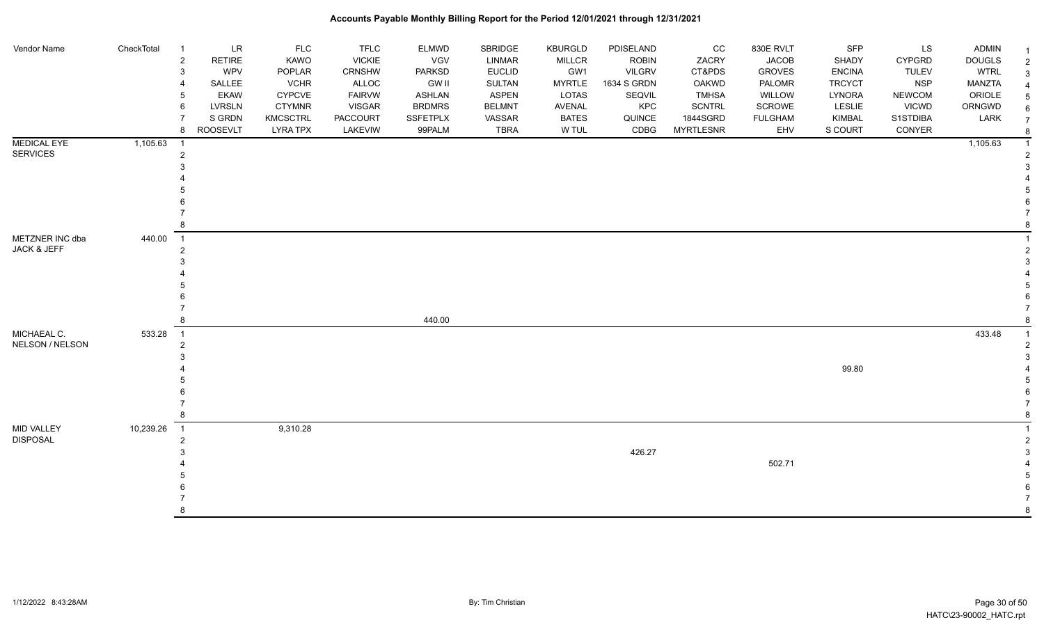# Accounts Payable Monthly Billing Report for the Period 12/01/2021 through 12/31/2021

| Vendor Name | CheckTotal | | LR | FLC | TFLC | ELMWD | SBRIDGE | KBURGLD | PDISELAND | CC | 830E RVLT | SFP | LS | ADMIN | |
|---|---|---|---|---|---|---|---|---|---|---|---|---|---|---|---|
| | | 1 | LR | FLC | TFLC | ELMWD | SBRIDGE | KBURGLD | PDISELAND | CC | 830E RVLT | SFP | LS | ADMIN | 1 |
| | | 2 | RETIRE | KAWO | VICKIE | VGV | LINMAR | MILLCR | ROBIN | ZACRY | JACOB | SHADY | CYPGRD | DOUGLS | 2 |
| | | 3 | WPV | POPLAR | CRNSHW | PARKSD | EUCLID | GW1 | VILGRV | CT&PDS | GROVES | ENCINA | TULEV | WTRL | 3 |
| | | 4 | SALLEE | VCHR | ALLOC | GW II | SULTAN | MYRTLE | 1634 S GRDN | OAKWD | PALOMR | TRCYCT | NSP | MANZTA | 4 |
| | | 5 | EKAW | CYPCVE | FAIRVW | ASHLAN | ASPEN | LOTAS | SEQVIL | TMHSA | WILLOW | LYNORA | NEWCOM | ORIOLE | 5 |
| | | 6 | LVRSLN | CTYMNR | VISGAR | BRDMRS | BELMNT | AVENAL | KPC | SCNTRL | SCROWE | LESLIE | VICWD | ORNGWD | 6 |
| | | 7 | S GRDN | KMCSCTRL | PACCOURT | SSFETPLX | VASSAR | BATES | QUINCE | 1844SGRD | FULGHAM | KIMBAL | S1STDIBA | LARK | 7 |
| | | 8 | ROOSEVLT | LYRA TPX | LAKEVIW | 99PALM | TBRA | W TUL | CDBG | MYRTLESNR | EHV | S COURT | CONYER | | 8 |
| MEDICAL EYE SERVICES | 1,105.63 | 1 | | | | | | | | | | | | 1,105.63 | 1 |
| | | 2 | | | | | | | | | | | | | 2 |
| | | 3 | | | | | | | | | | | | | 3 |
| | | 4 | | | | | | | | | | | | | 4 |
| | | 5 | | | | | | | | | | | | | 5 |
| | | 6 | | | | | | | | | | | | | 6 |
| | | 7 | | | | | | | | | | | | | 7 |
| | | 8 | | | | | | | | | | | | | 8 |
| METZNER INC dba JACK & JEFF | 440.00 | 1 | | | | | | | | | | | | | 1 |
| | | 2 | | | | | | | | | | | | | 2 |
| | | 3 | | | | | | | | | | | | | 3 |
| | | 4 | | | | | | | | | | | | | 4 |
| | | 5 | | | | | | | | | | | | | 5 |
| | | 6 | | | | | | | | | | | | | 6 |
| | | 7 | | | | | | | | | | | | | 7 |
| | | 8 | | | | 440.00 | | | | | | | | | 8 |
| MICHAEAL C. NELSON / NELSON | 533.28 | 1 | | | | | | | | | | | | 433.48 | 1 |
| | | 2 | | | | | | | | | | | | | 2 |
| | | 3 | | | | | | | | | | | | | 3 |
| | | 4 | | | | | | | | | | 99.80 | | | 4 |
| | | 5 | | | | | | | | | | | | | 5 |
| | | 6 | | | | | | | | | | | | | 6 |
| | | 7 | | | | | | | | | | | | | 7 |
| | | 8 | | | | | | | | | | | | | 8 |
| MID VALLEY DISPOSAL | 10,239.26 | 1 | | 9,310.28 | | | | | | | | | | | 1 |
| | | 2 | | | | | | | | | | | | | 2 |
| | | 3 | | | | | | | 426.27 | | | | | | 3 |
| | | 4 | | | | | | | | | 502.71 | | | | 4 |
| | | 5 | | | | | | | | | | | | | 5 |
| | | 6 | | | | | | | | | | | | | 6 |
| | | 7 | | | | | | | | | | | | | 7 |
| | | 8 | | | | | | | | | | | | | 8 |

1/12/2022 8:43:28AM

By: Tim Christian

HATC\23-90002_HATC.rpt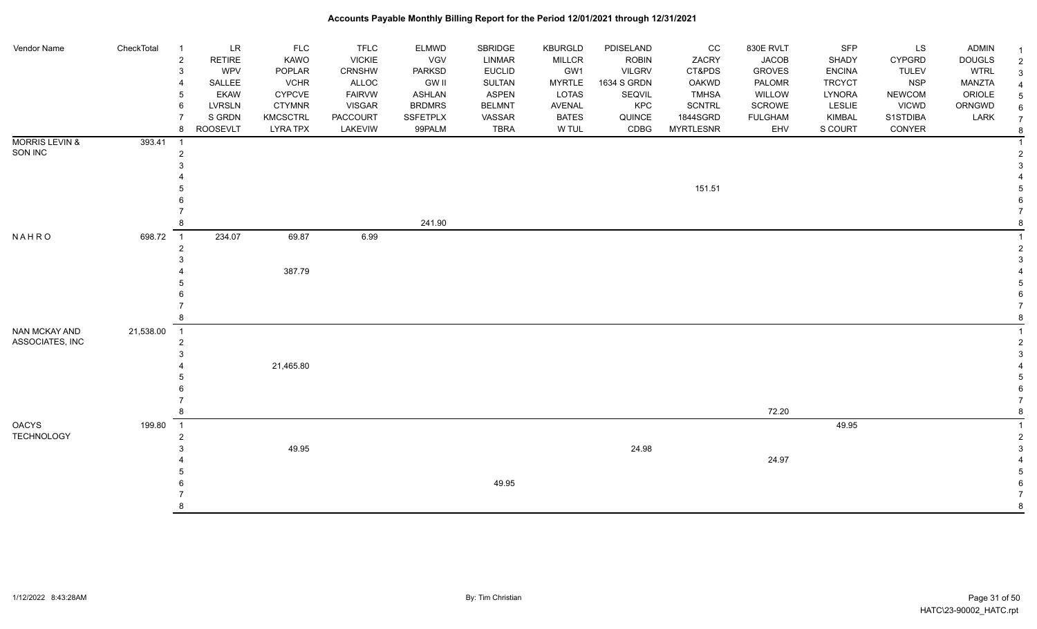# Accounts Payable Monthly Billing Report for the Period 12/01/2021 through 12/31/2021

| Vendor Name | CheckTotal | | | | | | | | | | | | | | |
|---|---|---|---|---|---|---|---|---|---|---|---|---|---|---|---|
| | | 1 | LR | FLC | TFLC | ELMWD | SBRIDGE | KBURGLD | PDISELAND | CC | 830E RVLT | SFP | LS | ADMIN | 1 |
| | | 2 | RETIRE | KAWO | VICKIE | VGV | LINMAR | MILLCR | ROBIN | ZACRY | JACOB | SHADY | CYPGRD | DOUGLS | 2 |
| | | 3 | WPV | POPLAR | CRNSHW | PARKSD | EUCLID | GW1 | VILGRV | CT&PDS | GROVES | ENCINA | TULEV | WTRL | 3 |
| | | 4 | SALLEE | VCHR | ALLOC | GW II | SULTAN | MYRTLE | 1634 S GRDN | OAKWD | PALOMR | TRCYCT | NSP | MANZTA | 4 |
| | | 5 | EKAW | CYPCVE | FAIRVW | ASHLAN | ASPEN | LOTAS | SEQVIL | TMHSA | WILLOW | LYNORA | NEWCOM | ORIOLE | 5 |
| | | 6 | LVRSLN | CTYMNR | VISGAR | BRDMRS | BELMNT | AVENAL | KPC | SCNTRL | SCROWE | LESLIE | VICWD | ORNGWD | 6 |
| | | 7 | S GRDN | KMCSCTRL | PACCOURT | SSFETPLX | VASSAR | BATES | QUINCE | 1844SGRD | FULGHAM | KIMBAL | S1STDIBA | LARK | 7 |
| | | 8 | ROOSEVLT | LYRA TPX | LAKEVIW | 99PALM | TBRA | W TUL | CDBG | MYRTLESNR | EHV | S COURT | CONYER | | 8 |
| MORRIS LEVIN & SON INC | 393.41 | 1 | | | | | | | | | | | | | 1 |
| | | 2 | | | | | | | | | | | | | 2 |
| | | 3 | | | | | | | | | | | | | 3 |
| | | 4 | | | | | | | | | | | | | 4 |
| | | 5 | | | | | | | | 151.51 | | | | | 5 |
| | | 6 | | | | | | | | | | | | | 6 |
| | | 7 | | | | | | | | | | | | | 7 |
| | | 8 | | | | 241.90 | | | | | | | | | 8 |
| N A H R O | 698.72 | 1 | 234.07 | 69.87 | 6.99 | | | | | | | | | | 1 |
| | | 2 | | | | | | | | | | | | | 2 |
| | | 3 | | | | | | | | | | | | | 3 |
| | | 4 | | 387.79 | | | | | | | | | | | 4 |
| | | 5 | | | | | | | | | | | | | 5 |
| | | 6 | | | | | | | | | | | | | 6 |
| | | 7 | | | | | | | | | | | | | 7 |
| | | 8 | | | | | | | | | | | | | 8 |
| NAN MCKAY AND ASSOCIATES, INC | 21,538.00 | 1 | | | | | | | | | | | | | 1 |
| | | 2 | | | | | | | | | | | | | 2 |
| | | 3 | | | | | | | | | | | | | 3 |
| | | 4 | | 21,465.80 | | | | | | | | | | | 4 |
| | | 5 | | | | | | | | | | | | | 5 |
| | | 6 | | | | | | | | | | | | | 6 |
| | | 7 | | | | | | | | | | | | | 7 |
| | | 8 | | | | | | | | | 72.20 | | | | 8 |
| OACYS TECHNOLOGY | 199.80 | 1 | | | | | | | | | | 49.95 | | | 1 |
| | | 2 | | | | | | | | | | | | | 2 |
| | | 3 | | 49.95 | | | | | 24.98 | | | | | | 3 |
| | | 4 | | | | | | | | | 24.97 | | | | 4 |
| | | 5 | | | | | | | | | | | | | 5 |
| | | 6 | | | | | 49.95 | | | | | | | | 6 |
| | | 7 | | | | | | | | | | | | | 7 |
| | | 8 | | | | | | | | | | | | | 8 |

1/12/2022 8:43:28AM By: Tim Christian HATC\23-90002_HATC.rpt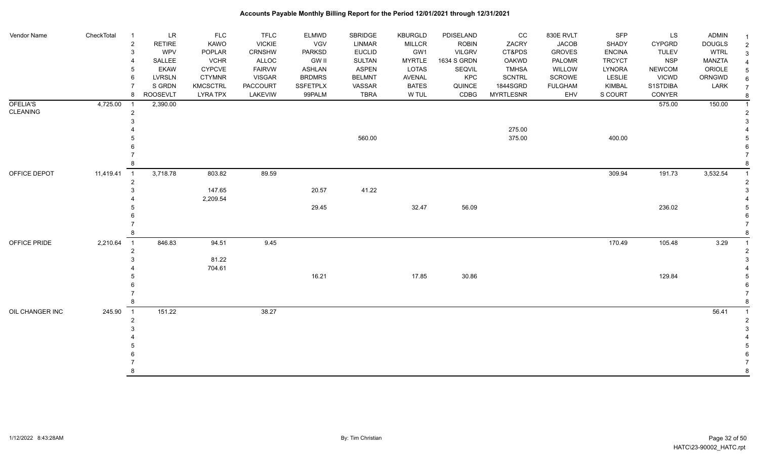# Accounts Payable Monthly Billing Report for the Period 12/01/2021 through 12/31/2021

| Vendor Name | CheckTotal | | LR | FLC | TFLC | ELMWD | SBRIDGE | KBURGLD | PDISELAND | CC | 830E RVLT | SFP | LS | ADMIN |
|---|---|---|---|---|---|---|---|---|---|---|---|---|---|---|
| | | 2 | RETIRE | KAWO | VICKIE | VGV | LINMAR | MILLCR | ROBIN | ZACRY | JACOB | SHADY | CYPGRD | DOUGLS |
| | | 3 | WPV | POPLAR | CRNSHW | PARKSD | EUCLID | GW1 | VILGRV | CT&PDS | GROVES | ENCINA | TULEV | WTRL |
| | | 4 | SALLEE | VCHR | ALLOC | GW II | SULTAN | MYRTLE | 1634 S GRDN | OAKWD | PALOMR | TRCYCT | NSP | MANZTA |
| | | 5 | EKAW | CYPCVE | FAIRVW | ASHLAN | ASPEN | LOTAS | SEQVIL | TMHSA | WILLOW | LYNORA | NEWCOM | ORIOLE |
| | | 6 | LVRSLN | CTYMNR | VISGAR | BRDMRS | BELMNT | AVENAL | KPC | SCNTRL | SCROWE | LESLIE | VICWD | ORNGWD |
| | | 7 | S GRDN | KMCSCTRL | PACCOURT | SSFETPLX | VASSAR | BATES | QUINCE | 1844SGRD | FULGHAM | KIMBAL | S1STDIBA | LARK |
| | | 8 | ROOSEVLT | LYRA TPX | LAKEVIW | 99PALM | TBRA | W TUL | CDBG | MYRTLESNR | EHV | S COURT | CONYER | |
| OFELIA'S CLEANING | 4,725.00 | 1 | 2,390.00 | | | | | | | | | | 575.00 | 150.00 |
| | | 2 | | | | | | | | | | | | |
| | | 3 | | | | | | | | | | | | |
| | | 4 | | | | | | | | 275.00 | | | | |
| | | 5 | | | | | 560.00 | | | 375.00 | | 400.00 | | |
| | | 6 | | | | | | | | | | | | |
| | | 7 | | | | | | | | | | | | |
| | | 8 | | | | | | | | | | | | |
| OFFICE DEPOT | 11,419.41 | 1 | 3,718.78 | 803.82 | 89.59 | | | | | | | 309.94 | 191.73 | 3,532.54 |
| | | 2 | | | | | | | | | | | | |
| | | 3 | | 147.65 | | 20.57 | 41.22 | | | | | | | |
| | | 4 | | 2,209.54 | | | | | | | | | | |
| | | 5 | | | | 29.45 | | 32.47 | 56.09 | | | | 236.02 | |
| | | 6 | | | | | | | | | | | | |
| | | 7 | | | | | | | | | | | | |
| | | 8 | | | | | | | | | | | | |
| OFFICE PRIDE | 2,210.64 | 1 | 846.83 | 94.51 | 9.45 | | | | | | | 170.49 | 105.48 | 3.29 |
| | | 2 | | | | | | | | | | | | |
| | | 3 | | 81.22 | | | | | | | | | | |
| | | 4 | | 704.61 | | | | | | | | | | |
| | | 5 | | | | 16.21 | | 17.85 | 30.86 | | | | 129.84 | |
| | | 6 | | | | | | | | | | | | |
| | | 7 | | | | | | | | | | | | |
| | | 8 | | | | | | | | | | | | |
| OIL CHANGER INC | 245.90 | 1 | 151.22 | | 38.27 | | | | | | | | | 56.41 |
| | | 2 | | | | | | | | | | | | |
| | | 3 | | | | | | | | | | | | |
| | | 4 | | | | | | | | | | | | |
| | | 5 | | | | | | | | | | | | |
| | | 6 | | | | | | | | | | | | |
| | | 7 | | | | | | | | | | | | |
| | | 8 | | | | | | | | | | | | |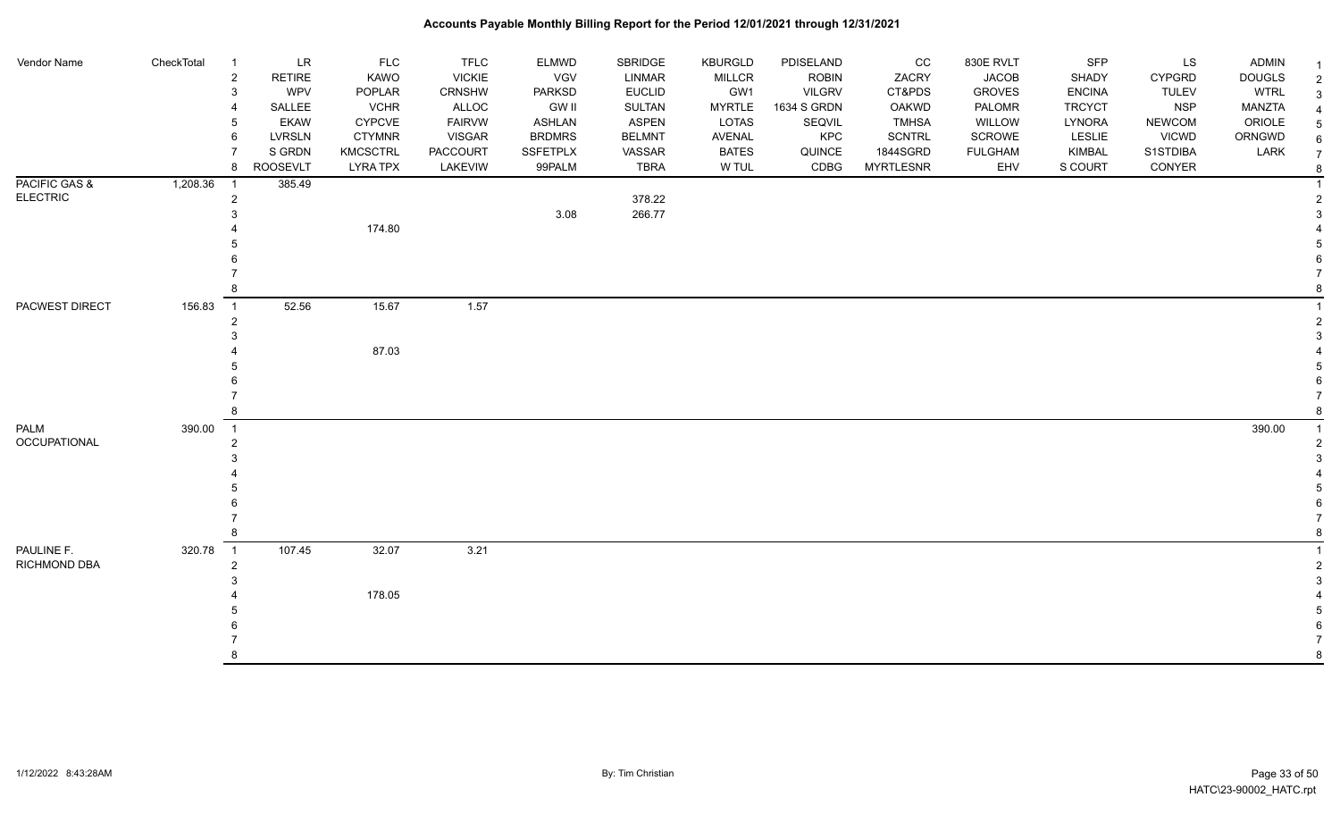# Accounts Payable Monthly Billing Report for the Period 12/01/2021 through 12/31/2021

| Vendor Name | CheckTotal | | | | | | | | | | | | | | | |
|---|---|---|---|---|---|---|---|---|---|---|---|---|---|---|---|---|
| | | 1 | LR | FLC | TFLC | ELMWD | SBRIDGE | KBURGLD | PDISELAND | CC | 830E RVLT | SFP | LS | ADMIN | 1 |
| | | 2 | RETIRE | KAWO | VICKIE | VGV | LINMAR | MILLCR | ROBIN | ZACRY | JACOB | SHADY | CYPGRD | DOUGLS | 2 |
| | | 3 | WPV | POPLAR | CRNSHW | PARKSD | EUCLID | GW1 | VILGRV | CT&PDS | GROVES | ENCINA | TULEV | WTRL | 3 |
| | | 4 | SALLEE | VCHR | ALLOC | GW II | SULTAN | MYRTLE | 1634 S GRDN | OAKWD | PALOMR | TRCYCT | NSP | MANZTA | 4 |
| | | 5 | EKAW | CYPCVE | FAIRVW | ASHLAN | ASPEN | LOTAS | SEQVIL | TMHSA | WILLOW | LYNORA | NEWCOM | ORIOLE | 5 |
| | | 6 | LVRSLN | CTYMNR | VISGAR | BRDMRS | BELMNT | AVENAL | KPC | SCNTRL | SCROWE | LESLIE | VICWD | ORNGWD | 6 |
| | | 7 | S GRDN | KMCSCTRL | PACCOURT | SSFETPLX | VASSAR | BATES | QUINCE | 1844SGRD | FULGHAM | KIMBAL | S1STDIBA | LARK | 7 |
| | | 8 | ROOSEVLT | LYRA TPX | LAKEVIW | 99PALM | TBRA | W TUL | CDBG | MYRTLESNR | EHV | S COURT | CONYER | | 8 |
| PACIFIC GAS & ELECTRIC | 1,208.36 | 1 | 385.49 | | | | | | | | | | | | 1 |
| | | 2 | | | | | 378.22 | | | | | | | | 2 |
| | | 3 | | | | 3.08 | 266.77 | | | | | | | | 3 |
| | | 4 | | 174.80 | | | | | | | | | | | 4 |
| | | 5 | | | | | | | | | | | | | 5 |
| | | 6 | | | | | | | | | | | | | 6 |
| | | 7 | | | | | | | | | | | | | 7 |
| | | 8 | | | | | | | | | | | | | 8 |
| PACWEST DIRECT | 156.83 | 1 | 52.56 | 15.67 | 1.57 | | | | | | | | | | 1 |
| | | 2 | | | | | | | | | | | | | 2 |
| | | 3 | | | | | | | | | | | | | 3 |
| | | 4 | | 87.03 | | | | | | | | | | | 4 |
| | | 5 | | | | | | | | | | | | | 5 |
| | | 6 | | | | | | | | | | | | | 6 |
| | | 7 | | | | | | | | | | | | | 7 |
| | | 8 | | | | | | | | | | | | | 8 |
| PALM OCCUPATIONAL | 390.00 | 1 | | | | | | | | | | | | 390.00 | 1 |
| | | 2 | | | | | | | | | | | | | 2 |
| | | 3 | | | | | | | | | | | | | 3 |
| | | 4 | | | | | | | | | | | | | 4 |
| | | 5 | | | | | | | | | | | | | 5 |
| | | 6 | | | | | | | | | | | | | 6 |
| | | 7 | | | | | | | | | | | | | 7 |
| | | 8 | | | | | | | | | | | | | 8 |
| PAULINE F. RICHMOND DBA | 320.78 | 1 | 107.45 | 32.07 | 3.21 | | | | | | | | | | 1 |
| | | 2 | | | | | | | | | | | | | 2 |
| | | 3 | | | | | | | | | | | | | 3 |
| | | 4 | | 178.05 | | | | | | | | | | | 4 |
| | | 5 | | | | | | | | | | | | | 5 |
| | | 6 | | | | | | | | | | | | | 6 |
| | | 7 | | | | | | | | | | | | | 7 |
| | | 8 | | | | | | | | | | | | | 8 |

1/12/2022 8:43:28AM By: Tim Christian HATC\23-90002_HATC.rpt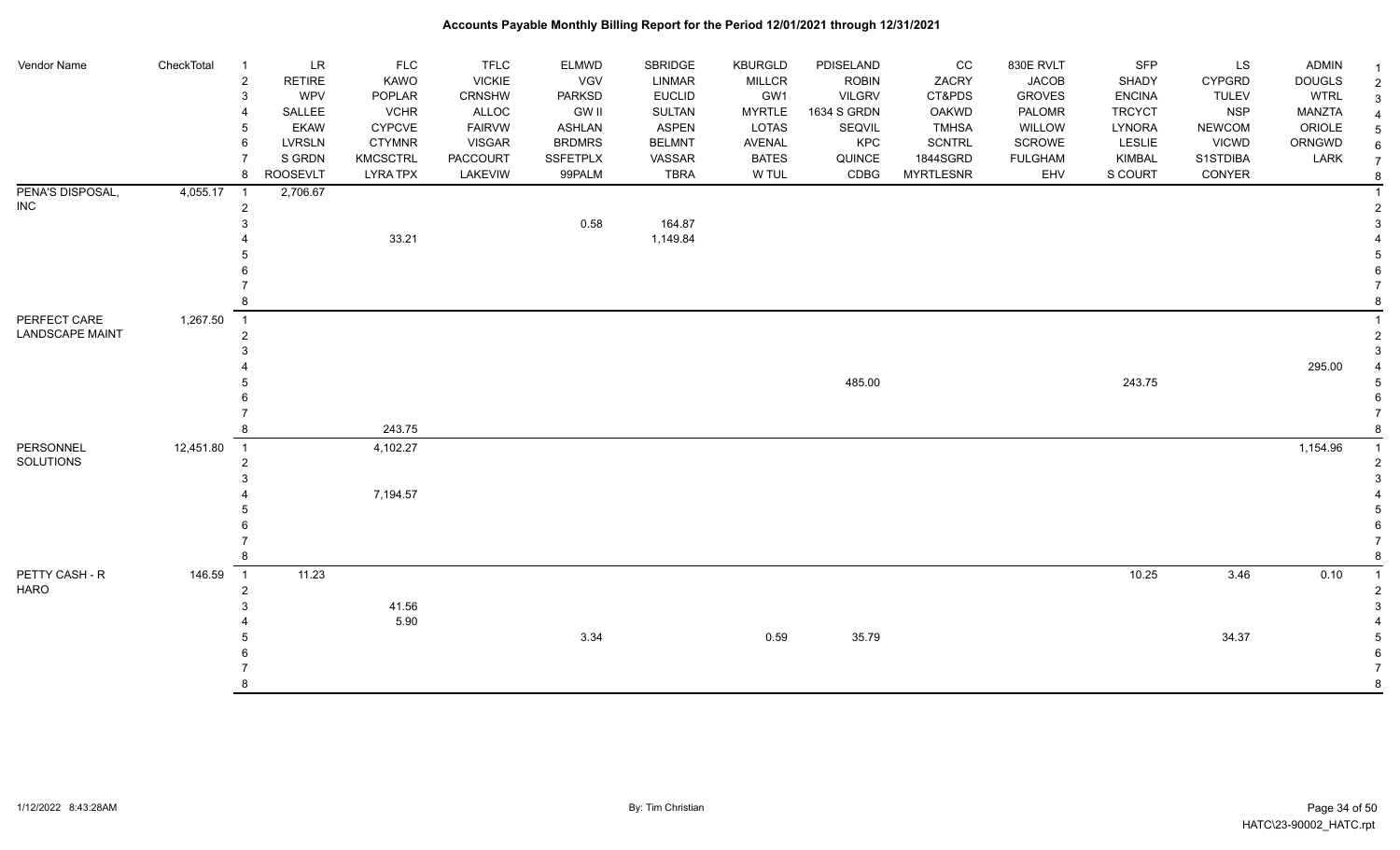# Accounts Payable Monthly Billing Report for the Period 12/01/2021 through 12/31/2021

| Vendor Name | CheckTotal | | | | | | | | | | | | | | |
|---|---|---|---|---|---|---|---|---|---|---|---|---|---|---|---|
| | | 1 | LR | FLC | TFLC | ELMWD | SBRIDGE | KBURGLD | PDISELAND | CC | 830E RVLT | SFP | LS | ADMIN | 1 |
| | | 2 | RETIRE | KAWO | VICKIE | VGV | LINMAR | MILLCR | ROBIN | ZACRY | JACOB | SHADY | CYPGRD | DOUGLS | 2 |
| | | 3 | WPV | POPLAR | CRNSHW | PARKSD | EUCLID | GW1 | VILGRV | CT&PDS | GROVES | ENCINA | TULEV | WTRL | 3 |
| | | 4 | SALLEE | VCHR | ALLOC | GW II | SULTAN | MYRTLE | 1634 S GRDN | OAKWD | PALOMR | TRCYCT | NSP | MANZTA | 4 |
| | | 5 | EKAW | CYPCVE | FAIRVW | ASHLAN | ASPEN | LOTAS | SEQVIL | TMHSA | WILLOW | LYNORA | NEWCOM | ORIOLE | 5 |
| | | 6 | LVRSLN | CTYMNR | VISGAR | BRDMRS | BELMNT | AVENAL | KPC | SCNTRL | SCROWE | LESLIE | VICWD | ORNGWD | 6 |
| | | 7 | S GRDN | KMCSCTRL | PACCOURT | SSFETPLX | VASSAR | BATES | QUINCE | 1844SGRD | FULGHAM | KIMBAL | S1STDIBA | LARK | 7 |
| | | 8 | ROOSEVLT | LYRA TPX | LAKEVIW | 99PALM | TBRA | W TUL | CDBG | MYRTLESNR | EHV | S COURT | CONYER | | 8 |
| PENA'S DISPOSAL, INC | 4,055.17 | 1 | 2,706.67 | | | | | | | | | | | | 1 |
| | | 2 | | | | | | | | | | | | | 2 |
| | | 3 | | | | 0.58 | 164.87 | | | | | | | | 3 |
| | | 4 | | 33.21 | | | 1,149.84 | | | | | | | | 4 |
| | | 5 | | | | | | | | | | | | | 5 |
| | | 6 | | | | | | | | | | | | | 6 |
| | | 7 | | | | | | | | | | | | | 7 |
| | | 8 | | | | | | | | | | | | | 8 |
| PERFECT CARE LANDSCAPE MAINT | 1,267.50 | 1 | | | | | | | | | | | | | 1 |
| | | 2 | | | | | | | | | | | | | 2 |
| | | 3 | | | | | | | | | | | | | 3 |
| | | 4 | | | | | | | | | | | | 295.00 | 4 |
| | | 5 | | | | | | | 485.00 | | | 243.75 | | | 5 |
| | | 6 | | | | | | | | | | | | | 6 |
| | | 7 | | | | | | | | | | | | | 7 |
| | | 8 | | 243.75 | | | | | | | | | | | 8 |
| PERSONNEL SOLUTIONS | 12,451.80 | 1 | | 4,102.27 | | | | | | | | | | 1,154.96 | 1 |
| | | 2 | | | | | | | | | | | | | 2 |
| | | 3 | | | | | | | | | | | | | 3 |
| | | 4 | | 7,194.57 | | | | | | | | | | | 4 |
| | | 5 | | | | | | | | | | | | | 5 |
| | | 6 | | | | | | | | | | | | | 6 |
| | | 7 | | | | | | | | | | | | | 7 |
| | | 8 | | | | | | | | | | | | | 8 |
| PETTY CASH - R HARO | 146.59 | 1 | 11.23 | | | | | | | | | 10.25 | 3.46 | 0.10 | 1 |
| | | 2 | | | | | | | | | | | | | 2 |
| | | 3 | | 41.56 | | | | | | | | | | | 3 |
| | | 4 | | 5.90 | | | | | | | | | | | 4 |
| | | 5 | | | | 3.34 | | 0.59 | 35.79 | | | | 34.37 | | 5 |
| | | 6 | | | | | | | | | | | | | 6 |
| | | 7 | | | | | | | | | | | | | 7 |
| | | 8 | | | | | | | | | | | | | 8 |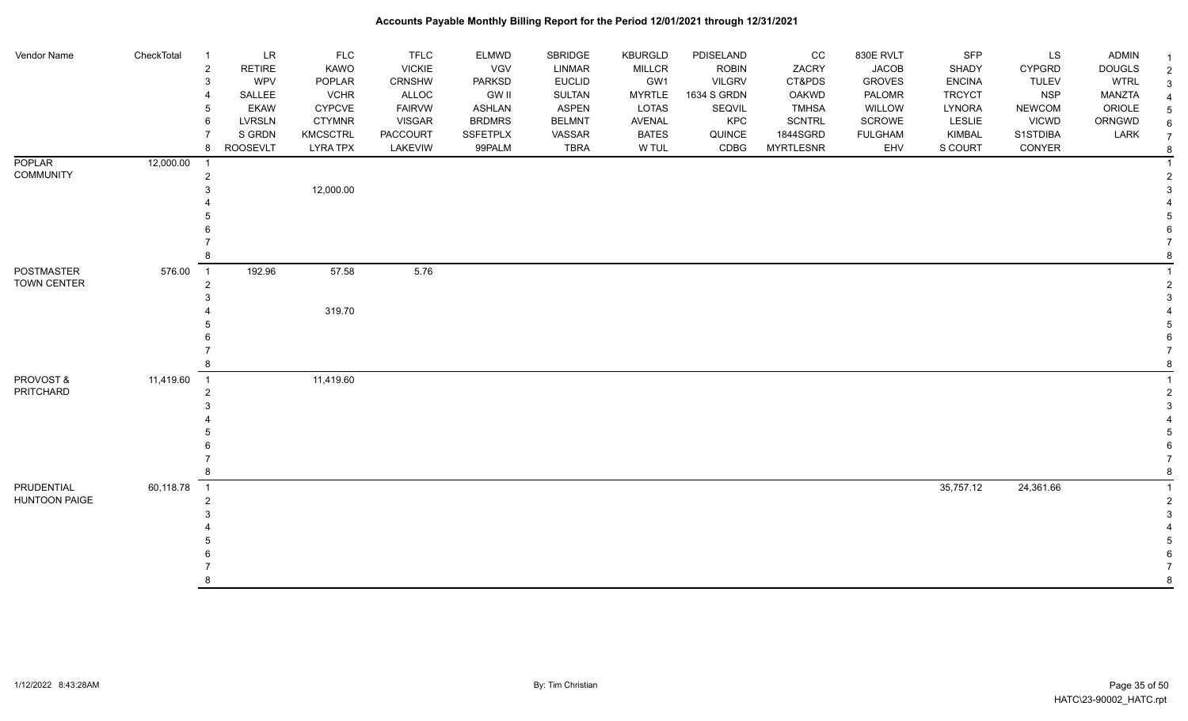# Accounts Payable Monthly Billing Report for the Period 12/01/2021 through 12/31/2021

| Vendor Name | CheckTotal | # | LR | FLC | TFLC | ELMWD | SBRIDGE | KBURGLD | PDISELAND | CC | 830E RVLT | SFP | LS | ADMIN | # |
|---|---|---|---|---|---|---|---|---|---|---|---|---|---|---|---|
| | | 2 | RETIRE | KAWO | VICKIE | VGV | LINMAR | MILLCR | ROBIN | ZACRY | JACOB | SHADY | CYPGRD | DOUGLS | 2 |
| | | 3 | WPV | POPLAR | CRNSHW | PARKSD | EUCLID | GW1 | VILGRV | CT&PDS | GROVES | ENCINA | TULEV | WTRL | 3 |
| | | 4 | SALLEE | VCHR | ALLOC | GW II | SULTAN | MYRTLE | 1634 S GRDN | OAKWD | PALOMR | TRCYCT | NSP | MANZTA | 4 |
| | | 5 | EKAW | CYPCVE | FAIRVW | ASHLAN | ASPEN | LOTAS | SEQVIL | TMHSA | WILLOW | LYNORA | NEWCOM | ORIOLE | 5 |
| | | 6 | LVRSLN | CTYMNR | VISGAR | BRDMRS | BELMNT | AVENAL | KPC | SCNTRL | SCROWE | LESLIE | VICWD | ORNGWD | 6 |
| | | 7 | S GRDN | KMCSCTRL | PACCOURT | SSFETPLX | VASSAR | BATES | QUINCE | 1844SGRD | FULGHAM | KIMBAL | S1STDIBA | LARK | 7 |
| | | 8 | ROOSEVLT | LYRA TPX | LAKEVIW | 99PALM | TBRA | W TUL | CDBG | MYRTLESNR | EHV | S COURT | CONYER | | 8 |
| POPLAR COMMUNITY | 12,000.00 | 1 | | | | | | | | | | | | | 1 |
| | | 2 | | | | | | | | | | | | | 2 |
| | | 3 | | 12,000.00 | | | | | | | | | | | 3 |
| | | 4 | | | | | | | | | | | | | 4 |
| | | 5 | | | | | | | | | | | | | 5 |
| | | 6 | | | | | | | | | | | | | 6 |
| | | 7 | | | | | | | | | | | | | 7 |
| | | 8 | | | | | | | | | | | | | 8 |
| POSTMASTER TOWN CENTER | 576.00 | 1 | 192.96 | 57.58 | 5.76 | | | | | | | | | | 1 |
| | | 2 | | | | | | | | | | | | | 2 |
| | | 3 | | | | | | | | | | | | | 3 |
| | | 4 | | 319.70 | | | | | | | | | | | 4 |
| | | 5 | | | | | | | | | | | | | 5 |
| | | 6 | | | | | | | | | | | | | 6 |
| | | 7 | | | | | | | | | | | | | 7 |
| | | 8 | | | | | | | | | | | | | 8 |
| PROVOST & PRITCHARD | 11,419.60 | 1 | | 11,419.60 | | | | | | | | | | | 1 |
| | | 2 | | | | | | | | | | | | | 2 |
| | | 3 | | | | | | | | | | | | | 3 |
| | | 4 | | | | | | | | | | | | | 4 |
| | | 5 | | | | | | | | | | | | | 5 |
| | | 6 | | | | | | | | | | | | | 6 |
| | | 7 | | | | | | | | | | | | | 7 |
| | | 8 | | | | | | | | | | | | | 8 |
| PRUDENTIAL HUNTOON PAIGE | 60,118.78 | 1 | | | | | | | | | | 35,757.12 | 24,361.66 | | 1 |
| | | 2 | | | | | | | | | | | | | 2 |
| | | 3 | | | | | | | | | | | | | 3 |
| | | 4 | | | | | | | | | | | | | 4 |
| | | 5 | | | | | | | | | | | | | 5 |
| | | 6 | | | | | | | | | | | | | 6 |
| | | 7 | | | | | | | | | | | | | 7 |
| | | 8 | | | | | | | | | | | | | 8 |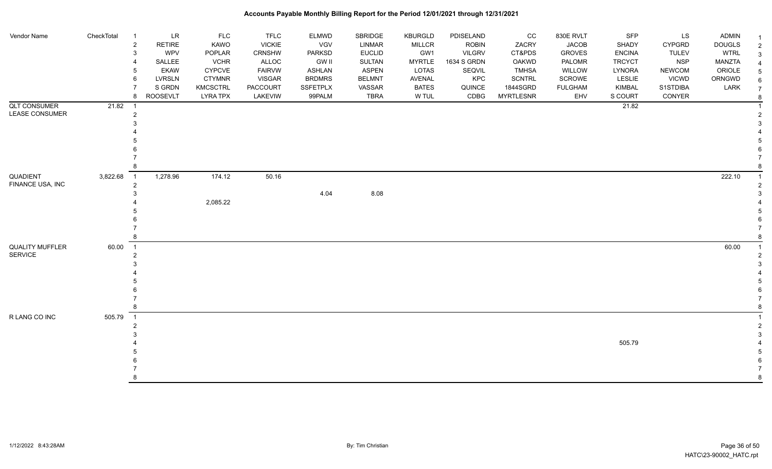# Accounts Payable Monthly Billing Report for the Period 12/01/2021 through 12/31/2021

| Vendor Name | CheckTotal | | LR | FLC | TFLC | ELMWD | SBRIDGE | KBURGLD | PDISELAND | CC | 830E RVLT | SFP | LS | ADMIN | |
|---|---|---|---|---|---|---|---|---|---|---|---|---|---|---|---|
| | | 2 | RETIRE | KAWO | VICKIE | VGV | LINMAR | MILLCR | ROBIN | ZACRY | JACOB | SHADY | CYPGRD | DOUGLS | 2 |
| | | 3 | WPV | POPLAR | CRNSHW | PARKSD | EUCLID | GW1 | VILGRV | CT&PDS | GROVES | ENCINA | TULEV | WTRL | 3 |
| | | 4 | SALLEE | VCHR | ALLOC | GW II | SULTAN | MYRTLE | 1634 S GRDN | OAKWD | PALOMR | TRCYCT | NSP | MANZTA | 4 |
| | | 5 | EKAW | CYPCVE | FAIRVW | ASHLAN | ASPEN | LOTAS | SEQVIL | TMHSA | WILLOW | LYNORA | NEWCOM | ORIOLE | 5 |
| | | 6 | LVRSLN | CTYMNR | VISGAR | BRDMRS | BELMNT | AVENAL | KPC | SCNTRL | SCROWE | LESLIE | VICWD | ORNGWD | 6 |
| | | 7 | S GRDN | KMCSCTRL | PACCOURT | SSFETPLX | VASSAR | BATES | QUINCE | 1844SGRD | FULGHAM | KIMBAL | S1STDIBA | LARK | 7 |
| | | 8 | ROOSEVLT | LYRA TPX | LAKEVIW | 99PALM | TBRA | W TUL | CDBG | MYRTLESNR | EHV | S COURT | CONYER | | 8 |
| QLT CONSUMER LEASE CONSUMER | 21.82 | 1 | | | | | | | | | | 21.82 | | | 1 |
| | | 2–8 | | | | | | | | | | | | | 2–8 |
| QUADIENT FINANCE USA, INC | 3,822.68 | 1 | 1,278.96 | 174.12 | 50.16 | | | | | | | | | 222.10 | 1 |
| | | 2 | | | | | | | | | | | | | 2 |
| | | 3 | | | | 4.04 | 8.08 | | | | | | | | 3 |
| | | 4 | | 2,085.22 | | | | | | | | | | | 4 |
| | | 5–8 | | | | | | | | | | | | | 5–8 |
| QUALITY MUFFLER SERVICE | 60.00 | 1 | | | | | | | | | | | | 60.00 | 1 |
| | | 2–8 | | | | | | | | | | | | | 2–8 |
| R LANG CO INC | 505.79 | 1–3 | | | | | | | | | | | | | 1–3 |
| | | 4 | | | | | | | | | | 505.79 | | | 4 |
| | | 5–8 | | | | | | | | | | | | | 5–8 |

1/12/2022 8:43:28AM    By: Tim Christian    HATC\23-90002_HATC.rpt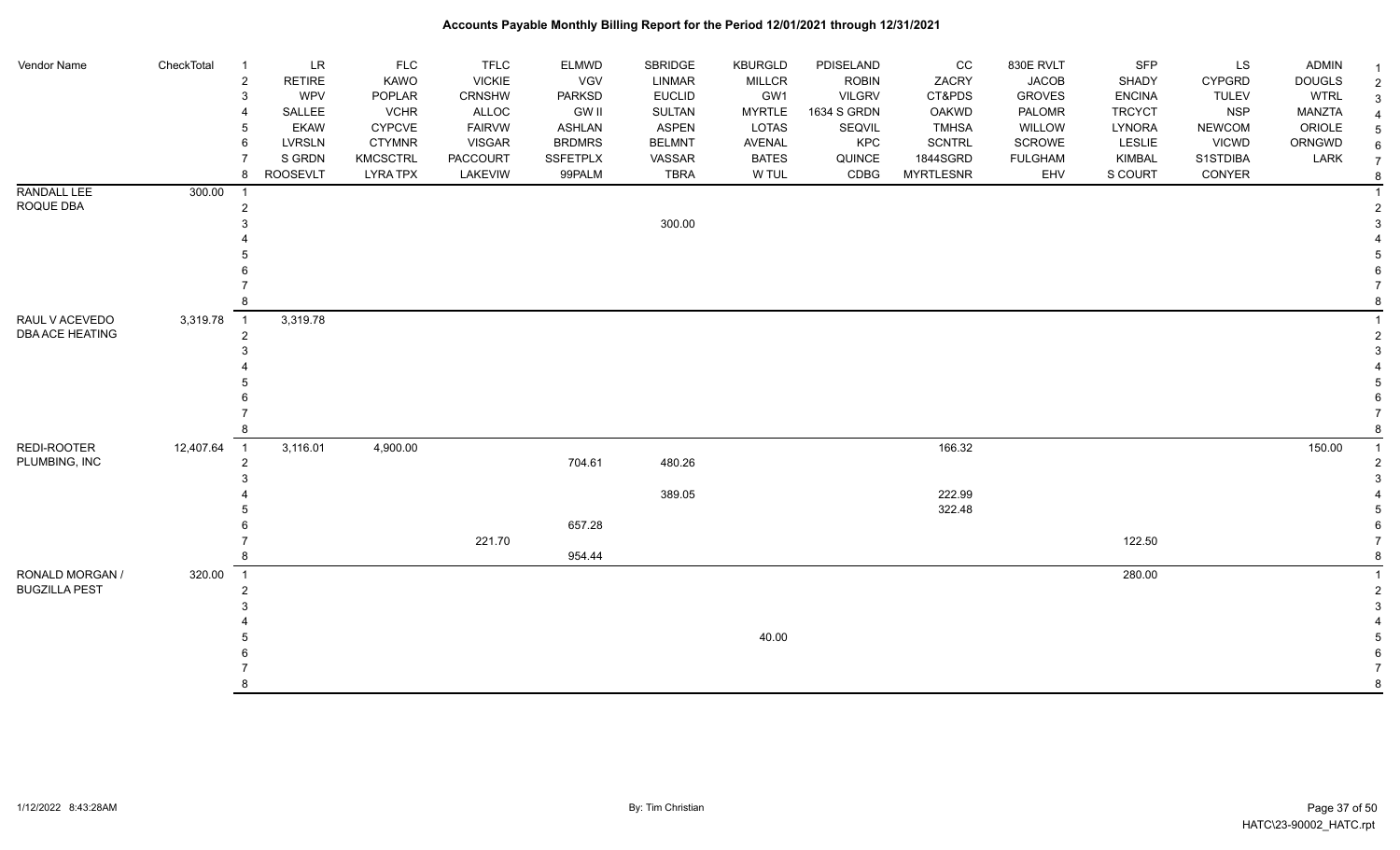# Accounts Payable Monthly Billing Report for the Period 12/01/2021 through 12/31/2021

| Vendor Name | CheckTotal | # | | | | | | | | | | | | |
|---|---|---|---|---|---|---|---|---|---|---|---|---|---|---|
| | | 1 | LR | FLC | TFLC | ELMWD | SBRIDGE | KBURGLD | PDISELAND | CC | 830E RVLT | SFP | LS | ADMIN |
| | | 2 | RETIRE | KAWO | VICKIE | VGV | LINMAR | MILLCR | ROBIN | ZACRY | JACOB | SHADY | CYPGRD | DOUGLS |
| | | 3 | WPV | POPLAR | CRNSHW | PARKSD | EUCLID | GW1 | VILGRV | CT&PDS | GROVES | ENCINA | TULEV | WTRL |
| | | 4 | SALLEE | VCHR | ALLOC | GW II | SULTAN | MYRTLE | 1634 S GRDN | OAKWD | PALOMR | TRCYCT | NSP | MANZTA |
| | | 5 | EKAW | CYPCVE | FAIRVW | ASHLAN | ASPEN | LOTAS | SEQVIL | TMHSA | WILLOW | LYNORA | NEWCOM | ORIOLE |
| | | 6 | LVRSLN | CTYMNR | VISGAR | BRDMRS | BELMNT | AVENAL | KPC | SCNTRL | SCROWE | LESLIE | VICWD | ORNGWD |
| | | 7 | S GRDN | KMCSCTRL | PACCOURT | SSFETPLX | VASSAR | BATES | QUINCE | 1844SGRD | FULGHAM | KIMBAL | S1STDIBA | LARK |
| | | 8 | ROOSEVLT | LYRA TPX | LAKEVIW | 99PALM | TBRA | W TUL | CDBG | MYRTLESNR | EHV | S COURT | CONYER | |
| RANDALL LEE ROQUE DBA | 300.00 | 1 | | | | | | | | | | | | |
| | | 2 | | | | | | | | | | | | |
| | | 3 | | | | | 300.00 | | | | | | | |
| | | 4 | | | | | | | | | | | | |
| | | 5 | | | | | | | | | | | | |
| | | 6 | | | | | | | | | | | | |
| | | 7 | | | | | | | | | | | | |
| | | 8 | | | | | | | | | | | | |
| RAUL V ACEVEDO DBA ACE HEATING | 3,319.78 | 1 | 3,319.78 | | | | | | | | | | | |
| | | 2 | | | | | | | | | | | | |
| | | 3 | | | | | | | | | | | | |
| | | 4 | | | | | | | | | | | | |
| | | 5 | | | | | | | | | | | | |
| | | 6 | | | | | | | | | | | | |
| | | 7 | | | | | | | | | | | | |
| | | 8 | | | | | | | | | | | | |
| REDI-ROOTER PLUMBING, INC | 12,407.64 | 1 | 3,116.01 | 4,900.00 | | | | | | 166.32 | | | | 150.00 |
| | | 2 | | | | 704.61 | 480.26 | | | | | | | |
| | | 3 | | | | | | | | | | | | |
| | | 4 | | | | | 389.05 | | | 222.99 | | | | |
| | | 5 | | | | | | | | 322.48 | | | | |
| | | 6 | | | | 657.28 | | | | | | | | |
| | | 7 | | | 221.70 | | | | | | | 122.50 | | |
| | | 8 | | | | 954.44 | | | | | | | | |
| RONALD MORGAN / BUGZILLA PEST | 320.00 | 1 | | | | | | | | | | 280.00 | | |
| | | 2 | | | | | | | | | | | | |
| | | 3 | | | | | | | | | | | | |
| | | 4 | | | | | | | | | | | | |
| | | 5 | | | | | | 40.00 | | | | | | |
| | | 6 | | | | | | | | | | | | |
| | | 7 | | | | | | | | | | | | |
| | | 8 | | | | | | | | | | | | |

1/12/2022 8:43:28AM — By: Tim Christian — HATC\23-90002_HATC.rpt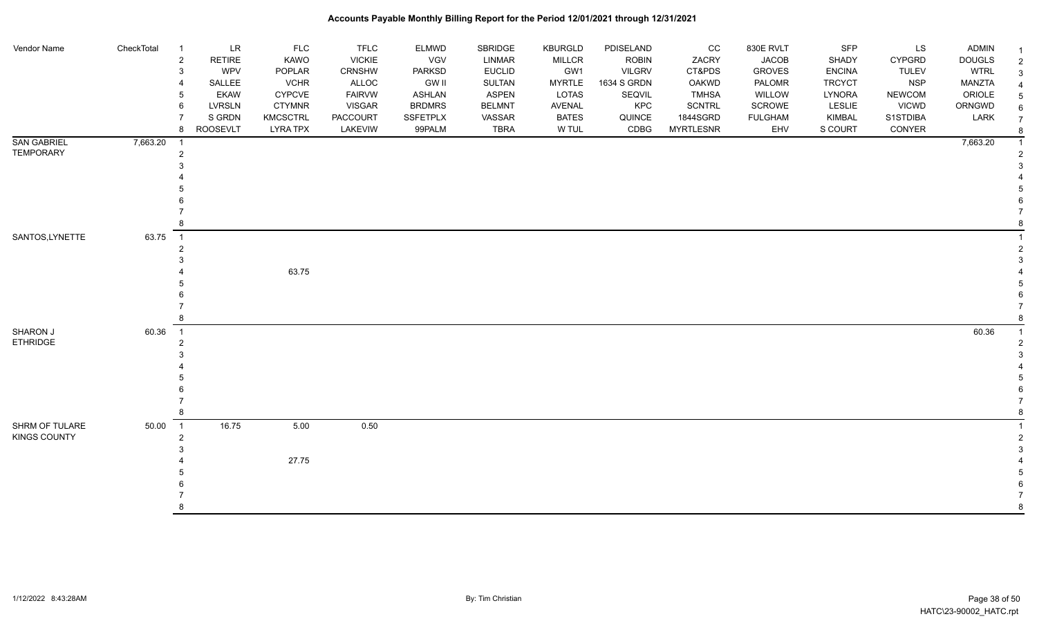# Accounts Payable Monthly Billing Report for the Period 12/01/2021 through 12/31/2021

| Vendor Name | CheckTotal | | LR | FLC | TFLC | ELMWD | SBRIDGE | KBURGLD | PDISELAND | CC | 830E RVLT | SFP | LS | ADMIN | |
|---|---|---|---|---|---|---|---|---|---|---|---|---|---|---|---|
| | | 1 | LR | FLC | TFLC | ELMWD | SBRIDGE | KBURGLD | PDISELAND | CC | 830E RVLT | SFP | LS | ADMIN | 1 |
| | | 2 | RETIRE | KAWO | VICKIE | VGV | LINMAR | MILLCR | ROBIN | ZACRY | JACOB | SHADY | CYPGRD | DOUGLS | 2 |
| | | 3 | WPV | POPLAR | CRNSHW | PARKSD | EUCLID | GW1 | VILGRV | CT&PDS | GROVES | ENCINA | TULEV | WTRL | 3 |
| | | 4 | SALLEE | VCHR | ALLOC | GW II | SULTAN | MYRTLE | 1634 S GRDN | OAKWD | PALOMR | TRCYCT | NSP | MANZTA | 4 |
| | | 5 | EKAW | CYPCVE | FAIRVW | ASHLAN | ASPEN | LOTAS | SEQVIL | TMHSA | WILLOW | LYNORA | NEWCOM | ORIOLE | 5 |
| | | 6 | LVRSLN | CTYMNR | VISGAR | BRDMRS | BELMNT | AVENAL | KPC | SCNTRL | SCROWE | LESLIE | VICWD | ORNGWD | 6 |
| | | 7 | S GRDN | KMCSCTRL | PACCOURT | SSFETPLX | VASSAR | BATES | QUINCE | 1844SGRD | FULGHAM | KIMBAL | S1STDIBA | LARK | 7 |
| | | 8 | ROOSEVLT | LYRA TPX | LAKEVIW | 99PALM | TBRA | W TUL | CDBG | MYRTLESNR | EHV | S COURT | CONYER | | 8 |
| SAN GABRIEL TEMPORARY | 7,663.20 | 1 | | | | | | | | | | | | 7,663.20 | 1 |
| | | 2 | | | | | | | | | | | | | 2 |
| | | 3 | | | | | | | | | | | | | 3 |
| | | 4 | | | | | | | | | | | | | 4 |
| | | 5 | | | | | | | | | | | | | 5 |
| | | 6 | | | | | | | | | | | | | 6 |
| | | 7 | | | | | | | | | | | | | 7 |
| | | 8 | | | | | | | | | | | | | 8 |
| SANTOS,LYNETTE | 63.75 | 1 | | | | | | | | | | | | | 1 |
| | | 2 | | | | | | | | | | | | | 2 |
| | | 3 | | | | | | | | | | | | | 3 |
| | | 4 | | 63.75 | | | | | | | | | | | 4 |
| | | 5 | | | | | | | | | | | | | 5 |
| | | 6 | | | | | | | | | | | | | 6 |
| | | 7 | | | | | | | | | | | | | 7 |
| | | 8 | | | | | | | | | | | | | 8 |
| SHARON J ETHRIDGE | 60.36 | 1 | | | | | | | | | | | | 60.36 | 1 |
| | | 2 | | | | | | | | | | | | | 2 |
| | | 3 | | | | | | | | | | | | | 3 |
| | | 4 | | | | | | | | | | | | | 4 |
| | | 5 | | | | | | | | | | | | | 5 |
| | | 6 | | | | | | | | | | | | | 6 |
| | | 7 | | | | | | | | | | | | | 7 |
| | | 8 | | | | | | | | | | | | | 8 |
| SHRM OF TULARE KINGS COUNTY | 50.00 | 1 | 16.75 | 5.00 | 0.50 | | | | | | | | | | 1 |
| | | 2 | | | | | | | | | | | | | 2 |
| | | 3 | | | | | | | | | | | | | 3 |
| | | 4 | | 27.75 | | | | | | | | | | | 4 |
| | | 5 | | | | | | | | | | | | | 5 |
| | | 6 | | | | | | | | | | | | | 6 |
| | | 7 | | | | | | | | | | | | | 7 |
| | | 8 | | | | | | | | | | | | | 8 |

1/12/2022 8:43:28AM — By: Tim Christian — HATC\23-90002_HATC.rpt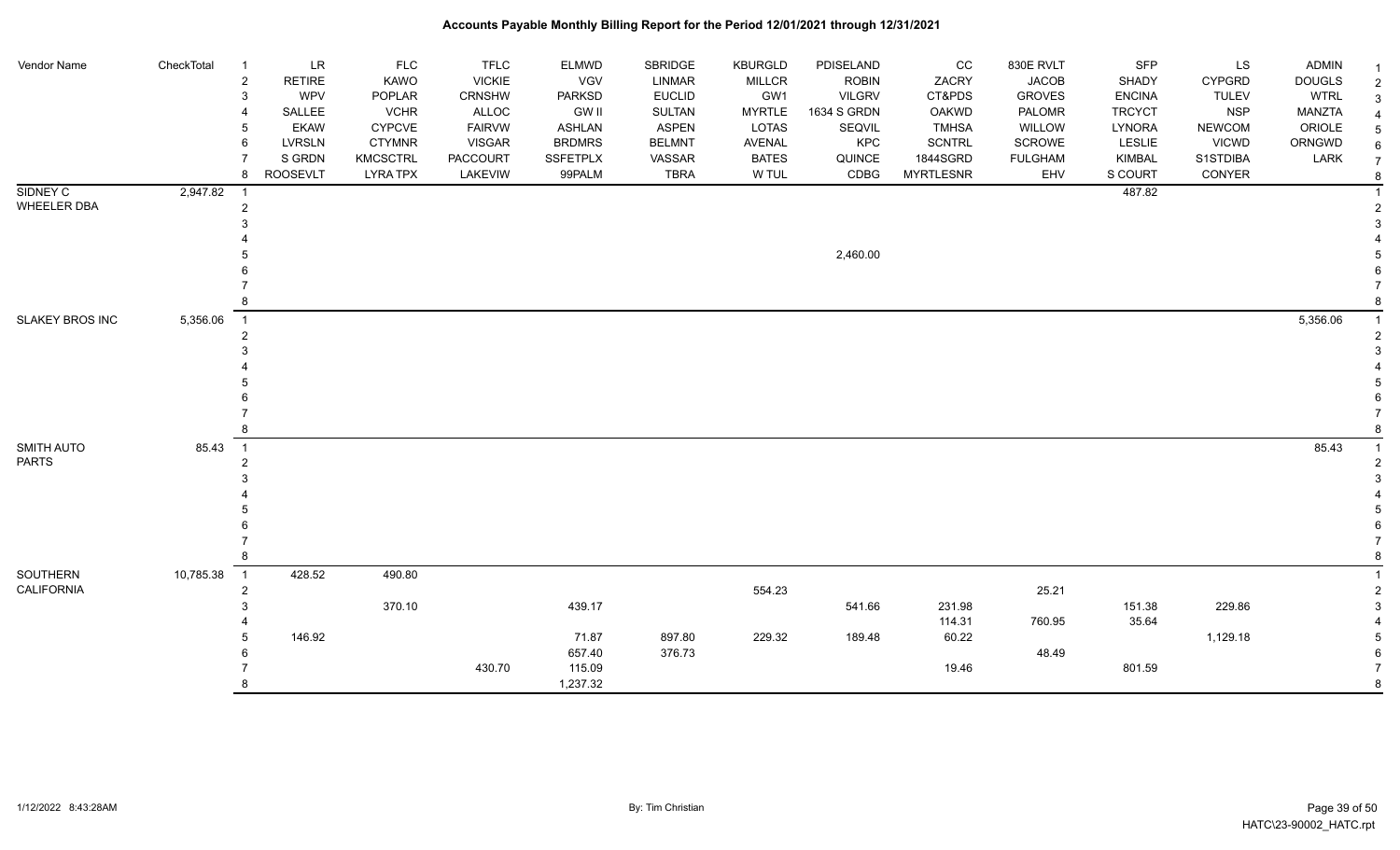# Accounts Payable Monthly Billing Report for the Period 12/01/2021 through 12/31/2021

| Vendor Name | CheckTotal | | | | | | | | | | | | | | |
|---|---|---|---|---|---|---|---|---|---|---|---|---|---|---|---|
| | | 1 | LR | FLC | TFLC | ELMWD | SBRIDGE | KBURGLD | PDISELAND | CC | 830E RVLT | SFP | LS | ADMIN | 1 |
| | | 2 | RETIRE | KAWO | VICKIE | VGV | LINMAR | MILLCR | ROBIN | ZACRY | JACOB | SHADY | CYPGRD | DOUGLS | 2 |
| | | 3 | WPV | POPLAR | CRNSHW | PARKSD | EUCLID | GW1 | VILGRV | CT&PDS | GROVES | ENCINA | TULEV | WTRL | 3 |
| | | 4 | SALLEE | VCHR | ALLOC | GW II | SULTAN | MYRTLE | 1634 S GRDN | OAKWD | PALOMR | TRCYCT | NSP | MANZTA | 4 |
| | | 5 | EKAW | CYPCVE | FAIRVW | ASHLAN | ASPEN | LOTAS | SEQVIL | TMHSA | WILLOW | LYNORA | NEWCOM | ORIOLE | 5 |
| | | 6 | LVRSLN | CTYMNR | VISGAR | BRDMRS | BELMNT | AVENAL | KPC | SCNTRL | SCROWE | LESLIE | VICWD | ORNGWD | 6 |
| | | 7 | S GRDN | KMCSCTRL | PACCOURT | SSFETPLX | VASSAR | BATES | QUINCE | 1844SGRD | FULGHAM | KIMBAL | S1STDIBA | LARK | 7 |
| | | 8 | ROOSEVLT | LYRA TPX | LAKEVIW | 99PALM | TBRA | W TUL | CDBG | MYRTLESNR | EHV | S COURT | CONYER | | 8 |
| SIDNEY C WHEELER DBA | 2,947.82 | 1 | | | | | | | | | | 487.82 | | | 1 |
| | | 2 | | | | | | | | | | | | | 2 |
| | | 3 | | | | | | | | | | | | | 3 |
| | | 4 | | | | | | | | | | | | | 4 |
| | | 5 | | | | | | | 2,460.00 | | | | | | 5 |
| | | 6 | | | | | | | | | | | | | 6 |
| | | 7 | | | | | | | | | | | | | 7 |
| | | 8 | | | | | | | | | | | | | 8 |
| SLAKEY BROS INC | 5,356.06 | 1 | | | | | | | | | | | | 5,356.06 | 1 |
| | | 2 | | | | | | | | | | | | | 2 |
| | | 3 | | | | | | | | | | | | | 3 |
| | | 4 | | | | | | | | | | | | | 4 |
| | | 5 | | | | | | | | | | | | | 5 |
| | | 6 | | | | | | | | | | | | | 6 |
| | | 7 | | | | | | | | | | | | | 7 |
| | | 8 | | | | | | | | | | | | | 8 |
| SMITH AUTO PARTS | 85.43 | 1 | | | | | | | | | | | | 85.43 | 1 |
| | | 2 | | | | | | | | | | | | | 2 |
| | | 3 | | | | | | | | | | | | | 3 |
| | | 4 | | | | | | | | | | | | | 4 |
| | | 5 | | | | | | | | | | | | | 5 |
| | | 6 | | | | | | | | | | | | | 6 |
| | | 7 | | | | | | | | | | | | | 7 |
| | | 8 | | | | | | | | | | | | | 8 |
| SOUTHERN CALIFORNIA | 10,785.38 | 1 | 428.52 | 490.80 | | | | | | | | | | | 1 |
| | | 2 | | | | | | 554.23 | | | 25.21 | | | | 2 |
| | | 3 | | 370.10 | | 439.17 | | | 541.66 | 231.98 | | 151.38 | 229.86 | | 3 |
| | | 4 | | | | | | | | 114.31 | 760.95 | 35.64 | | | 4 |
| | | 5 | 146.92 | | | 71.87 | 897.80 | 229.32 | 189.48 | 60.22 | | | 1,129.18 | | 5 |
| | | 6 | | | | 657.40 | 376.73 | | | | 48.49 | | | | 6 |
| | | 7 | | | 430.70 | 115.09 | | | | 19.46 | | 801.59 | | | 7 |
| | | 8 | | | | 1,237.32 | | | | | | | | | 8 |

1/12/2022 8:43:28AM　　By: Tim Christian　　HATC\23-90002_HATC.rpt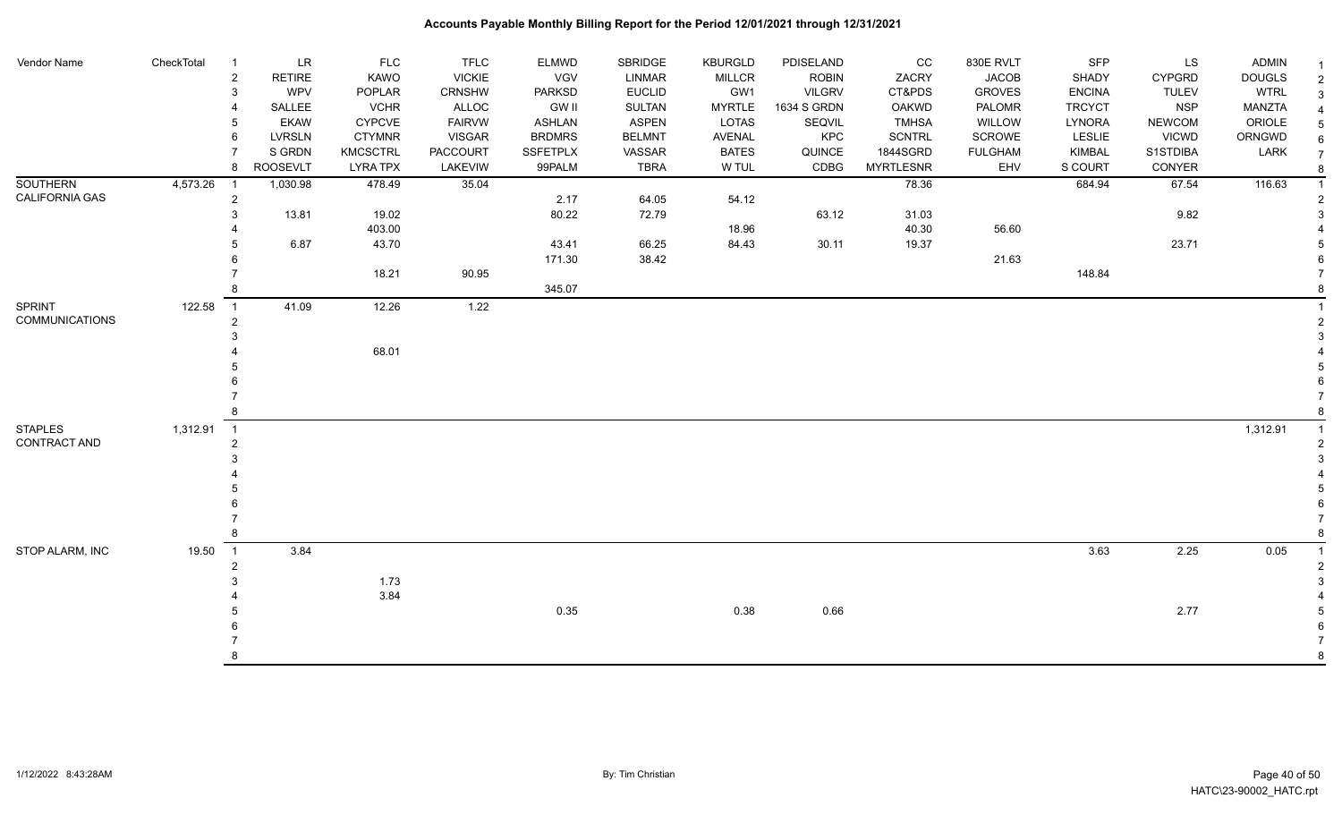| Vendor Name | CheckTotal | | LR | FLC | TFLC | ELMWD | SBRIDGE | KBURGLD | PDISELAND | CC | 830E RVLT | SFP | LS | ADMIN | |
|---|---|---|---|---|---|---|---|---|---|---|---|---|---|---|---|
| | | 1 | LR | FLC | TFLC | ELMWD | SBRIDGE | KBURGLD | PDISELAND | CC | 830E RVLT | SFP | LS | ADMIN | 1 |
| | | 2 | RETIRE | KAWO | VICKIE | VGV | LINMAR | MILLCR | ROBIN | ZACRY | JACOB | SHADY | CYPGRD | DOUGLS | 2 |
| | | 3 | WPV | POPLAR | CRNSHW | PARKSD | EUCLID | GW1 | VILGRV | CT&PDS | GROVES | ENCINA | TULEV | WTRL | 3 |
| | | 4 | SALLEE | VCHR | ALLOC | GW II | SULTAN | MYRTLE | 1634 S GRDN | OAKWD | PALOMR | TRCYCT | NSP | MANZTA | 4 |
| | | 5 | EKAW | CYPCVE | FAIRVW | ASHLAN | ASPEN | LOTAS | SEQVIL | TMHSA | WILLOW | LYNORA | NEWCOM | ORIOLE | 5 |
| | | 6 | LVRSLN | CTYMNR | VISGAR | BRDMRS | BELMNT | AVENAL | KPC | SCNTRL | SCROWE | LESLIE | VICWD | ORNGWD | 6 |
| | | 7 | S GRDN | KMCSCTRL | PACCOURT | SSFETPLX | VASSAR | BATES | QUINCE | 1844SGRD | FULGHAM | KIMBAL | S1STDIBA | LARK | 7 |
| | | 8 | ROOSEVLT | LYRA TPX | LAKEVIW | 99PALM | TBRA | W TUL | CDBG | MYRTLESNR | EHV | S COURT | CONYER | | 8 |
| SOUTHERN CALIFORNIA GAS | 4,573.26 | 1 | 1,030.98 | 478.49 | 35.04 | | | | | 78.36 | | 684.94 | 67.54 | 116.63 | 1 |
| | | 2 | | | | 2.17 | 64.05 | 54.12 | | | | | | | 2 |
| | | 3 | 13.81 | 19.02 | | 80.22 | 72.79 | | 63.12 | 31.03 | | | 9.82 | | 3 |
| | | 4 | | 403.00 | | | | 18.96 | | 40.30 | 56.60 | | | | 4 |
| | | 5 | 6.87 | 43.70 | | 43.41 | 66.25 | 84.43 | 30.11 | 19.37 | | | 23.71 | | 5 |
| | | 6 | | | | 171.30 | 38.42 | | | | 21.63 | | | | 6 |
| | | 7 | | 18.21 | 90.95 | | | | | | | 148.84 | | | 7 |
| | | 8 | | | | 345.07 | | | | | | | | | 8 |
| SPRINT COMMUNICATIONS | 122.58 | 1 | 41.09 | 12.26 | 1.22 | | | | | | | | | | 1 |
| | | 2 | | | | | | | | | | | | | 2 |
| | | 3 | | | | | | | | | | | | | 3 |
| | | 4 | | 68.01 | | | | | | | | | | | 4 |
| | | 5 | | | | | | | | | | | | | 5 |
| | | 6 | | | | | | | | | | | | | 6 |
| | | 7 | | | | | | | | | | | | | 7 |
| | | 8 | | | | | | | | | | | | | 8 |
| STAPLES CONTRACT AND | 1,312.91 | 1 | | | | | | | | | | | | 1,312.91 | 1 |
| | | 2 | | | | | | | | | | | | | 2 |
| | | 3 | | | | | | | | | | | | | 3 |
| | | 4 | | | | | | | | | | | | | 4 |
| | | 5 | | | | | | | | | | | | | 5 |
| | | 6 | | | | | | | | | | | | | 6 |
| | | 7 | | | | | | | | | | | | | 7 |
| | | 8 | | | | | | | | | | | | | 8 |
| STOP ALARM, INC | 19.50 | 1 | 3.84 | | | | | | | | | 3.63 | 2.25 | 0.05 | 1 |
| | | 2 | | | | | | | | | | | | | 2 |
| | | 3 | | 1.73 | | | | | | | | | | | 3 |
| | | 4 | | 3.84 | | | | | | | | | | | 4 |
| | | 5 | | | | 0.35 | | 0.38 | 0.66 | | | | 2.77 | | 5 |
| | | 6 | | | | | | | | | | | | | 6 |
| | | 7 | | | | | | | | | | | | | 7 |
| | | 8 | | | | | | | | | | | | | 8 |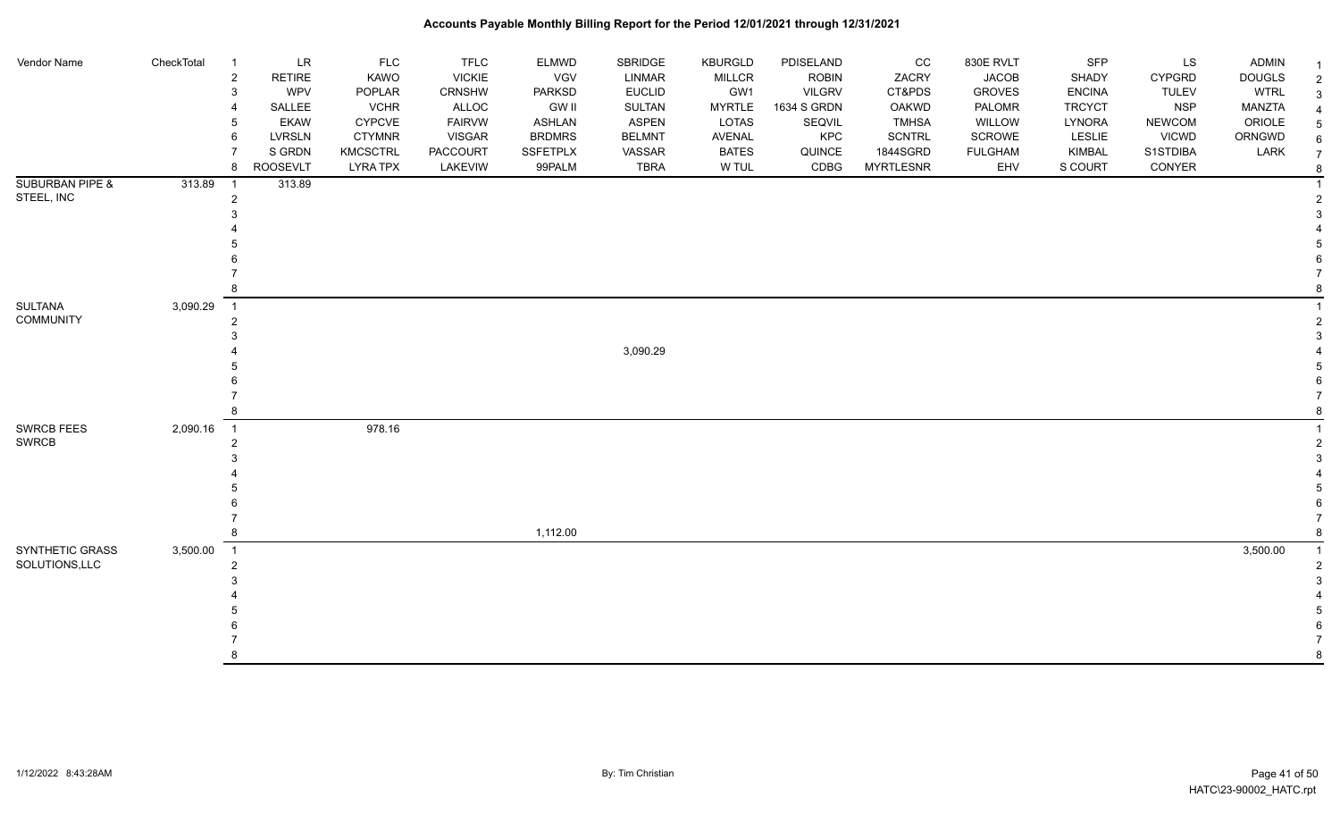# Accounts Payable Monthly Billing Report for the Period 12/01/2021 through 12/31/2021

| Vendor Name | CheckTotal | | | | | | | | | | | | | | |
|---|---|---|---|---|---|---|---|---|---|---|---|---|---|---|---|
| | | 1 | LR | FLC | TFLC | ELMWD | SBRIDGE | KBURGLD | PDISELAND | CC | 830E RVLT | SFP | LS | ADMIN | 1 |
| | | 2 | RETIRE | KAWO | VICKIE | VGV | LINMAR | MILLCR | ROBIN | ZACRY | JACOB | SHADY | CYPGRD | DOUGLS | 2 |
| | | 3 | WPV | POPLAR | CRNSHW | PARKSD | EUCLID | GW1 | VILGRV | CT&PDS | GROVES | ENCINA | TULEV | WTRL | 3 |
| | | 4 | SALLEE | VCHR | ALLOC | GW II | SULTAN | MYRTLE | 1634 S GRDN | OAKWD | PALOMR | TRCYCT | NSP | MANZTA | 4 |
| | | 5 | EKAW | CYPCVE | FAIRVW | ASHLAN | ASPEN | LOTAS | SEQVIL | TMHSA | WILLOW | LYNORA | NEWCOM | ORIOLE | 5 |
| | | 6 | LVRSLN | CTYMNR | VISGAR | BRDMRS | BELMNT | AVENAL | KPC | SCNTRL | SCROWE | LESLIE | VICWD | ORNGWD | 6 |
| | | 7 | S GRDN | KMCSCTRL | PACCOURT | SSFETPLX | VASSAR | BATES | QUINCE | 1844SGRD | FULGHAM | KIMBAL | S1STDIBA | LARK | 7 |
| | | 8 | ROOSEVLT | LYRA TPX | LAKEVIW | 99PALM | TBRA | W TUL | CDBG | MYRTLESNR | EHV | S COURT | CONYER | | 8 |
| SUBURBAN PIPE & STEEL, INC | 313.89 | 1 | 313.89 | | | | | | | | | | | | 1 |
| | | 2 | | | | | | | | | | | | | 2 |
| | | 3 | | | | | | | | | | | | | 3 |
| | | 4 | | | | | | | | | | | | | 4 |
| | | 5 | | | | | | | | | | | | | 5 |
| | | 6 | | | | | | | | | | | | | 6 |
| | | 7 | | | | | | | | | | | | | 7 |
| | | 8 | | | | | | | | | | | | | 8 |
| SULTANA COMMUNITY | 3,090.29 | 1 | | | | | | | | | | | | | 1 |
| | | 2 | | | | | | | | | | | | | 2 |
| | | 3 | | | | | | | | | | | | | 3 |
| | | 4 | | | | | 3,090.29 | | | | | | | | 4 |
| | | 5 | | | | | | | | | | | | | 5 |
| | | 6 | | | | | | | | | | | | | 6 |
| | | 7 | | | | | | | | | | | | | 7 |
| | | 8 | | | | | | | | | | | | | 8 |
| SWRCB FEES SWRCB | 2,090.16 | 1 | | 978.16 | | | | | | | | | | | 1 |
| | | 2 | | | | | | | | | | | | | 2 |
| | | 3 | | | | | | | | | | | | | 3 |
| | | 4 | | | | | | | | | | | | | 4 |
| | | 5 | | | | | | | | | | | | | 5 |
| | | 6 | | | | | | | | | | | | | 6 |
| | | 7 | | | | | | | | | | | | | 7 |
| | | 8 | | | | 1,112.00 | | | | | | | | | 8 |
| SYNTHETIC GRASS SOLUTIONS,LLC | 3,500.00 | 1 | | | | | | | | | | | | 3,500.00 | 1 |
| | | 2 | | | | | | | | | | | | | 2 |
| | | 3 | | | | | | | | | | | | | 3 |
| | | 4 | | | | | | | | | | | | | 4 |
| | | 5 | | | | | | | | | | | | | 5 |
| | | 6 | | | | | | | | | | | | | 6 |
| | | 7 | | | | | | | | | | | | | 7 |
| | | 8 | | | | | | | | | | | | | 8 |

1/12/2022 8:43:28AM By: Tim Christian HATC\23-90002_HATC.rpt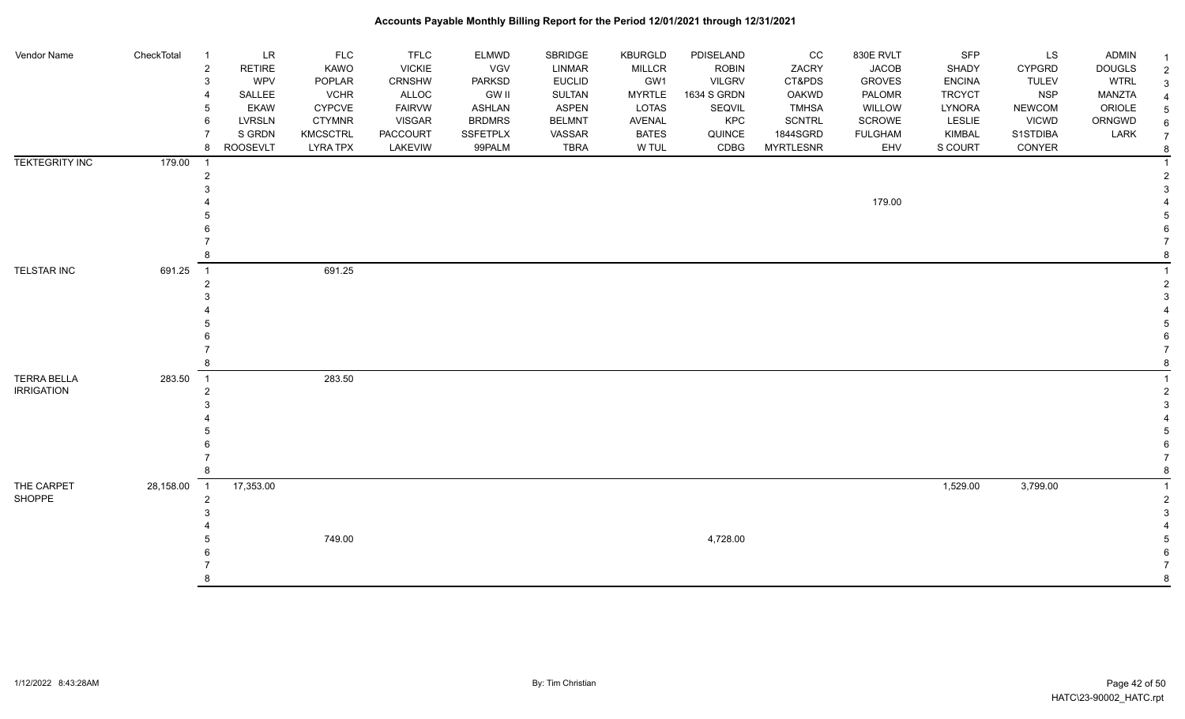# Accounts Payable Monthly Billing Report for the Period 12/01/2021 through 12/31/2021

| Vendor Name | CheckTotal | # | LR | FLC | TFLC | ELMWD | SBRIDGE | KBURGLD | PDISELAND | CC | 830E RVLT | SFP | LS | ADMIN | # |
|---|---|---|---|---|---|---|---|---|---|---|---|---|---|---|---|
| | | 2 | RETIRE | KAWO | VICKIE | VGV | LINMAR | MILLCR | ROBIN | ZACRY | JACOB | SHADY | CYPGRD | DOUGLS | 2 |
| | | 3 | WPV | POPLAR | CRNSHW | PARKSD | EUCLID | GW1 | VILGRV | CT&PDS | GROVES | ENCINA | TULEV | WTRL | 3 |
| | | 4 | SALLEE | VCHR | ALLOC | GW II | SULTAN | MYRTLE | 1634 S GRDN | OAKWD | PALOMR | TRCYCT | NSP | MANZTA | 4 |
| | | 5 | EKAW | CYPCVE | FAIRVW | ASHLAN | ASPEN | LOTAS | SEQVIL | TMHSA | WILLOW | LYNORA | NEWCOM | ORIOLE | 5 |
| | | 6 | LVRSLN | CTYMNR | VISGAR | BRDMRS | BELMNT | AVENAL | KPC | SCNTRL | SCROWE | LESLIE | VICWD | ORNGWD | 6 |
| | | 7 | S GRDN | KMCSCTRL | PACCOURT | SSFETPLX | VASSAR | BATES | QUINCE | 1844SGRD | FULGHAM | KIMBAL | S1STDIBA | LARK | 7 |
| | | 8 | ROOSEVLT | LYRA TPX | LAKEVIW | 99PALM | TBRA | W TUL | CDBG | MYRTLESNR | EHV | S COURT | CONYER | | 8 |
| TEKTEGRITY INC | 179.00 | 1 | | | | | | | | | | | | | 1 |
| | | 2 | | | | | | | | | | | | | 2 |
| | | 3 | | | | | | | | | | | | | 3 |
| | | 4 | | | | | | | | | 179.00 | | | | 4 |
| | | 5 | | | | | | | | | | | | | 5 |
| | | 6 | | | | | | | | | | | | | 6 |
| | | 7 | | | | | | | | | | | | | 7 |
| | | 8 | | | | | | | | | | | | | 8 |
| TELSTAR INC | 691.25 | 1 | | 691.25 | | | | | | | | | | | 1 |
| | | 2 | | | | | | | | | | | | | 2 |
| | | 3 | | | | | | | | | | | | | 3 |
| | | 4 | | | | | | | | | | | | | 4 |
| | | 5 | | | | | | | | | | | | | 5 |
| | | 6 | | | | | | | | | | | | | 6 |
| | | 7 | | | | | | | | | | | | | 7 |
| | | 8 | | | | | | | | | | | | | 8 |
| TERRA BELLA IRRIGATION | 283.50 | 1 | | 283.50 | | | | | | | | | | | 1 |
| | | 2 | | | | | | | | | | | | | 2 |
| | | 3 | | | | | | | | | | | | | 3 |
| | | 4 | | | | | | | | | | | | | 4 |
| | | 5 | | | | | | | | | | | | | 5 |
| | | 6 | | | | | | | | | | | | | 6 |
| | | 7 | | | | | | | | | | | | | 7 |
| | | 8 | | | | | | | | | | | | | 8 |
| THE CARPET SHOPPE | 28,158.00 | 1 | 17,353.00 | | | | | | | | | 1,529.00 | 3,799.00 | | 1 |
| | | 2 | | | | | | | | | | | | | 2 |
| | | 3 | | | | | | | | | | | | | 3 |
| | | 4 | | | | | | | | | | | | | 4 |
| | | 5 | | 749.00 | | | | | 4,728.00 | | | | | | 5 |
| | | 6 | | | | | | | | | | | | | 6 |
| | | 7 | | | | | | | | | | | | | 7 |
| | | 8 | | | | | | | | | | | | | 8 |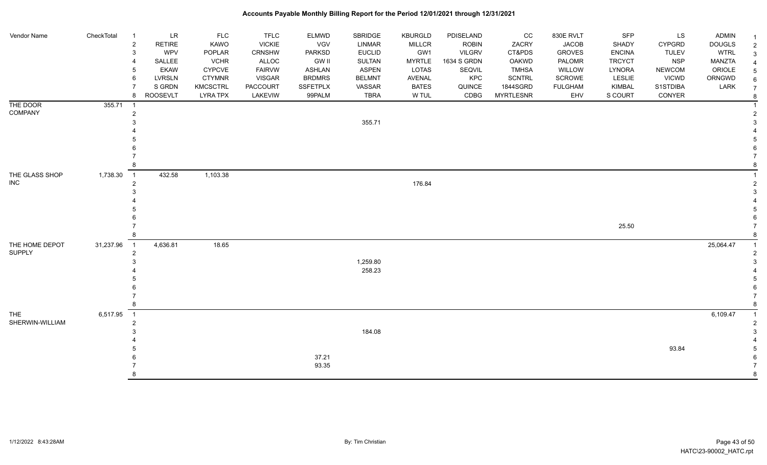# Accounts Payable Monthly Billing Report for the Period 12/01/2021 through 12/31/2021

| Vendor Name | CheckTotal | | LR | FLC | TFLC | ELMWD | SBRIDGE | KBURGLD | PDISELAND | CC | 830E RVLT | SFP | LS | ADMIN | |
|---|---|---|---|---|---|---|---|---|---|---|---|---|---|---|---|
| | | 1 | LR | FLC | TFLC | ELMWD | SBRIDGE | KBURGLD | PDISELAND | CC | 830E RVLT | SFP | LS | ADMIN | 1 |
| | | 2 | RETIRE | KAWO | VICKIE | VGV | LINMAR | MILLCR | ROBIN | ZACRY | JACOB | SHADY | CYPGRD | DOUGLS | 2 |
| | | 3 | WPV | POPLAR | CRNSHW | PARKSD | EUCLID | GW1 | VILGRV | CT&PDS | GROVES | ENCINA | TULEV | WTRL | 3 |
| | | 4 | SALLEE | VCHR | ALLOC | GW II | SULTAN | MYRTLE | 1634 S GRDN | OAKWD | PALOMR | TRCYCT | NSP | MANZTA | 4 |
| | | 5 | EKAW | CYPCVE | FAIRVW | ASHLAN | ASPEN | LOTAS | SEQVIL | TMHSA | WILLOW | LYNORA | NEWCOM | ORIOLE | 5 |
| | | 6 | LVRSLN | CTYMNR | VISGAR | BRDMRS | BELMNT | AVENAL | KPC | SCNTRL | SCROWE | LESLIE | VICWD | ORNGWD | 6 |
| | | 7 | S GRDN | KMCSCTRL | PACCOURT | SSFETPLX | VASSAR | BATES | QUINCE | 1844SGRD | FULGHAM | KIMBAL | S1STDIBA | LARK | 7 |
| | | 8 | ROOSEVLT | LYRA TPX | LAKEVIW | 99PALM | TBRA | W TUL | CDBG | MYRTLESNR | EHV | S COURT | CONYER | | 8 |
| THE DOOR COMPANY | 355.71 | 1 | | | | | | | | | | | | | 1 |
| | | 2 | | | | | | | | | | | | | 2 |
| | | 3 | | | | | 355.71 | | | | | | | | 3 |
| | | 4 | | | | | | | | | | | | | 4 |
| | | 5 | | | | | | | | | | | | | 5 |
| | | 6 | | | | | | | | | | | | | 6 |
| | | 7 | | | | | | | | | | | | | 7 |
| | | 8 | | | | | | | | | | | | | 8 |
| THE GLASS SHOP INC | 1,738.30 | 1 | 432.58 | 1,103.38 | | | | | | | | | | | 1 |
| | | 2 | | | | | | 176.84 | | | | | | | 2 |
| | | 3 | | | | | | | | | | | | | 3 |
| | | 4 | | | | | | | | | | | | | 4 |
| | | 5 | | | | | | | | | | | | | 5 |
| | | 6 | | | | | | | | | | | | | 6 |
| | | 7 | | | | | | | | | | 25.50 | | | 7 |
| | | 8 | | | | | | | | | | | | | 8 |
| THE HOME DEPOT SUPPLY | 31,237.96 | 1 | 4,636.81 | 18.65 | | | | | | | | | | 25,064.47 | 1 |
| | | 2 | | | | | | | | | | | | | 2 |
| | | 3 | | | | | 1,259.80 | | | | | | | | 3 |
| | | 4 | | | | | 258.23 | | | | | | | | 4 |
| | | 5 | | | | | | | | | | | | | 5 |
| | | 6 | | | | | | | | | | | | | 6 |
| | | 7 | | | | | | | | | | | | | 7 |
| | | 8 | | | | | | | | | | | | | 8 |
| THE SHERWIN-WILLIAM | 6,517.95 | 1 | | | | | | | | | | | | 6,109.47 | 1 |
| | | 2 | | | | | | | | | | | | | 2 |
| | | 3 | | | | | 184.08 | | | | | | | | 3 |
| | | 4 | | | | | | | | | | | | | 4 |
| | | 5 | | | | | | | | | | | 93.84 | | 5 |
| | | 6 | | | | 37.21 | | | | | | | | | 6 |
| | | 7 | | | | 93.35 | | | | | | | | | 7 |
| | | 8 | | | | | | | | | | | | | 8 |

1/12/2022 8:43:28AM

By: Tim Christian

HATC\23-90002_HATC.rpt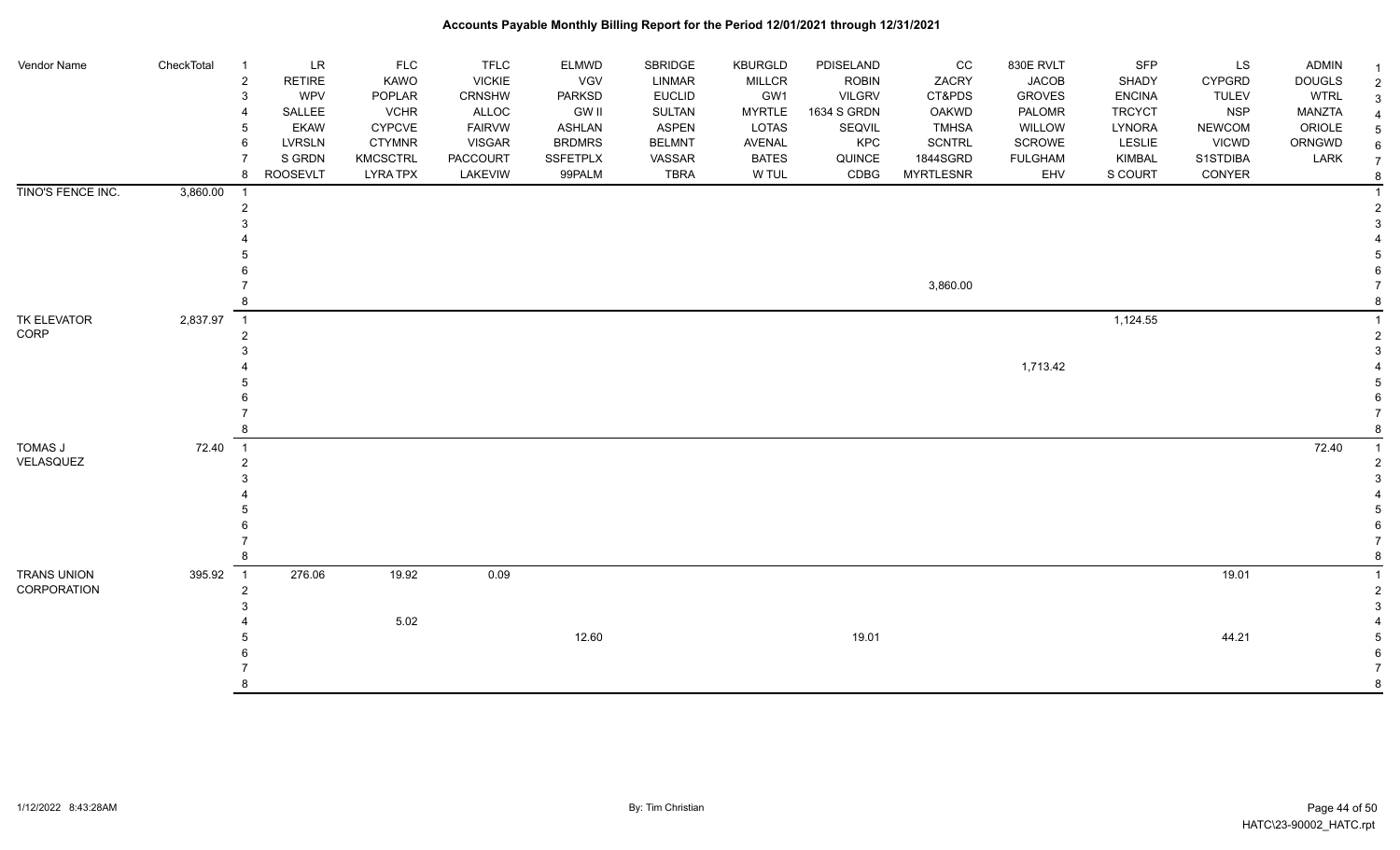# Accounts Payable Monthly Billing Report for the Period 12/01/2021 through 12/31/2021

| Vendor Name | CheckTotal | | | | | | | | | | | | | | |
|---|---|---|---|---|---|---|---|---|---|---|---|---|---|---|---|
| | | 1 | LR | FLC | TFLC | ELMWD | SBRIDGE | KBURGLD | PDISELAND | CC | 830E RVLT | SFP | LS | ADMIN | 1 |
| | | 2 | RETIRE | KAWO | VICKIE | VGV | LINMAR | MILLCR | ROBIN | ZACRY | JACOB | SHADY | CYPGRD | DOUGLS | 2 |
| | | 3 | WPV | POPLAR | CRNSHW | PARKSD | EUCLID | GW1 | VILGRV | CT&PDS | GROVES | ENCINA | TULEV | WTRL | 3 |
| | | 4 | SALLEE | VCHR | ALLOC | GW II | SULTAN | MYRTLE | 1634 S GRDN | OAKWD | PALOMR | TRCYCT | NSP | MANZTA | 4 |
| | | 5 | EKAW | CYPCVE | FAIRVW | ASHLAN | ASPEN | LOTAS | SEQVIL | TMHSA | WILLOW | LYNORA | NEWCOM | ORIOLE | 5 |
| | | 6 | LVRSLN | CTYMNR | VISGAR | BRDMRS | BELMNT | AVENAL | KPC | SCNTRL | SCROWE | LESLIE | VICWD | ORNGWD | 6 |
| | | 7 | S GRDN | KMCSCTRL | PACCOURT | SSFETPLX | VASSAR | BATES | QUINCE | 1844SGRD | FULGHAM | KIMBAL | S1STDIBA | LARK | 7 |
| | | 8 | ROOSEVLT | LYRA TPX | LAKEVIW | 99PALM | TBRA | W TUL | CDBG | MYRTLESNR | EHV | S COURT | CONYER | | 8 |
| TINO'S FENCE INC. | 3,860.00 | 1 | | | | | | | | | | | | | 1 |
| | | 2 | | | | | | | | | | | | | 2 |
| | | 3 | | | | | | | | | | | | | 3 |
| | | 4 | | | | | | | | | | | | | 4 |
| | | 5 | | | | | | | | | | | | | 5 |
| | | 6 | | | | | | | | | | | | | 6 |
| | | 7 | | | | | | | | 3,860.00 | | | | | 7 |
| | | 8 | | | | | | | | | | | | | 8 |
| TK ELEVATOR CORP | 2,837.97 | 1 | | | | | | | | | | 1,124.55 | | | 1 |
| | | 2 | | | | | | | | | | | | | 2 |
| | | 3 | | | | | | | | | | | | | 3 |
| | | 4 | | | | | | | | | 1,713.42 | | | | 4 |
| | | 5 | | | | | | | | | | | | | 5 |
| | | 6 | | | | | | | | | | | | | 6 |
| | | 7 | | | | | | | | | | | | | 7 |
| | | 8 | | | | | | | | | | | | | 8 |
| TOMAS J VELASQUEZ | 72.40 | 1 | | | | | | | | | | | | 72.40 | 1 |
| | | 2 | | | | | | | | | | | | | 2 |
| | | 3 | | | | | | | | | | | | | 3 |
| | | 4 | | | | | | | | | | | | | 4 |
| | | 5 | | | | | | | | | | | | | 5 |
| | | 6 | | | | | | | | | | | | | 6 |
| | | 7 | | | | | | | | | | | | | 7 |
| | | 8 | | | | | | | | | | | | | 8 |
| TRANS UNION CORPORATION | 395.92 | 1 | 276.06 | 19.92 | 0.09 | | | | | | | | 19.01 | | 1 |
| | | 2 | | | | | | | | | | | | | 2 |
| | | 3 | | | | | | | | | | | | | 3 |
| | | 4 | | 5.02 | | | | | | | | | | | 4 |
| | | 5 | | | | 12.60 | | | 19.01 | | | | 44.21 | | 5 |
| | | 6 | | | | | | | | | | | | | 6 |
| | | 7 | | | | | | | | | | | | | 7 |
| | | 8 | | | | | | | | | | | | | 8 |

1/12/2022 8:43:28AM | By: Tim Christian | HATC\23-90002_HATC.rpt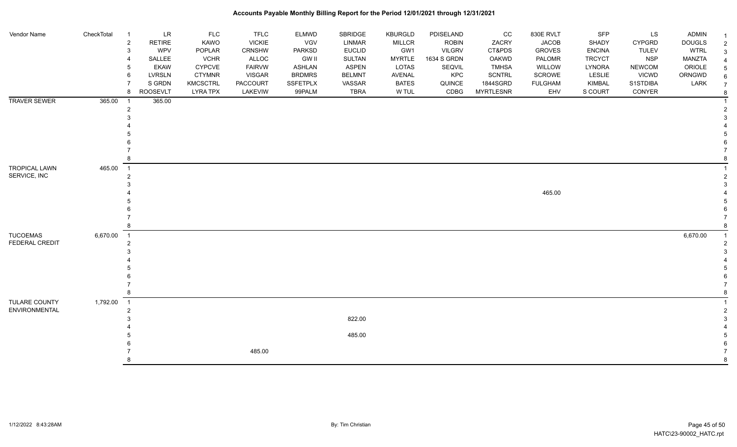## Accounts Payable Monthly Billing Report for the Period 12/01/2021 through 12/31/2021

| Vendor Name | CheckTotal | | | | | | | | | | | | | | |
|---|---|---|---|---|---|---|---|---|---|---|---|---|---|---|---|
| | | 1 | LR | FLC | TFLC | ELMWD | SBRIDGE | KBURGLD | PDISELAND | CC | 830E RVLT | SFP | LS | ADMIN | 1 |
| | | 2 | RETIRE | KAWO | VICKIE | VGV | LINMAR | MILLCR | ROBIN | ZACRY | JACOB | SHADY | CYPGRD | DOUGLS | 2 |
| | | 3 | WPV | POPLAR | CRNSHW | PARKSD | EUCLID | GW1 | VILGRV | CT&PDS | GROVES | ENCINA | TULEV | WTRL | 3 |
| | | 4 | SALLEE | VCHR | ALLOC | GW II | SULTAN | MYRTLE | 1634 S GRDN | OAKWD | PALOMR | TRCYCT | NSP | MANZTA | 4 |
| | | 5 | EKAW | CYPCVE | FAIRVW | ASHLAN | ASPEN | LOTAS | SEQVIL | TMHSA | WILLOW | LYNORA | NEWCOM | ORIOLE | 5 |
| | | 6 | LVRSLN | CTYMNR | VISGAR | BRDMRS | BELMNT | AVENAL | KPC | SCNTRL | SCROWE | LESLIE | VICWD | ORNGWD | 6 |
| | | 7 | S GRDN | KMCSCTRL | PACCOURT | SSFETPLX | VASSAR | BATES | QUINCE | 1844SGRD | FULGHAM | KIMBAL | S1STDIBA | LARK | 7 |
| | | 8 | ROOSEVLT | LYRA TPX | LAKEVIW | 99PALM | TBRA | W TUL | CDBG | MYRTLESNR | EHV | S COURT | CONYER | | 8 |
| TRAVER SEWER | 365.00 | 1 | 365.00 | | | | | | | | | | | | 1 |
| | | 2 | | | | | | | | | | | | | 2 |
| | | 3 | | | | | | | | | | | | | 3 |
| | | 4 | | | | | | | | | | | | | 4 |
| | | 5 | | | | | | | | | | | | | 5 |
| | | 6 | | | | | | | | | | | | | 6 |
| | | 7 | | | | | | | | | | | | | 7 |
| | | 8 | | | | | | | | | | | | | 8 |
| TROPICAL LAWN SERVICE, INC | 465.00 | 1 | | | | | | | | | | | | | 1 |
| | | 2 | | | | | | | | | | | | | 2 |
| | | 3 | | | | | | | | | | | | | 3 |
| | | 4 | | | | | | | | | 465.00 | | | | 4 |
| | | 5 | | | | | | | | | | | | | 5 |
| | | 6 | | | | | | | | | | | | | 6 |
| | | 7 | | | | | | | | | | | | | 7 |
| | | 8 | | | | | | | | | | | | | 8 |
| TUCOEMAS FEDERAL CREDIT | 6,670.00 | 1 | | | | | | | | | | | | 6,670.00 | 1 |
| | | 2 | | | | | | | | | | | | | 2 |
| | | 3 | | | | | | | | | | | | | 3 |
| | | 4 | | | | | | | | | | | | | 4 |
| | | 5 | | | | | | | | | | | | | 5 |
| | | 6 | | | | | | | | | | | | | 6 |
| | | 7 | | | | | | | | | | | | | 7 |
| | | 8 | | | | | | | | | | | | | 8 |
| TULARE COUNTY ENVIRONMENTAL | 1,792.00 | 1 | | | | | | | | | | | | | 1 |
| | | 2 | | | | | | | | | | | | | 2 |
| | | 3 | | | | | 822.00 | | | | | | | | 3 |
| | | 4 | | | | | | | | | | | | | 4 |
| | | 5 | | | | | 485.00 | | | | | | | | 5 |
| | | 6 | | | | | | | | | | | | | 6 |
| | | 7 | | | 485.00 | | | | | | | | | | 7 |
| | | 8 | | | | | | | | | | | | | 8 |

1/12/2022 8:43:28AM — By: Tim Christian — HATC\23-90002_HATC.rpt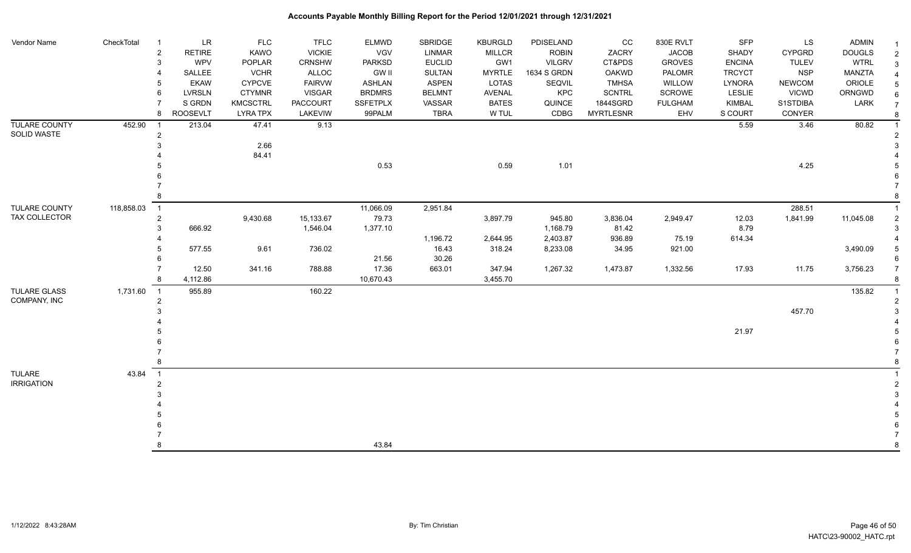# Accounts Payable Monthly Billing Report for the Period 12/01/2021 through 12/31/2021

| Vendor Name | CheckTotal | | LR | FLC | TFLC | ELMWD | SBRIDGE | KBURGLD | PDISELAND | CC | 830E RVLT | SFP | LS | ADMIN | |
|---|---|---|---|---|---|---|---|---|---|---|---|---|---|---|---|
| | | 1 | LR | FLC | TFLC | ELMWD | SBRIDGE | KBURGLD | PDISELAND | CC | 830E RVLT | SFP | LS | ADMIN | 1 |
| | | 2 | RETIRE | KAWO | VICKIE | VGV | LINMAR | MILLCR | ROBIN | ZACRY | JACOB | SHADY | CYPGRD | DOUGLS | 2 |
| | | 3 | WPV | POPLAR | CRNSHW | PARKSD | EUCLID | GW1 | VILGRV | CT&PDS | GROVES | ENCINA | TULEV | WTRL | 3 |
| | | 4 | SALLEE | VCHR | ALLOC | GW II | SULTAN | MYRTLE | 1634 S GRDN | OAKWD | PALOMR | TRCYCT | NSP | MANZTA | 4 |
| | | 5 | EKAW | CYPCVE | FAIRVW | ASHLAN | ASPEN | LOTAS | SEQVIL | TMHSA | WILLOW | LYNORA | NEWCOM | ORIOLE | 5 |
| | | 6 | LVRSLN | CTYMNR | VISGAR | BRDMRS | BELMNT | AVENAL | KPC | SCNTRL | SCROWE | LESLIE | VICWD | ORNGWD | 6 |
| | | 7 | S GRDN | KMCSCTRL | PACCOURT | SSFETPLX | VASSAR | BATES | QUINCE | 1844SGRD | FULGHAM | KIMBAL | S1STDIBA | LARK | 7 |
| | | 8 | ROOSEVLT | LYRA TPX | LAKEVIW | 99PALM | TBRA | W TUL | CDBG | MYRTLESNR | EHV | S COURT | CONYER | | 8 |
| TULARE COUNTY SOLID WASTE | 452.90 | 1 | 213.04 | 47.41 | 9.13 | | | | | | | 5.59 | 3.46 | 80.82 | 1 |
| | | 2 | | | | | | | | | | | | | 2 |
| | | 3 | | 2.66 | | | | | | | | | | | 3 |
| | | 4 | | 84.41 | | | | | | | | | | | 4 |
| | | 5 | | | | 0.53 | | 0.59 | 1.01 | | | | 4.25 | | 5 |
| | | 6 | | | | | | | | | | | | | 6 |
| | | 7 | | | | | | | | | | | | | 7 |
| | | 8 | | | | | | | | | | | | | 8 |
| TULARE COUNTY TAX COLLECTOR | 118,858.03 | 1 | | | | 11,066.09 | 2,951.84 | | | | | | 288.51 | | 1 |
| | | 2 | | 9,430.68 | 15,133.67 | 79.73 | | 3,897.79 | 945.80 | 3,836.04 | 2,949.47 | 12.03 | 1,841.99 | 11,045.08 | 2 |
| | | 3 | 666.92 | | 1,546.04 | 1,377.10 | | | 1,168.79 | 81.42 | | 8.79 | | | 3 |
| | | 4 | | | | | 1,196.72 | 2,644.95 | 2,403.87 | 936.89 | 75.19 | 614.34 | | | 4 |
| | | 5 | 577.55 | 9.61 | 736.02 | | 16.43 | 318.24 | 8,233.08 | 34.95 | 921.00 | | | 3,490.09 | 5 |
| | | 6 | | | | 21.56 | 30.26 | | | | | | | | 6 |
| | | 7 | 12.50 | 341.16 | 788.88 | 17.36 | 663.01 | 347.94 | 1,267.32 | 1,473.87 | 1,332.56 | 17.93 | 11.75 | 3,756.23 | 7 |
| | | 8 | 4,112.86 | | | 10,670.43 | | 3,455.70 | | | | | | | 8 |
| TULARE GLASS COMPANY, INC | 1,731.60 | 1 | 955.89 | | 160.22 | | | | | | | | | 135.82 | 1 |
| | | 2 | | | | | | | | | | | | | 2 |
| | | 3 | | | | | | | | | | | 457.70 | | 3 |
| | | 4 | | | | | | | | | | | | | 4 |
| | | 5 | | | | | | | | | | 21.97 | | | 5 |
| | | 6 | | | | | | | | | | | | | 6 |
| | | 7 | | | | | | | | | | | | | 7 |
| | | 8 | | | | | | | | | | | | | 8 |
| TULARE IRRIGATION | 43.84 | 1 | | | | | | | | | | | | | 1 |
| | | 2 | | | | | | | | | | | | | 2 |
| | | 3 | | | | | | | | | | | | | 3 |
| | | 4 | | | | | | | | | | | | | 4 |
| | | 5 | | | | | | | | | | | | | 5 |
| | | 6 | | | | | | | | | | | | | 6 |
| | | 7 | | | | | | | | | | | | | 7 |
| | | 8 | | | | 43.84 | | | | | | | | | 8 |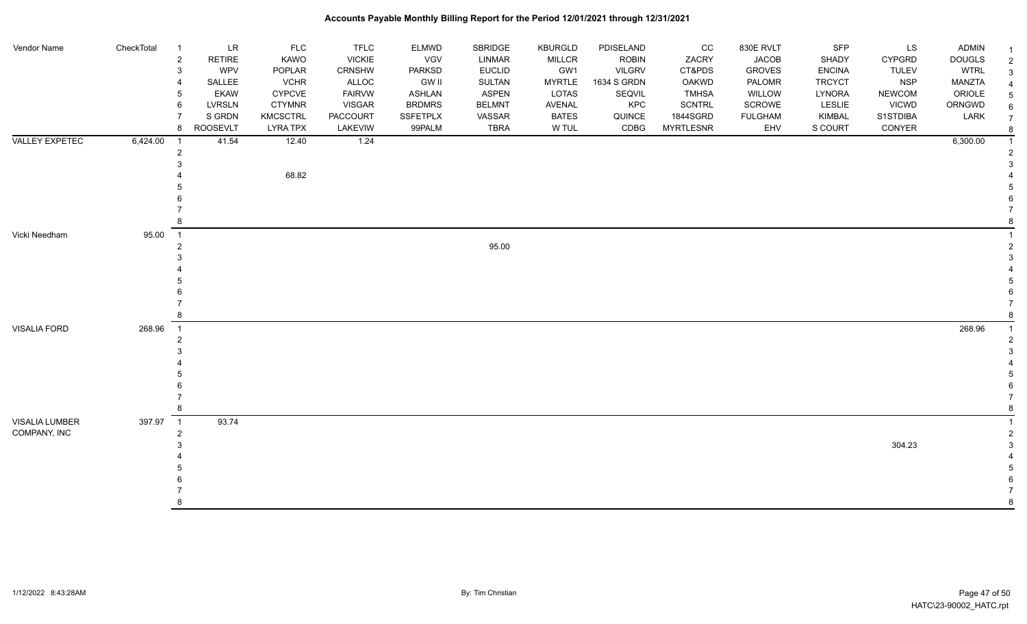# Accounts Payable Monthly Billing Report for the Period 12/01/2021 through 12/31/2021

| Vendor Name | CheckTotal | | | | | | | | | | | | | | |
|---|---|---|---|---|---|---|---|---|---|---|---|---|---|---|---|
| | | 1 | LR | FLC | TFLC | ELMWD | SBRIDGE | KBURGLD | PDISELAND | CC | 830E RVLT | SFP | LS | ADMIN | 1 |
| | | 2 | RETIRE | KAWO | VICKIE | VGV | LINMAR | MILLCR | ROBIN | ZACRY | JACOB | SHADY | CYPGRD | DOUGLS | 2 |
| | | 3 | WPV | POPLAR | CRNSHW | PARKSD | EUCLID | GW1 | VILGRV | CT&PDS | GROVES | ENCINA | TULEV | WTRL | 3 |
| | | 4 | SALLEE | VCHR | ALLOC | GW II | SULTAN | MYRTLE | 1634 S GRDN | OAKWD | PALOMR | TRCYCT | NSP | MANZTA | 4 |
| | | 5 | EKAW | CYPCVE | FAIRVW | ASHLAN | ASPEN | LOTAS | SEQVIL | TMHSA | WILLOW | LYNORA | NEWCOM | ORIOLE | 5 |
| | | 6 | LVRSLN | CTYMNR | VISGAR | BRDMRS | BELMNT | AVENAL | KPC | SCNTRL | SCROWE | LESLIE | VICWD | ORNGWD | 6 |
| | | 7 | S GRDN | KMCSCTRL | PACCOURT | SSFETPLX | VASSAR | BATES | QUINCE | 1844SGRD | FULGHAM | KIMBAL | S1STDIBA | LARK | 7 |
| | | 8 | ROOSEVLT | LYRA TPX | LAKEVIW | 99PALM | TBRA | W TUL | CDBG | MYRTLESNR | EHV | S COURT | CONYER | | 8 |
| VALLEY EXPETEC | 6,424.00 | 1 | 41.54 | 12.40 | 1.24 | | | | | | | | | 6,300.00 | 1 |
| | | 2 | | | | | | | | | | | | | 2 |
| | | 3 | | | | | | | | | | | | | 3 |
| | | 4 | | 68.82 | | | | | | | | | | | 4 |
| | | 5 | | | | | | | | | | | | | 5 |
| | | 6 | | | | | | | | | | | | | 6 |
| | | 7 | | | | | | | | | | | | | 7 |
| | | 8 | | | | | | | | | | | | | 8 |
| Vicki Needham | 95.00 | 1 | | | | | | | | | | | | | 1 |
| | | 2 | | | | | 95.00 | | | | | | | | 2 |
| | | 3 | | | | | | | | | | | | | 3 |
| | | 4 | | | | | | | | | | | | | 4 |
| | | 5 | | | | | | | | | | | | | 5 |
| | | 6 | | | | | | | | | | | | | 6 |
| | | 7 | | | | | | | | | | | | | 7 |
| | | 8 | | | | | | | | | | | | | 8 |
| VISALIA FORD | 268.96 | 1 | | | | | | | | | | | | 268.96 | 1 |
| | | 2 | | | | | | | | | | | | | 2 |
| | | 3 | | | | | | | | | | | | | 3 |
| | | 4 | | | | | | | | | | | | | 4 |
| | | 5 | | | | | | | | | | | | | 5 |
| | | 6 | | | | | | | | | | | | | 6 |
| | | 7 | | | | | | | | | | | | | 7 |
| | | 8 | | | | | | | | | | | | | 8 |
| VISALIA LUMBER COMPANY, INC | 397.97 | 1 | 93.74 | | | | | | | | | | | | 1 |
| | | 2 | | | | | | | | | | | | | 2 |
| | | 3 | | | | | | | | | | | 304.23 | | 3 |
| | | 4 | | | | | | | | | | | | | 4 |
| | | 5 | | | | | | | | | | | | | 5 |
| | | 6 | | | | | | | | | | | | | 6 |
| | | 7 | | | | | | | | | | | | | 7 |
| | | 8 | | | | | | | | | | | | | 8 |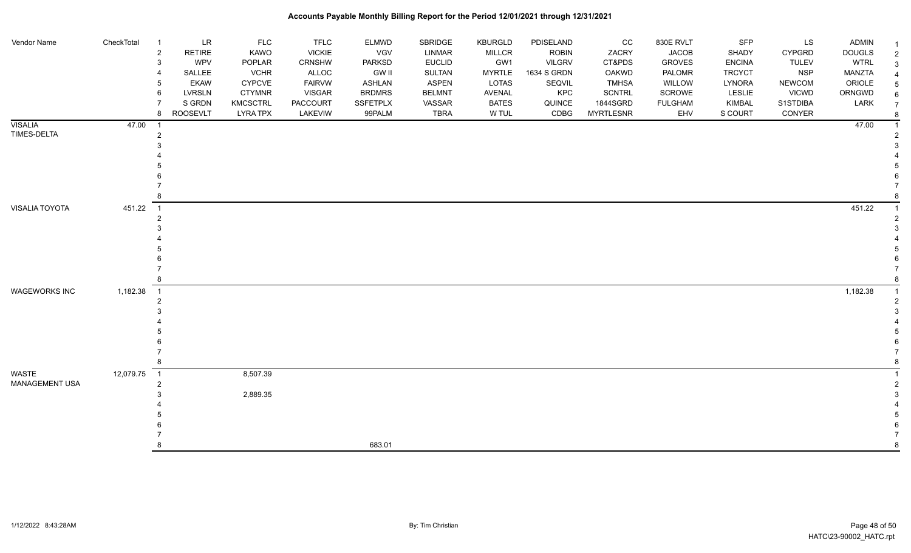# Accounts Payable Monthly Billing Report for the Period 12/01/2021 through 12/31/2021

| Vendor Name | CheckTotal | | | | | | | | | | | | | | |
|---|---|---|---|---|---|---|---|---|---|---|---|---|---|---|---|
| | | 1 | LR | FLC | TFLC | ELMWD | SBRIDGE | KBURGLD | PDISELAND | CC | 830E RVLT | SFP | LS | ADMIN | 1 |
| | | 2 | RETIRE | KAWO | VICKIE | VGV | LINMAR | MILLCR | ROBIN | ZACRY | JACOB | SHADY | CYPGRD | DOUGLS | 2 |
| | | 3 | WPV | POPLAR | CRNSHW | PARKSD | EUCLID | GW1 | VILGRV | CT&PDS | GROVES | ENCINA | TULEV | WTRL | 3 |
| | | 4 | SALLEE | VCHR | ALLOC | GW II | SULTAN | MYRTLE | 1634 S GRDN | OAKWD | PALOMR | TRCYCT | NSP | MANZTA | 4 |
| | | 5 | EKAW | CYPCVE | FAIRVW | ASHLAN | ASPEN | LOTAS | SEQVIL | TMHSA | WILLOW | LYNORA | NEWCOM | ORIOLE | 5 |
| | | 6 | LVRSLN | CTYMNR | VISGAR | BRDMRS | BELMNT | AVENAL | KPC | SCNTRL | SCROWE | LESLIE | VICWD | ORNGWD | 6 |
| | | 7 | S GRDN | KMCSCTRL | PACCOURT | SSFETPLX | VASSAR | BATES | QUINCE | 1844SGRD | FULGHAM | KIMBAL | S1STDIBA | LARK | 7 |
| | | 8 | ROOSEVLT | LYRA TPX | LAKEVIW | 99PALM | TBRA | W TUL | CDBG | MYRTLESNR | EHV | S COURT | CONYER | | 8 |
| VISALIA TIMES-DELTA | 47.00 | 1 | | | | | | | | | | | | 47.00 | 1 |
| | | 2 | | | | | | | | | | | | | 2 |
| | | 3 | | | | | | | | | | | | | 3 |
| | | 4 | | | | | | | | | | | | | 4 |
| | | 5 | | | | | | | | | | | | | 5 |
| | | 6 | | | | | | | | | | | | | 6 |
| | | 7 | | | | | | | | | | | | | 7 |
| | | 8 | | | | | | | | | | | | | 8 |
| VISALIA TOYOTA | 451.22 | 1 | | | | | | | | | | | | 451.22 | 1 |
| | | 2 | | | | | | | | | | | | | 2 |
| | | 3 | | | | | | | | | | | | | 3 |
| | | 4 | | | | | | | | | | | | | 4 |
| | | 5 | | | | | | | | | | | | | 5 |
| | | 6 | | | | | | | | | | | | | 6 |
| | | 7 | | | | | | | | | | | | | 7 |
| | | 8 | | | | | | | | | | | | | 8 |
| WAGEWORKS INC | 1,182.38 | 1 | | | | | | | | | | | | 1,182.38 | 1 |
| | | 2 | | | | | | | | | | | | | 2 |
| | | 3 | | | | | | | | | | | | | 3 |
| | | 4 | | | | | | | | | | | | | 4 |
| | | 5 | | | | | | | | | | | | | 5 |
| | | 6 | | | | | | | | | | | | | 6 |
| | | 7 | | | | | | | | | | | | | 7 |
| | | 8 | | | | | | | | | | | | | 8 |
| WASTE MANAGEMENT USA | 12,079.75 | 1 | | 8,507.39 | | | | | | | | | | | 1 |
| | | 2 | | | | | | | | | | | | | 2 |
| | | 3 | | 2,889.35 | | | | | | | | | | | 3 |
| | | 4 | | | | | | | | | | | | | 4 |
| | | 5 | | | | | | | | | | | | | 5 |
| | | 6 | | | | | | | | | | | | | 6 |
| | | 7 | | | | | | | | | | | | | 7 |
| | | 8 | | | | 683.01 | | | | | | | | | 8 |

1/12/2022 8:43:28AM — By: Tim Christian — HATC\23-90002_HATC.rpt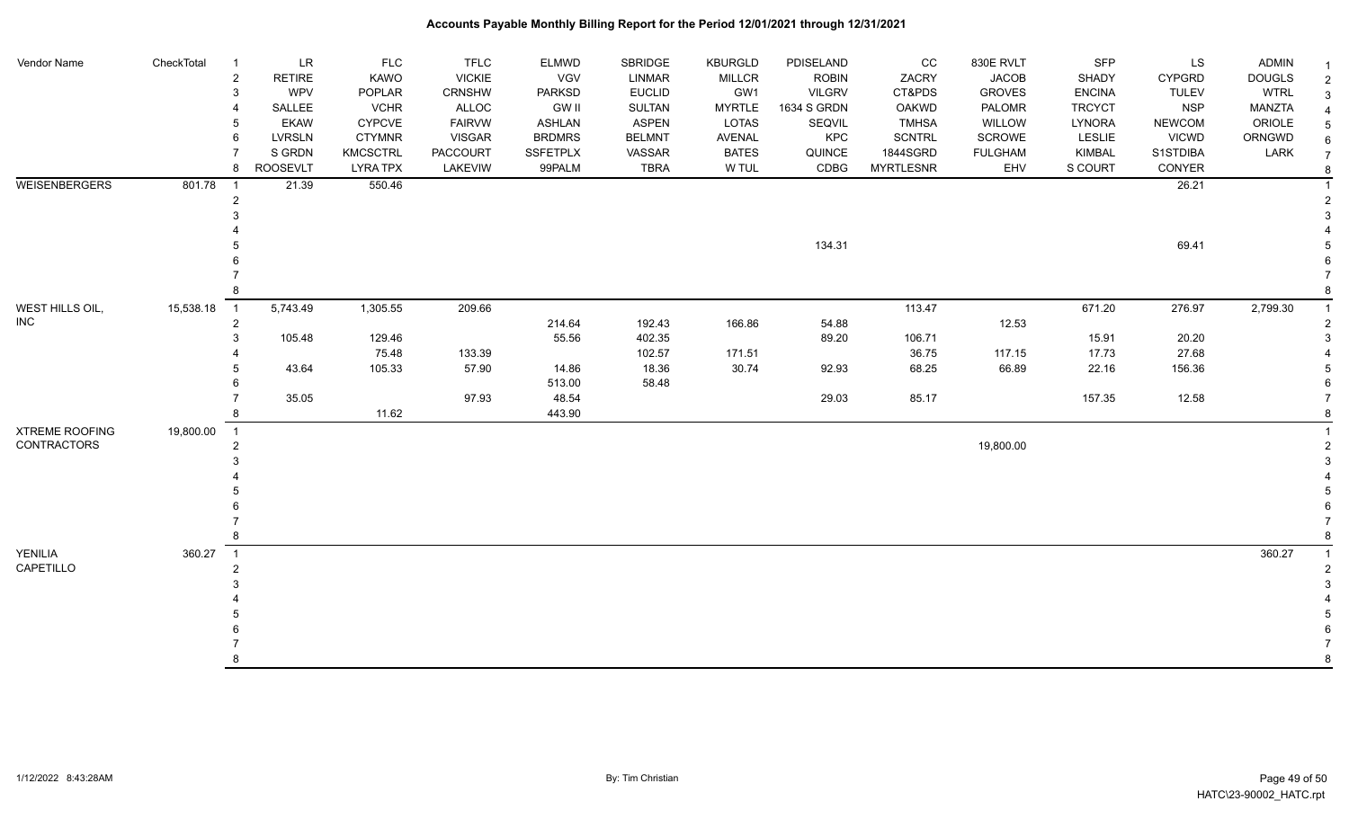# Accounts Payable Monthly Billing Report for the Period 12/01/2021 through 12/31/2021

| Vendor Name | CheckTotal | | LR | FLC | TFLC | ELMWD | SBRIDGE | KBURGLD | PDISELAND | CC | 830E RVLT | SFP | LS | ADMIN | |
|---|---|---|---|---|---|---|---|---|---|---|---|---|---|---|---|
| | | 2 | RETIRE | KAWO | VICKIE | VGV | LINMAR | MILLCR | ROBIN | ZACRY | JACOB | SHADY | CYPGRD | DOUGLS | 2 |
| | | 3 | WPV | POPLAR | CRNSHW | PARKSD | EUCLID | GW1 | VILGRV | CT&PDS | GROVES | ENCINA | TULEV | WTRL | 3 |
| | | 4 | SALLEE | VCHR | ALLOC | GW II | SULTAN | MYRTLE | 1634 S GRDN | OAKWD | PALOMR | TRCYCT | NSP | MANZTA | 4 |
| | | 5 | EKAW | CYPCVE | FAIRVW | ASHLAN | ASPEN | LOTAS | SEQVIL | TMHSA | WILLOW | LYNORA | NEWCOM | ORIOLE | 5 |
| | | 6 | LVRSLN | CTYMNR | VISGAR | BRDMRS | BELMNT | AVENAL | KPC | SCNTRL | SCROWE | LESLIE | VICWD | ORNGWD | 6 |
| | | 7 | S GRDN | KMCSCTRL | PACCOURT | SSFETPLX | VASSAR | BATES | QUINCE | 1844SGRD | FULGHAM | KIMBAL | S1STDIBA | LARK | 7 |
| | | 8 | ROOSEVLT | LYRA TPX | LAKEVIW | 99PALM | TBRA | W TUL | CDBG | MYRTLESNR | EHV | S COURT | CONYER | | 8 |
| WEISENBERGERS | 801.78 | 1 | 21.39 | 550.46 | | | | | | | | | 26.21 | | 1 |
| | | 2 | | | | | | | | | | | | | 2 |
| | | 3 | | | | | | | | | | | | | 3 |
| | | 4 | | | | | | | | | | | | | 4 |
| | | 5 | | | | | | | 134.31 | | | | 69.41 | | 5 |
| | | 6 | | | | | | | | | | | | | 6 |
| | | 7 | | | | | | | | | | | | | 7 |
| | | 8 | | | | | | | | | | | | | 8 |
| WEST HILLS OIL, INC | 15,538.18 | 1 | 5,743.49 | 1,305.55 | 209.66 | | | | | 113.47 | | 671.20 | 276.97 | 2,799.30 | 1 |
| | | 2 | | | | 214.64 | 192.43 | 166.86 | 54.88 | | 12.53 | | | | 2 |
| | | 3 | 105.48 | 129.46 | | 55.56 | 402.35 | | 89.20 | 106.71 | | 15.91 | 20.20 | | 3 |
| | | 4 | | 75.48 | 133.39 | | 102.57 | 171.51 | | 36.75 | 117.15 | 17.73 | 27.68 | | 4 |
| | | 5 | 43.64 | 105.33 | 57.90 | 14.86 | 18.36 | 30.74 | 92.93 | 68.25 | 66.89 | 22.16 | 156.36 | | 5 |
| | | 6 | | | | 513.00 | 58.48 | | | | | | | | 6 |
| | | 7 | 35.05 | | 97.93 | 48.54 | | | 29.03 | 85.17 | | 157.35 | 12.58 | | 7 |
| | | 8 | | 11.62 | | 443.90 | | | | | | | | | 8 |
| XTREME ROOFING CONTRACTORS | 19,800.00 | 1 | | | | | | | | | | | | | 1 |
| | | 2 | | | | | | | | | 19,800.00 | | | | 2 |
| | | 3 | | | | | | | | | | | | | 3 |
| | | 4 | | | | | | | | | | | | | 4 |
| | | 5 | | | | | | | | | | | | | 5 |
| | | 6 | | | | | | | | | | | | | 6 |
| | | 7 | | | | | | | | | | | | | 7 |
| | | 8 | | | | | | | | | | | | | 8 |
| YENILIA CAPETILLO | 360.27 | 1 | | | | | | | | | | | | 360.27 | 1 |
| | | 2 | | | | | | | | | | | | | 2 |
| | | 3 | | | | | | | | | | | | | 3 |
| | | 4 | | | | | | | | | | | | | 4 |
| | | 5 | | | | | | | | | | | | | 5 |
| | | 6 | | | | | | | | | | | | | 6 |
| | | 7 | | | | | | | | | | | | | 7 |
| | | 8 | | | | | | | | | | | | | 8 |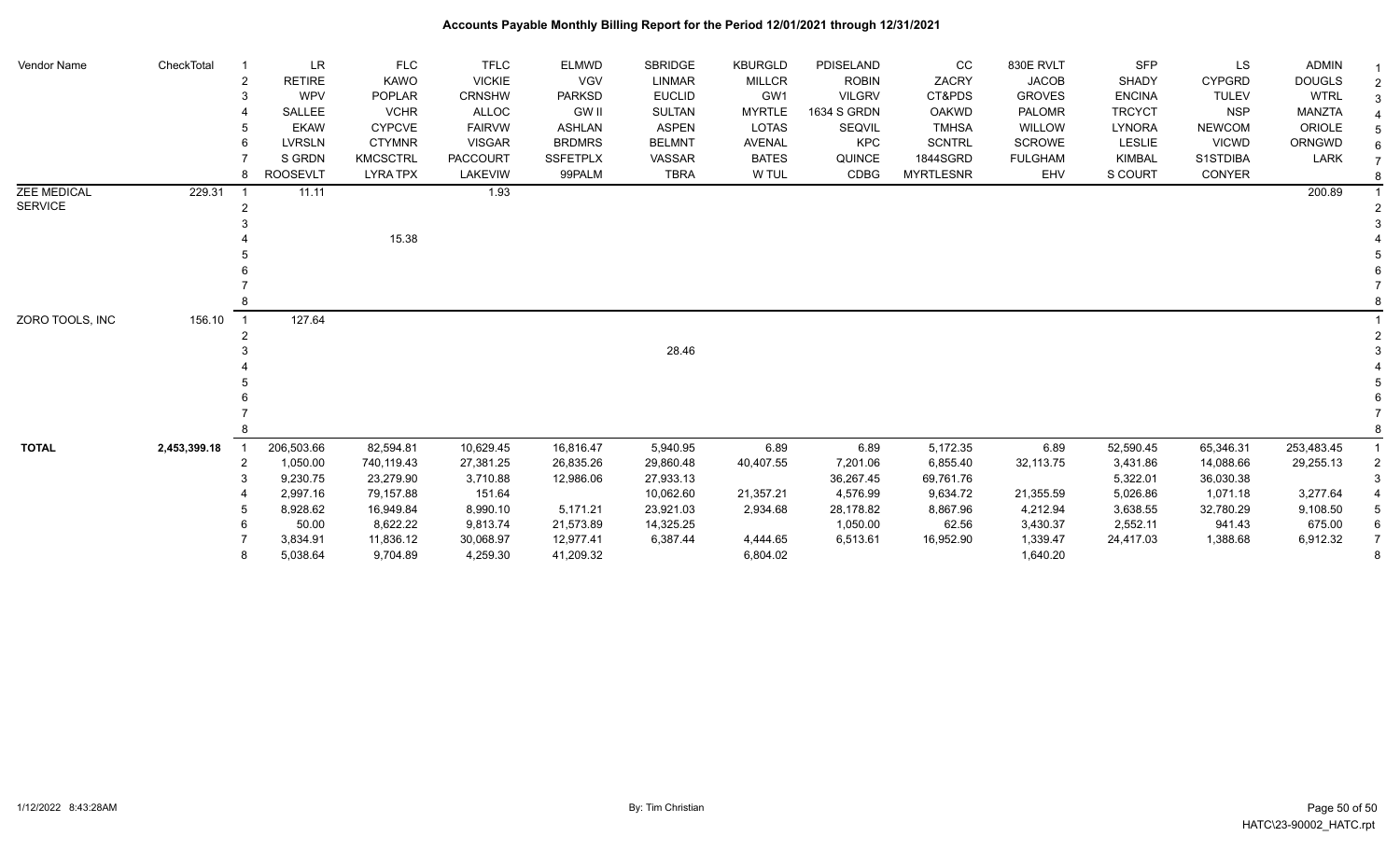| Vendor Name | CheckTotal | | | | | | | | | | | | | | |
|---|---|---|---|---|---|---|---|---|---|---|---|---|---|---|---|
| | | 1 | LR | FLC | TFLC | ELMWD | SBRIDGE | KBURGLD | PDISELAND | CC | 830E RVLT | SFP | LS | ADMIN | 1 |
| | | 2 | RETIRE | KAWO | VICKIE | VGV | LINMAR | MILLCR | ROBIN | ZACRY | JACOB | SHADY | CYPGRD | DOUGLS | 2 |
| | | 3 | WPV | POPLAR | CRNSHW | PARKSD | EUCLID | GW1 | VILGRV | CT&PDS | GROVES | ENCINA | TULEV | WTRL | 3 |
| | | 4 | SALLEE | VCHR | ALLOC | GW II | SULTAN | MYRTLE | 1634 S GRDN | OAKWD | PALOMR | TRCYCT | NSP | MANZTA | 4 |
| | | 5 | EKAW | CYPCVE | FAIRVW | ASHLAN | ASPEN | LOTAS | SEQVIL | TMHSA | WILLOW | LYNORA | NEWCOM | ORIOLE | 5 |
| | | 6 | LVRSLN | CTYMNR | VISGAR | BRDMRS | BELMNT | AVENAL | KPC | SCNTRL | SCROWE | LESLIE | VICWD | ORNGWD | 6 |
| | | 7 | S GRDN | KMCSCTRL | PACCOURT | SSFETPLX | VASSAR | BATES | QUINCE | 1844SGRD | FULGHAM | KIMBAL | S1STDIBA | LARK | 7 |
| | | 8 | ROOSEVLT | LYRA TPX | LAKEVIW | 99PALM | TBRA | W TUL | CDBG | MYRTLESNR | EHV | S COURT | CONYER | | 8 |
| ZEE MEDICAL SERVICE | 229.31 | 1 | 11.11 | | 1.93 | | | | | | | | | 200.89 | 1 |
| | | 2 | | | | | | | | | | | | | 2 |
| | | 3 | | | | | | | | | | | | | 3 |
| | | 4 | | 15.38 | | | | | | | | | | | 4 |
| | | 5 | | | | | | | | | | | | | 5 |
| | | 6 | | | | | | | | | | | | | 6 |
| | | 7 | | | | | | | | | | | | | 7 |
| | | 8 | | | | | | | | | | | | | 8 |
| ZORO TOOLS, INC | 156.10 | 1 | 127.64 | | | | | | | | | | | | 1 |
| | | 2 | | | | | | | | | | | | | 2 |
| | | 3 | | | | | 28.46 | | | | | | | | 3 |
| | | 4 | | | | | | | | | | | | | 4 |
| | | 5 | | | | | | | | | | | | | 5 |
| | | 6 | | | | | | | | | | | | | 6 |
| | | 7 | | | | | | | | | | | | | 7 |
| | | 8 | | | | | | | | | | | | | 8 |
| **TOTAL** | **2,453,399.18** | 1 | 206,503.66 | 82,594.81 | 10,629.45 | 16,816.47 | 5,940.95 | 6.89 | 6.89 | 5,172.35 | 6.89 | 52,590.45 | 65,346.31 | 253,483.45 | 1 |
| | | 2 | 1,050.00 | 740,119.43 | 27,381.25 | 26,835.26 | 29,860.48 | 40,407.55 | 7,201.06 | 6,855.40 | 32,113.75 | 3,431.86 | 14,088.66 | 29,255.13 | 2 |
| | | 3 | 9,230.75 | 23,279.90 | 3,710.88 | 12,986.06 | 27,933.13 | | 36,267.45 | 69,761.76 | | 5,322.01 | 36,030.38 | | 3 |
| | | 4 | 2,997.16 | 79,157.88 | 151.64 | | 10,062.60 | 21,357.21 | 4,576.99 | 9,634.72 | 21,355.59 | 5,026.86 | 1,071.18 | 3,277.64 | 4 |
| | | 5 | 8,928.62 | 16,949.84 | 8,990.10 | 5,171.21 | 23,921.03 | 2,934.68 | 28,178.82 | 8,867.96 | 4,212.94 | 3,638.55 | 32,780.29 | 9,108.50 | 5 |
| | | 6 | 50.00 | 8,622.22 | 9,813.74 | 21,573.89 | 14,325.25 | | 1,050.00 | 62.56 | 3,430.37 | 2,552.11 | 941.43 | 675.00 | 6 |
| | | 7 | 3,834.91 | 11,836.12 | 30,068.97 | 12,977.41 | 6,387.44 | 4,444.65 | 6,513.61 | 16,952.90 | 1,339.47 | 24,417.03 | 1,388.68 | 6,912.32 | 7 |
| | | 8 | 5,038.64 | 9,704.89 | 4,259.30 | 41,209.32 | | 6,804.02 | | | 1,640.20 | | | | 8 |